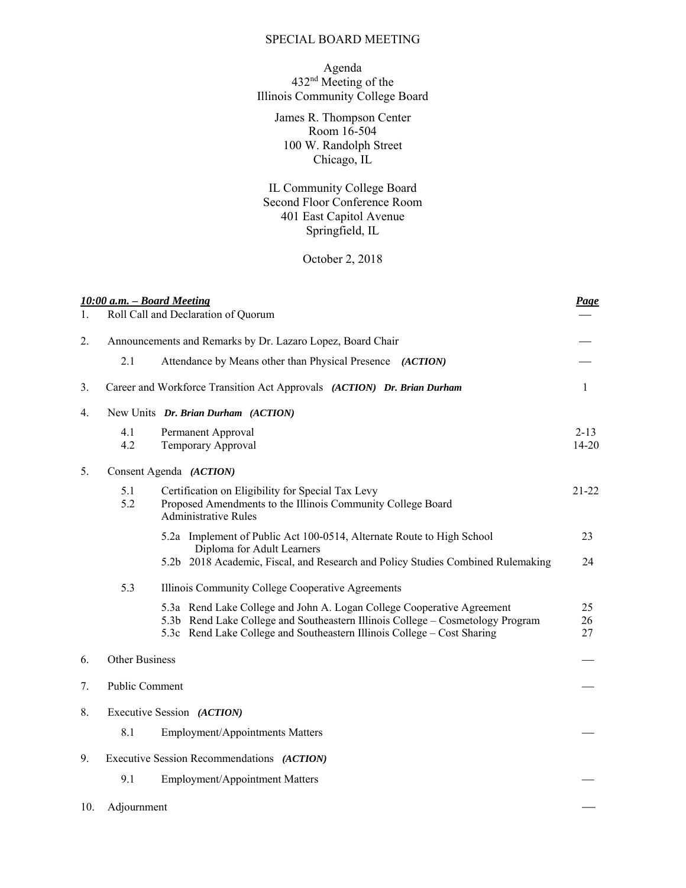# SPECIAL BOARD MEETING

Agenda
432nd Meeting of the
Illinois Community College Board

James R. Thompson Center
Room 16-504
100 W. Randolph Street
Chicago, IL

IL Community College Board
Second Floor Conference Room
401 East Capitol Avenue
Springfield, IL

October 2, 2018

| ***10:00 a.m. – Board Meeting*** | | | ***Page*** |
|---|---|---|---|
| 1. | Roll Call and Declaration of Quorum | | — |
| 2. | Announcements and Remarks by Dr. Lazaro Lopez, Board Chair | | — |
| | 2.1 | Attendance by Means other than Physical Presence ***(ACTION)*** | — |
| 3. | Career and Workforce Transition Act Approvals ***(ACTION) Dr. Brian Durham*** | | 1 |
| 4. | New Units ***Dr. Brian Durham (ACTION)*** | | |
| | 4.1 | Permanent Approval | 2-13 |
| | 4.2 | Temporary Approval | 14-20 |
| 5. | Consent Agenda ***(ACTION)*** | | |
| | 5.1 | Certification on Eligibility for Special Tax Levy | 21-22 |
| | 5.2 | Proposed Amendments to the Illinois Community College Board Administrative Rules | |
| | | 5.2a Implement of Public Act 100-0514, Alternate Route to High School Diploma for Adult Learners | 23 |
| | | 5.2b 2018 Academic, Fiscal, and Research and Policy Studies Combined Rulemaking | 24 |
| | 5.3 | Illinois Community College Cooperative Agreements | |
| | | 5.3a Rend Lake College and John A. Logan College Cooperative Agreement | 25 |
| | | 5.3b Rend Lake College and Southeastern Illinois College – Cosmetology Program | 26 |
| | | 5.3c Rend Lake College and Southeastern Illinois College – Cost Sharing | 27 |
| 6. | Other Business | | — |
| 7. | Public Comment | | — |
| 8. | Executive Session ***(ACTION)*** | | |
| | 8.1 | Employment/Appointments Matters | — |
| 9. | Executive Session Recommendations ***(ACTION)*** | | |
| | 9.1 | Employment/Appointment Matters | — |
| 10. | Adjournment | | — |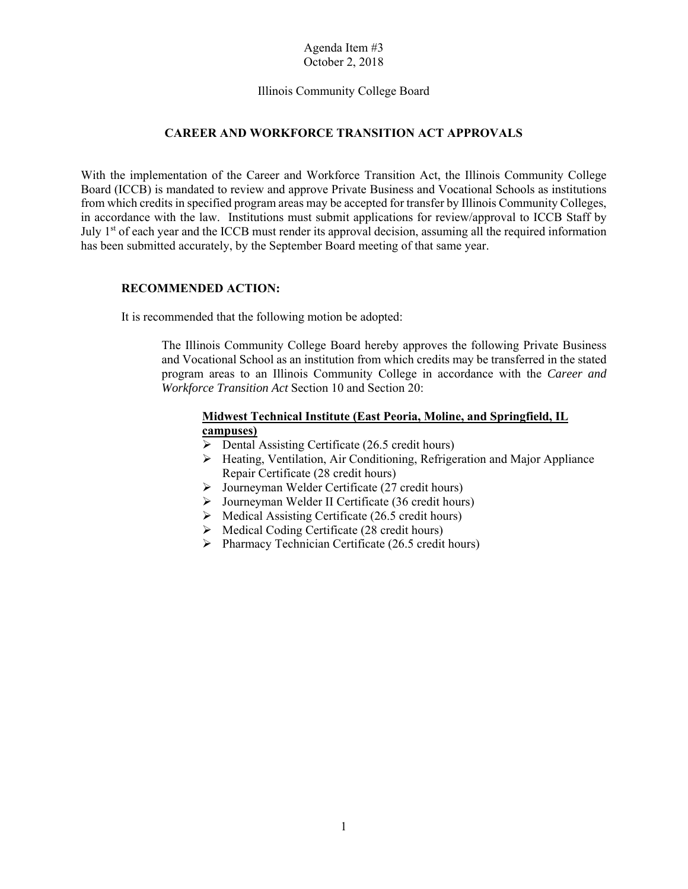Agenda Item #3
October 2, 2018

Illinois Community College Board

## CAREER AND WORKFORCE TRANSITION ACT APPROVALS

With the implementation of the Career and Workforce Transition Act, the Illinois Community College Board (ICCB) is mandated to review and approve Private Business and Vocational Schools as institutions from which credits in specified program areas may be accepted for transfer by Illinois Community Colleges, in accordance with the law. Institutions must submit applications for review/approval to ICCB Staff by July 1st of each year and the ICCB must render its approval decision, assuming all the required information has been submitted accurately, by the September Board meeting of that same year.

### RECOMMENDED ACTION:

It is recommended that the following motion be adopted:

The Illinois Community College Board hereby approves the following Private Business and Vocational School as an institution from which credits may be transferred in the stated program areas to an Illinois Community College in accordance with the *Career and Workforce Transition Act* Section 10 and Section 20:

**Midwest Technical Institute (East Peoria, Moline, and Springfield, IL campuses)**

- Dental Assisting Certificate (26.5 credit hours)
- Heating, Ventilation, Air Conditioning, Refrigeration and Major Appliance Repair Certificate (28 credit hours)
- Journeyman Welder Certificate (27 credit hours)
- Journeyman Welder II Certificate (36 credit hours)
- Medical Assisting Certificate (26.5 credit hours)
- Medical Coding Certificate (28 credit hours)
- Pharmacy Technician Certificate (26.5 credit hours)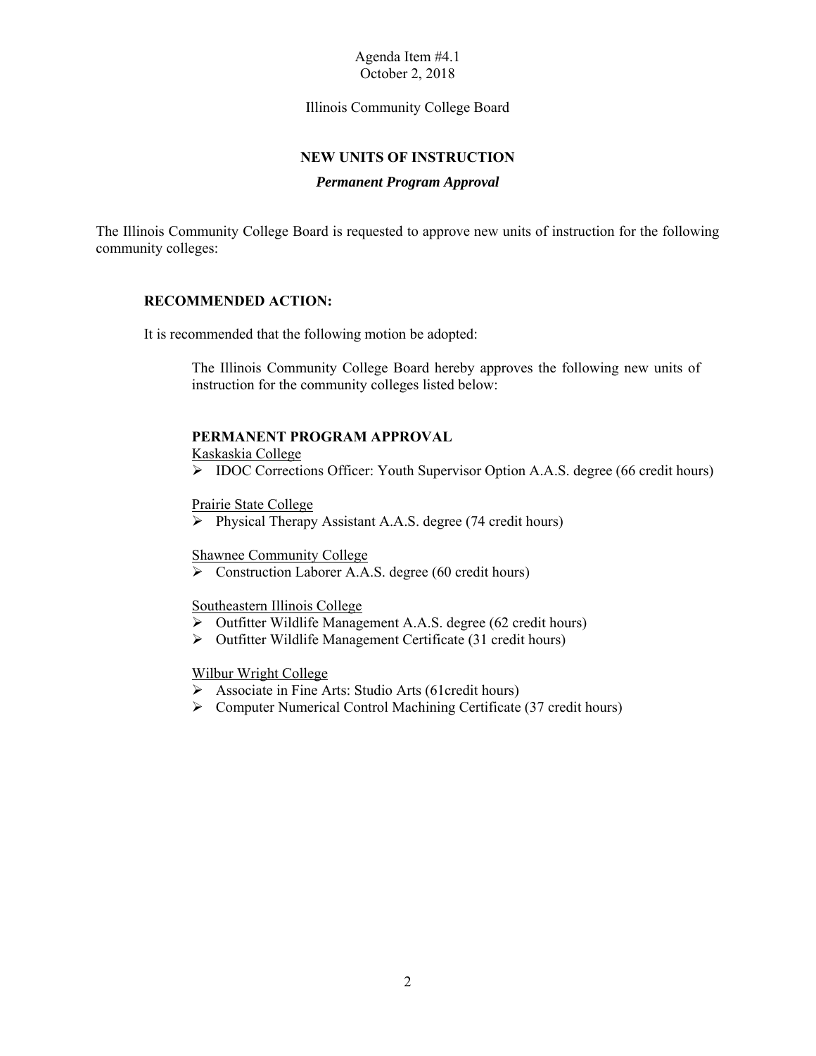Agenda Item #4.1
October 2, 2018

Illinois Community College Board

## NEW UNITS OF INSTRUCTION

### *Permanent Program Approval*

The Illinois Community College Board is requested to approve new units of instruction for the following community colleges:

**RECOMMENDED ACTION:**

It is recommended that the following motion be adopted:

> The Illinois Community College Board hereby approves the following new units of instruction for the community colleges listed below:

**PERMANENT PROGRAM APPROVAL**

Kaskaskia College
- IDOC Corrections Officer: Youth Supervisor Option A.A.S. degree (66 credit hours)

Prairie State College
- Physical Therapy Assistant A.A.S. degree (74 credit hours)

Shawnee Community College
- Construction Laborer A.A.S. degree (60 credit hours)

Southeastern Illinois College
- Outfitter Wildlife Management A.A.S. degree (62 credit hours)
- Outfitter Wildlife Management Certificate (31 credit hours)

Wilbur Wright College
- Associate in Fine Arts: Studio Arts (61credit hours)
- Computer Numerical Control Machining Certificate (37 credit hours)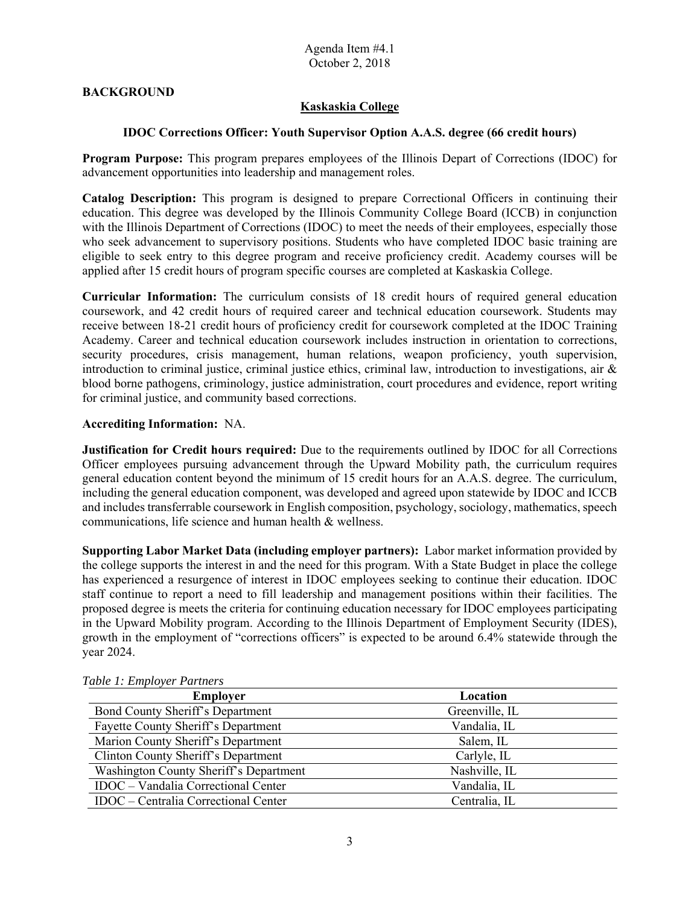Agenda Item #4.1
October 2, 2018

**BACKGROUND**

**Kaskaskia College**

**IDOC Corrections Officer: Youth Supervisor Option A.A.S. degree (66 credit hours)**

**Program Purpose:** This program prepares employees of the Illinois Depart of Corrections (IDOC) for advancement opportunities into leadership and management roles.

**Catalog Description:** This program is designed to prepare Correctional Officers in continuing their education. This degree was developed by the Illinois Community College Board (ICCB) in conjunction with the Illinois Department of Corrections (IDOC) to meet the needs of their employees, especially those who seek advancement to supervisory positions. Students who have completed IDOC basic training are eligible to seek entry to this degree program and receive proficiency credit. Academy courses will be applied after 15 credit hours of program specific courses are completed at Kaskaskia College.

**Curricular Information:** The curriculum consists of 18 credit hours of required general education coursework, and 42 credit hours of required career and technical education coursework. Students may receive between 18-21 credit hours of proficiency credit for coursework completed at the IDOC Training Academy. Career and technical education coursework includes instruction in orientation to corrections, security procedures, crisis management, human relations, weapon proficiency, youth supervision, introduction to criminal justice, criminal justice ethics, criminal law, introduction to investigations, air & blood borne pathogens, criminology, justice administration, court procedures and evidence, report writing for criminal justice, and community based corrections.

**Accrediting Information:** NA.

**Justification for Credit hours required:** Due to the requirements outlined by IDOC for all Corrections Officer employees pursuing advancement through the Upward Mobility path, the curriculum requires general education content beyond the minimum of 15 credit hours for an A.A.S. degree. The curriculum, including the general education component, was developed and agreed upon statewide by IDOC and ICCB and includes transferrable coursework in English composition, psychology, sociology, mathematics, speech communications, life science and human health & wellness.

**Supporting Labor Market Data (including employer partners):** Labor market information provided by the college supports the interest in and the need for this program. With a State Budget in place the college has experienced a resurgence of interest in IDOC employees seeking to continue their education. IDOC staff continue to report a need to fill leadership and management positions within their facilities. The proposed degree is meets the criteria for continuing education necessary for IDOC employees participating in the Upward Mobility program. According to the Illinois Department of Employment Security (IDES), growth in the employment of "corrections officers" is expected to be around 6.4% statewide through the year 2024.

*Table 1: Employer Partners*

| Employer | Location |
|---|---|
| Bond County Sheriff's Department | Greenville, IL |
| Fayette County Sheriff's Department | Vandalia, IL |
| Marion County Sheriff's Department | Salem, IL |
| Clinton County Sheriff's Department | Carlyle, IL |
| Washington County Sheriff's Department | Nashville, IL |
| IDOC – Vandalia Correctional Center | Vandalia, IL |
| IDOC – Centralia Correctional Center | Centralia, IL |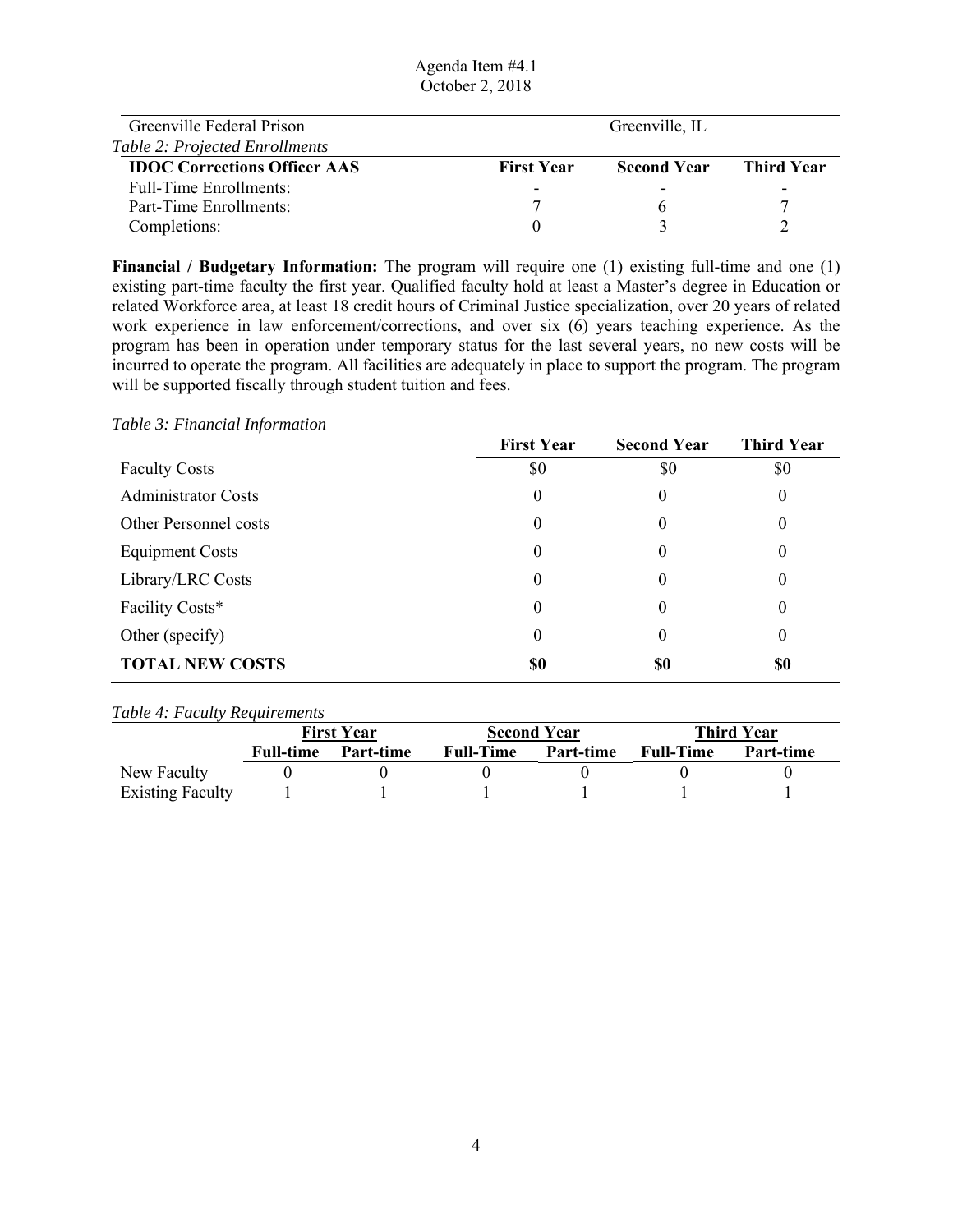| Greenville Federal Prison | Greenville, IL | | |
|---|---|---|---|

*Table 2: Projected Enrollments*

| IDOC Corrections Officer AAS | First Year | Second Year | Third Year |
|---|---|---|---|
| Full-Time Enrollments: | - | - | - |
| Part-Time Enrollments: | 7 | 6 | 7 |
| Completions: | 0 | 3 | 2 |

**Financial / Budgetary Information:** The program will require one (1) existing full-time and one (1) existing part-time faculty the first year. Qualified faculty hold at least a Master's degree in Education or related Workforce area, at least 18 credit hours of Criminal Justice specialization, over 20 years of related work experience in law enforcement/corrections, and over six (6) years teaching experience. As the program has been in operation under temporary status for the last several years, no new costs will be incurred to operate the program. All facilities are adequately in place to support the program. The program will be supported fiscally through student tuition and fees.

*Table 3: Financial Information*

| | First Year | Second Year | Third Year |
|---|---|---|---|
| Faculty Costs | $0 | $0 | $0 |
| Administrator Costs | 0 | 0 | 0 |
| Other Personnel costs | 0 | 0 | 0 |
| Equipment Costs | 0 | 0 | 0 |
| Library/LRC Costs | 0 | 0 | 0 |
| Facility Costs* | 0 | 0 | 0 |
| Other (specify) | 0 | 0 | 0 |
| **TOTAL NEW COSTS** | **$0** | **$0** | **$0** |

*Table 4: Faculty Requirements*

| | First Year | | Second Year | | Third Year | |
|---|---|---|---|---|---|---|
| | Full-time | Part-time | Full-Time | Part-time | Full-Time | Part-time |
| New Faculty | 0 | 0 | 0 | 0 | 0 | 0 |
| Existing Faculty | 1 | 1 | 1 | 1 | 1 | 1 |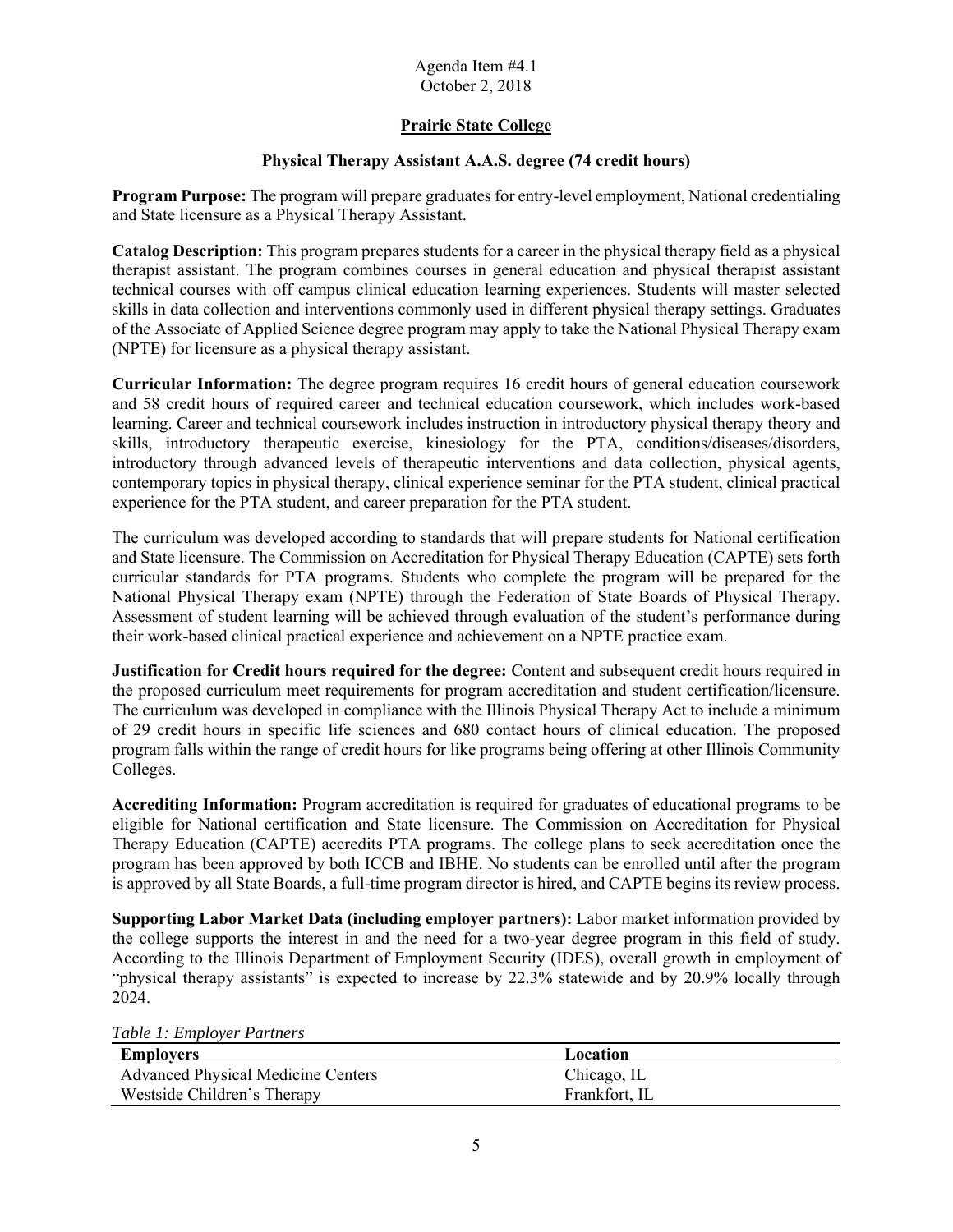Agenda Item #4.1
October 2, 2018

**Prairie State College**

**Physical Therapy Assistant A.A.S. degree (74 credit hours)**

**Program Purpose:** The program will prepare graduates for entry-level employment, National credentialing and State licensure as a Physical Therapy Assistant.

**Catalog Description:** This program prepares students for a career in the physical therapy field as a physical therapist assistant. The program combines courses in general education and physical therapist assistant technical courses with off campus clinical education learning experiences. Students will master selected skills in data collection and interventions commonly used in different physical therapy settings. Graduates of the Associate of Applied Science degree program may apply to take the National Physical Therapy exam (NPTE) for licensure as a physical therapy assistant.

**Curricular Information:** The degree program requires 16 credit hours of general education coursework and 58 credit hours of required career and technical education coursework, which includes work-based learning. Career and technical coursework includes instruction in introductory physical therapy theory and skills, introductory therapeutic exercise, kinesiology for the PTA, conditions/diseases/disorders, introductory through advanced levels of therapeutic interventions and data collection, physical agents, contemporary topics in physical therapy, clinical experience seminar for the PTA student, clinical practical experience for the PTA student, and career preparation for the PTA student.

The curriculum was developed according to standards that will prepare students for National certification and State licensure. The Commission on Accreditation for Physical Therapy Education (CAPTE) sets forth curricular standards for PTA programs. Students who complete the program will be prepared for the National Physical Therapy exam (NPTE) through the Federation of State Boards of Physical Therapy. Assessment of student learning will be achieved through evaluation of the student's performance during their work-based clinical practical experience and achievement on a NPTE practice exam.

**Justification for Credit hours required for the degree:** Content and subsequent credit hours required in the proposed curriculum meet requirements for program accreditation and student certification/licensure. The curriculum was developed in compliance with the Illinois Physical Therapy Act to include a minimum of 29 credit hours in specific life sciences and 680 contact hours of clinical education. The proposed program falls within the range of credit hours for like programs being offering at other Illinois Community Colleges.

**Accrediting Information:** Program accreditation is required for graduates of educational programs to be eligible for National certification and State licensure. The Commission on Accreditation for Physical Therapy Education (CAPTE) accredits PTA programs. The college plans to seek accreditation once the program has been approved by both ICCB and IBHE. No students can be enrolled until after the program is approved by all State Boards, a full-time program director is hired, and CAPTE begins its review process.

**Supporting Labor Market Data (including employer partners):** Labor market information provided by the college supports the interest in and the need for a two-year degree program in this field of study. According to the Illinois Department of Employment Security (IDES), overall growth in employment of "physical therapy assistants" is expected to increase by 22.3% statewide and by 20.9% locally through 2024.

*Table 1: Employer Partners*

| Employers | Location |
|---|---|
| Advanced Physical Medicine Centers | Chicago, IL |
| Westside Children's Therapy | Frankfort, IL |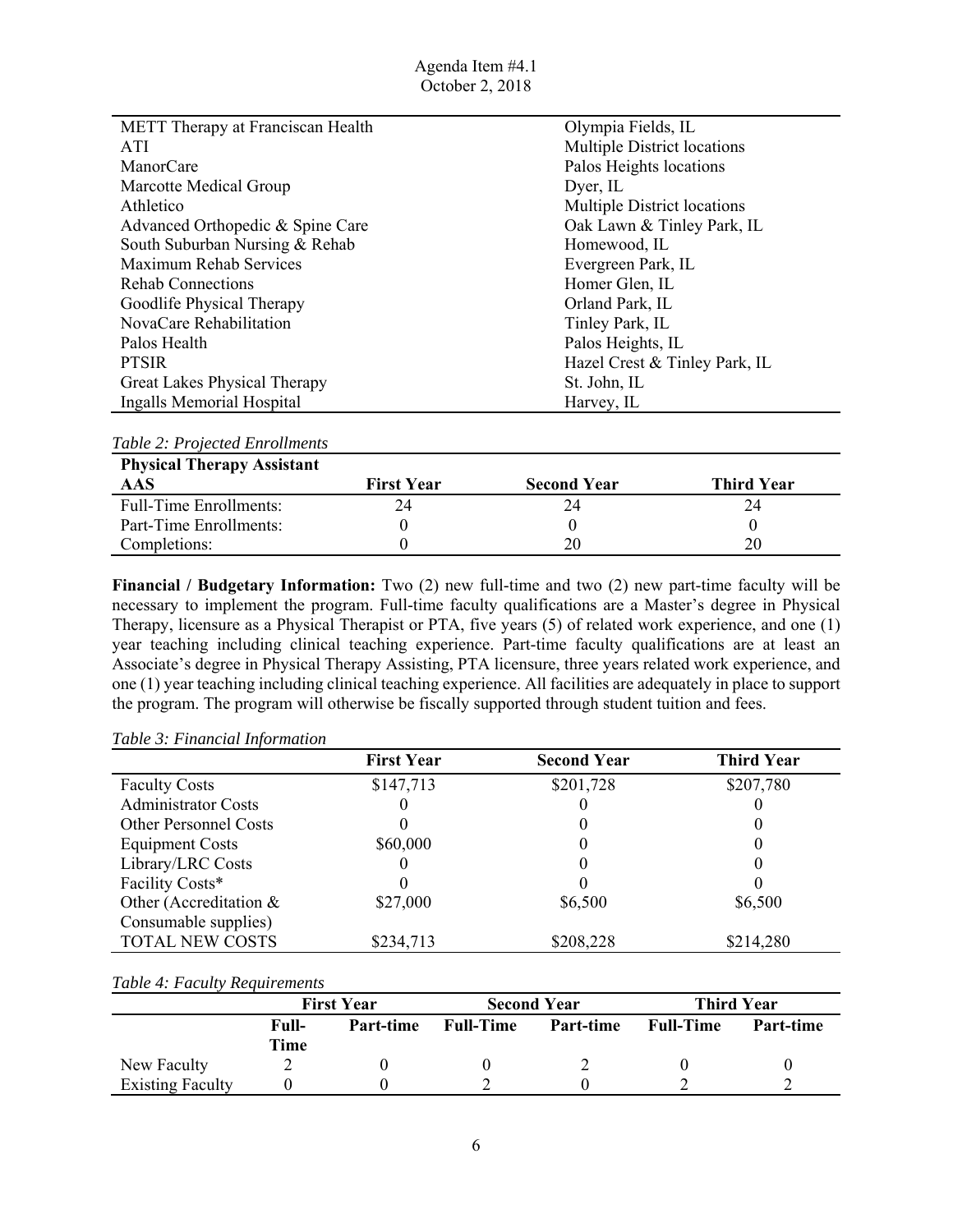| | |
|---|---|
| METT Therapy at Franciscan Health | Olympia Fields, IL |
| ATI | Multiple District locations |
| ManorCare | Palos Heights locations |
| Marcotte Medical Group | Dyer, IL |
| Athletico | Multiple District locations |
| Advanced Orthopedic & Spine Care | Oak Lawn & Tinley Park, IL |
| South Suburban Nursing & Rehab | Homewood, IL |
| Maximum Rehab Services | Evergreen Park, IL |
| Rehab Connections | Homer Glen, IL |
| Goodlife Physical Therapy | Orland Park, IL |
| NovaCare Rehabilitation | Tinley Park, IL |
| Palos Health | Palos Heights, IL |
| PTSIR | Hazel Crest & Tinley Park, IL |
| Great Lakes Physical Therapy | St. John, IL |
| Ingalls Memorial Hospital | Harvey, IL |

*Table 2: Projected Enrollments*

| Physical Therapy Assistant AAS | First Year | Second Year | Third Year |
|---|---|---|---|
| Full-Time Enrollments: | 24 | 24 | 24 |
| Part-Time Enrollments: | 0 | 0 | 0 |
| Completions: | 0 | 20 | 20 |

**Financial / Budgetary Information:** Two (2) new full-time and two (2) new part-time faculty will be necessary to implement the program. Full-time faculty qualifications are a Master's degree in Physical Therapy, licensure as a Physical Therapist or PTA, five years (5) of related work experience, and one (1) year teaching including clinical teaching experience. Part-time faculty qualifications are at least an Associate's degree in Physical Therapy Assisting, PTA licensure, three years related work experience, and one (1) year teaching including clinical teaching experience. All facilities are adequately in place to support the program. The program will otherwise be fiscally supported through student tuition and fees.

*Table 3: Financial Information*

| | First Year | Second Year | Third Year |
|---|---|---|---|
| Faculty Costs | $147,713 | $201,728 | $207,780 |
| Administrator Costs | 0 | 0 | 0 |
| Other Personnel Costs | 0 | 0 | 0 |
| Equipment Costs | $60,000 | 0 | 0 |
| Library/LRC Costs | 0 | 0 | 0 |
| Facility Costs* | 0 | 0 | 0 |
| Other (Accreditation & Consumable supplies) | $27,000 | $6,500 | $6,500 |
| TOTAL NEW COSTS | $234,713 | $208,228 | $214,280 |

*Table 4: Faculty Requirements*

| | First Year | | Second Year | | Third Year | |
|---|---|---|---|---|---|---|
| | Full-Time | Part-time | Full-Time | Part-time | Full-Time | Part-time |
| New Faculty | 2 | 0 | 0 | 2 | 0 | 0 |
| Existing Faculty | 0 | 0 | 2 | 0 | 2 | 2 |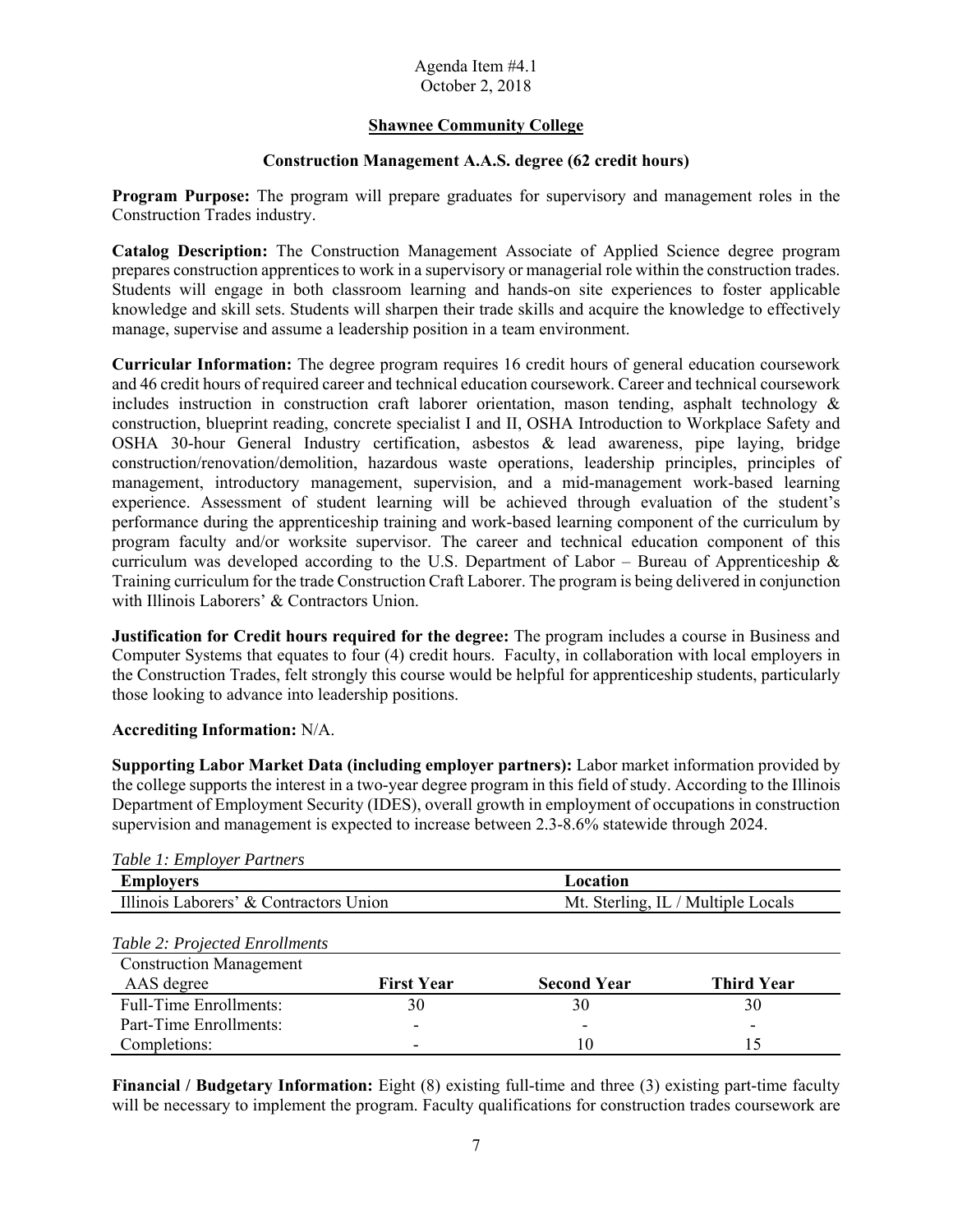Agenda Item #4.1
October 2, 2018

## Shawnee Community College

### Construction Management A.A.S. degree (62 credit hours)

**Program Purpose:** The program will prepare graduates for supervisory and management roles in the Construction Trades industry.

**Catalog Description:** The Construction Management Associate of Applied Science degree program prepares construction apprentices to work in a supervisory or managerial role within the construction trades. Students will engage in both classroom learning and hands-on site experiences to foster applicable knowledge and skill sets. Students will sharpen their trade skills and acquire the knowledge to effectively manage, supervise and assume a leadership position in a team environment.

**Curricular Information:** The degree program requires 16 credit hours of general education coursework and 46 credit hours of required career and technical education coursework. Career and technical coursework includes instruction in construction craft laborer orientation, mason tending, asphalt technology & construction, blueprint reading, concrete specialist I and II, OSHA Introduction to Workplace Safety and OSHA 30-hour General Industry certification, asbestos & lead awareness, pipe laying, bridge construction/renovation/demolition, hazardous waste operations, leadership principles, principles of management, introductory management, supervision, and a mid-management work-based learning experience. Assessment of student learning will be achieved through evaluation of the student's performance during the apprenticeship training and work-based learning component of the curriculum by program faculty and/or worksite supervisor. The career and technical education component of this curriculum was developed according to the U.S. Department of Labor – Bureau of Apprenticeship & Training curriculum for the trade Construction Craft Laborer. The program is being delivered in conjunction with Illinois Laborers' & Contractors Union.

**Justification for Credit hours required for the degree:** The program includes a course in Business and Computer Systems that equates to four (4) credit hours. Faculty, in collaboration with local employers in the Construction Trades, felt strongly this course would be helpful for apprenticeship students, particularly those looking to advance into leadership positions.

**Accrediting Information:** N/A.

**Supporting Labor Market Data (including employer partners):** Labor market information provided by the college supports the interest in a two-year degree program in this field of study. According to the Illinois Department of Employment Security (IDES), overall growth in employment of occupations in construction supervision and management is expected to increase between 2.3-8.6% statewide through 2024.

*Table 1: Employer Partners*

| Employers | Location |
|---|---|
| Illinois Laborers' & Contractors Union | Mt. Sterling, IL / Multiple Locals |

*Table 2: Projected Enrollments*

| Construction Management AAS degree | First Year | Second Year | Third Year |
|---|---|---|---|
| Full-Time Enrollments: | 30 | 30 | 30 |
| Part-Time Enrollments: | - | - | - |
| Completions: | - | 10 | 15 |

**Financial / Budgetary Information:** Eight (8) existing full-time and three (3) existing part-time faculty will be necessary to implement the program. Faculty qualifications for construction trades coursework are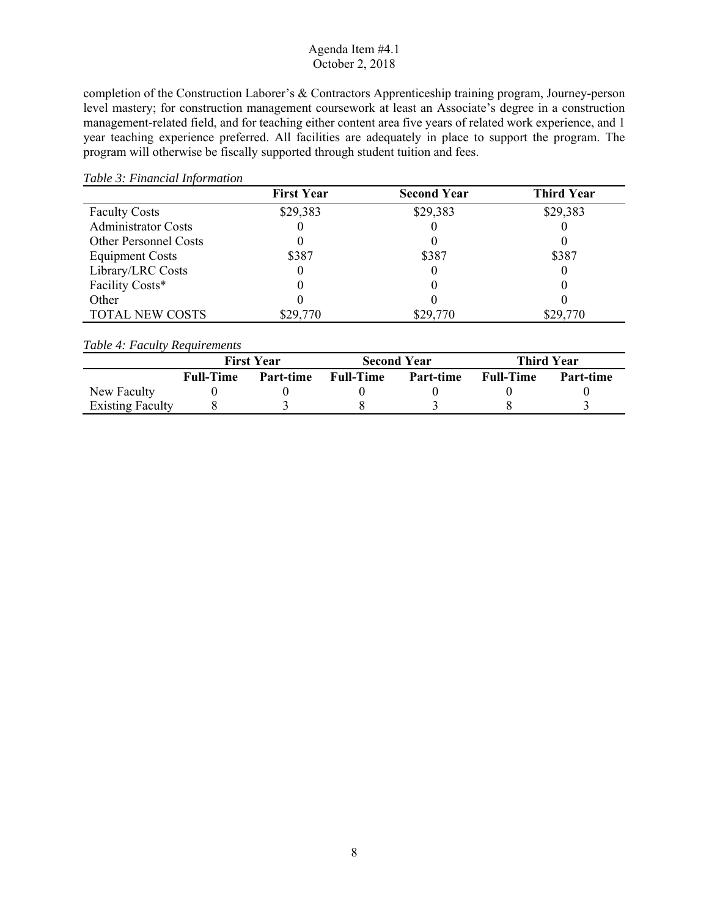completion of the Construction Laborer's & Contractors Apprenticeship training program, Journey-person level mastery; for construction management coursework at least an Associate's degree in a construction management-related field, and for teaching either content area five years of related work experience, and 1 year teaching experience preferred. All facilities are adequately in place to support the program. The program will otherwise be fiscally supported through student tuition and fees.

*Table 3: Financial Information*

| | First Year | Second Year | Third Year |
|---|---|---|---|
| Faculty Costs | $29,383 | $29,383 | $29,383 |
| Administrator Costs | 0 | 0 | 0 |
| Other Personnel Costs | 0 | 0 | 0 |
| Equipment Costs | $387 | $387 | $387 |
| Library/LRC Costs | 0 | 0 | 0 |
| Facility Costs* | 0 | 0 | 0 |
| Other | 0 | 0 | 0 |
| TOTAL NEW COSTS | $29,770 | $29,770 | $29,770 |

*Table 4: Faculty Requirements*

| | First Year | | Second Year | | Third Year | |
|---|---|---|---|---|---|---|
| | Full-Time | Part-time | Full-Time | Part-time | Full-Time | Part-time |
| New Faculty | 0 | 0 | 0 | 0 | 0 | 0 |
| Existing Faculty | 8 | 3 | 8 | 3 | 8 | 3 |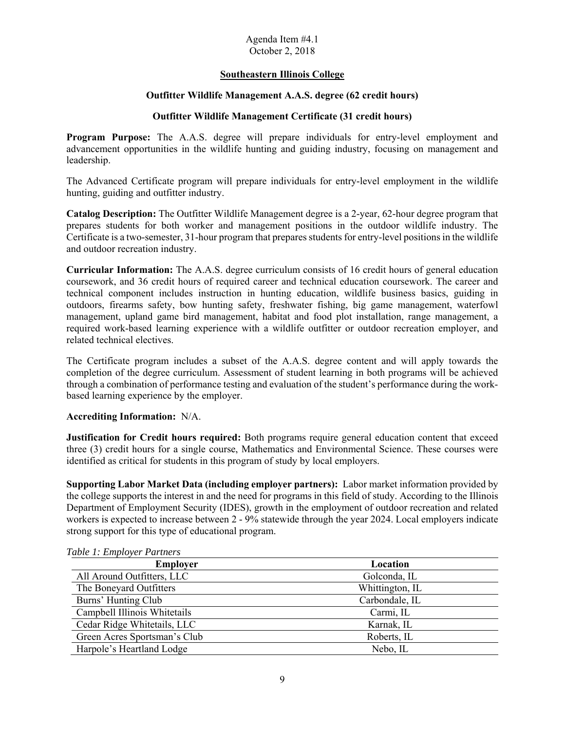Agenda Item #4.1
October 2, 2018

## Southeastern Illinois College

### Outfitter Wildlife Management A.A.S. degree (62 credit hours)

### Outfitter Wildlife Management Certificate (31 credit hours)

**Program Purpose:** The A.A.S. degree will prepare individuals for entry-level employment and advancement opportunities in the wildlife hunting and guiding industry, focusing on management and leadership.

The Advanced Certificate program will prepare individuals for entry-level employment in the wildlife hunting, guiding and outfitter industry.

**Catalog Description:** The Outfitter Wildlife Management degree is a 2-year, 62-hour degree program that prepares students for both worker and management positions in the outdoor wildlife industry. The Certificate is a two-semester, 31-hour program that prepares students for entry-level positions in the wildlife and outdoor recreation industry.

**Curricular Information:** The A.A.S. degree curriculum consists of 16 credit hours of general education coursework, and 36 credit hours of required career and technical education coursework. The career and technical component includes instruction in hunting education, wildlife business basics, guiding in outdoors, firearms safety, bow hunting safety, freshwater fishing, big game management, waterfowl management, upland game bird management, habitat and food plot installation, range management, a required work-based learning experience with a wildlife outfitter or outdoor recreation employer, and related technical electives.

The Certificate program includes a subset of the A.A.S. degree content and will apply towards the completion of the degree curriculum. Assessment of student learning in both programs will be achieved through a combination of performance testing and evaluation of the student's performance during the work-based learning experience by the employer.

**Accrediting Information:** N/A.

**Justification for Credit hours required:** Both programs require general education content that exceed three (3) credit hours for a single course, Mathematics and Environmental Science. These courses were identified as critical for students in this program of study by local employers.

**Supporting Labor Market Data (including employer partners):** Labor market information provided by the college supports the interest in and the need for programs in this field of study. According to the Illinois Department of Employment Security (IDES), growth in the employment of outdoor recreation and related workers is expected to increase between 2 - 9% statewide through the year 2024. Local employers indicate strong support for this type of educational program.

*Table 1: Employer Partners*

| Employer | Location |
|---|---|
| All Around Outfitters, LLC | Golconda, IL |
| The Boneyard Outfitters | Whittington, IL |
| Burns' Hunting Club | Carbondale, IL |
| Campbell Illinois Whitetails | Carmi, IL |
| Cedar Ridge Whitetails, LLC | Karnak, IL |
| Green Acres Sportsman's Club | Roberts, IL |
| Harpole's Heartland Lodge | Nebo, IL |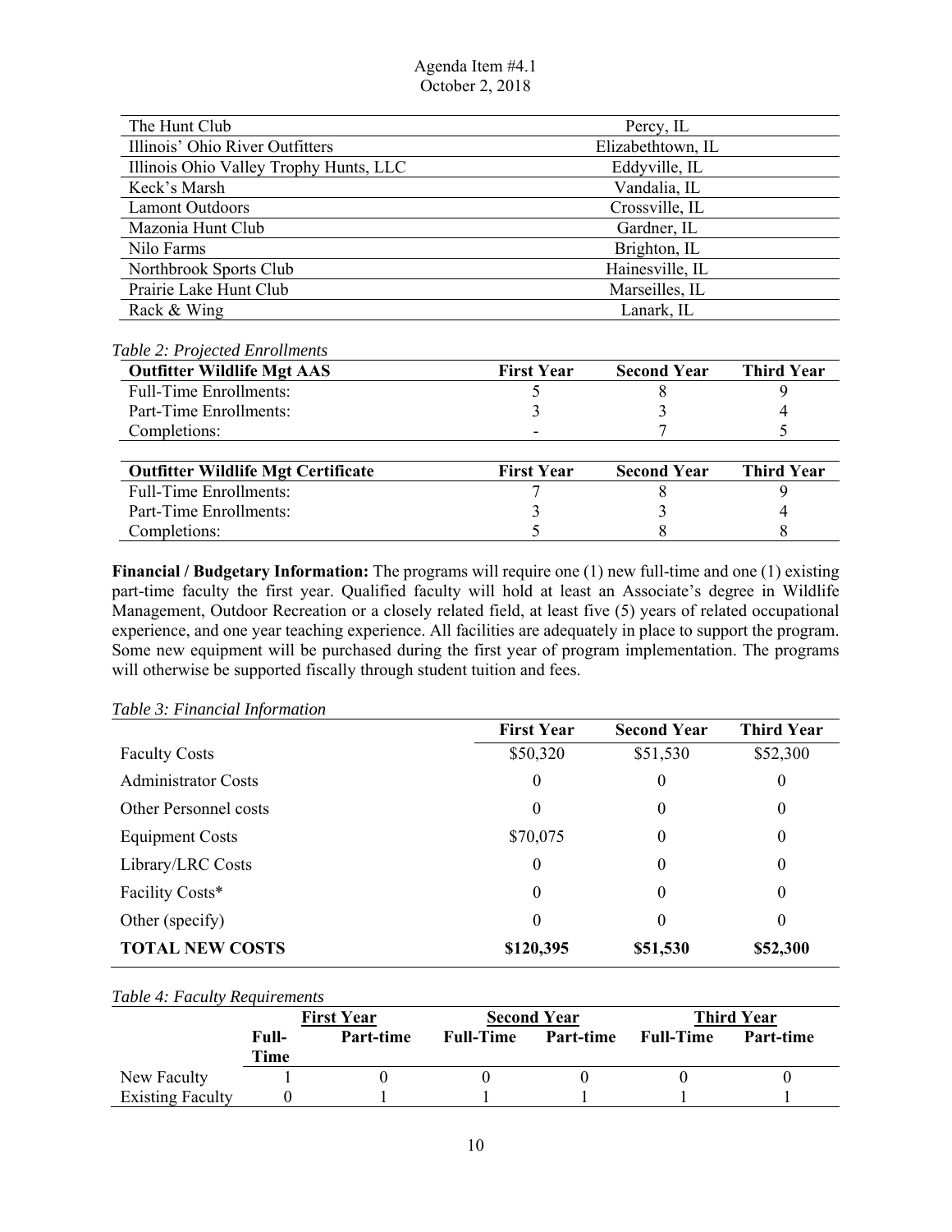| | |
|---|---|
| The Hunt Club | Percy, IL |
| Illinois' Ohio River Outfitters | Elizabethtown, IL |
| Illinois Ohio Valley Trophy Hunts, LLC | Eddyville, IL |
| Keck's Marsh | Vandalia, IL |
| Lamont Outdoors | Crossville, IL |
| Mazonia Hunt Club | Gardner, IL |
| Nilo Farms | Brighton, IL |
| Northbrook Sports Club | Hainesville, IL |
| Prairie Lake Hunt Club | Marseilles, IL |
| Rack & Wing | Lanark, IL |

*Table 2: Projected Enrollments*

| **Outfitter Wildlife Mgt AAS** | **First Year** | **Second Year** | **Third Year** |
|---|---|---|---|
| Full-Time Enrollments: | 5 | 8 | 9 |
| Part-Time Enrollments: | 3 | 3 | 4 |
| Completions: | - | 7 | 5 |

| **Outfitter Wildlife Mgt Certificate** | **First Year** | **Second Year** | **Third Year** |
|---|---|---|---|
| Full-Time Enrollments: | 7 | 8 | 9 |
| Part-Time Enrollments: | 3 | 3 | 4 |
| Completions: | 5 | 8 | 8 |

**Financial / Budgetary Information:** The programs will require one (1) new full-time and one (1) existing part-time faculty the first year. Qualified faculty will hold at least an Associate's degree in Wildlife Management, Outdoor Recreation or a closely related field, at least five (5) years of related occupational experience, and one year teaching experience. All facilities are adequately in place to support the program. Some new equipment will be purchased during the first year of program implementation. The programs will otherwise be supported fiscally through student tuition and fees.

*Table 3: Financial Information*

| | **First Year** | **Second Year** | **Third Year** |
|---|---|---|---|
| Faculty Costs | $50,320 | $51,530 | $52,300 |
| Administrator Costs | 0 | 0 | 0 |
| Other Personnel costs | 0 | 0 | 0 |
| Equipment Costs | $70,075 | 0 | 0 |
| Library/LRC Costs | 0 | 0 | 0 |
| Facility Costs* | 0 | 0 | 0 |
| Other (specify) | 0 | 0 | 0 |
| **TOTAL NEW COSTS** | **$120,395** | **$51,530** | **$52,300** |

*Table 4: Faculty Requirements*

| | **First Year** | | **Second Year** | | **Third Year** | |
|---|---|---|---|---|---|---|
| | **Full-Time** | **Part-time** | **Full-Time** | **Part-time** | **Full-Time** | **Part-time** |
| New Faculty | 1 | 0 | 0 | 0 | 0 | 0 |
| Existing Faculty | 0 | 1 | 1 | 1 | 1 | 1 |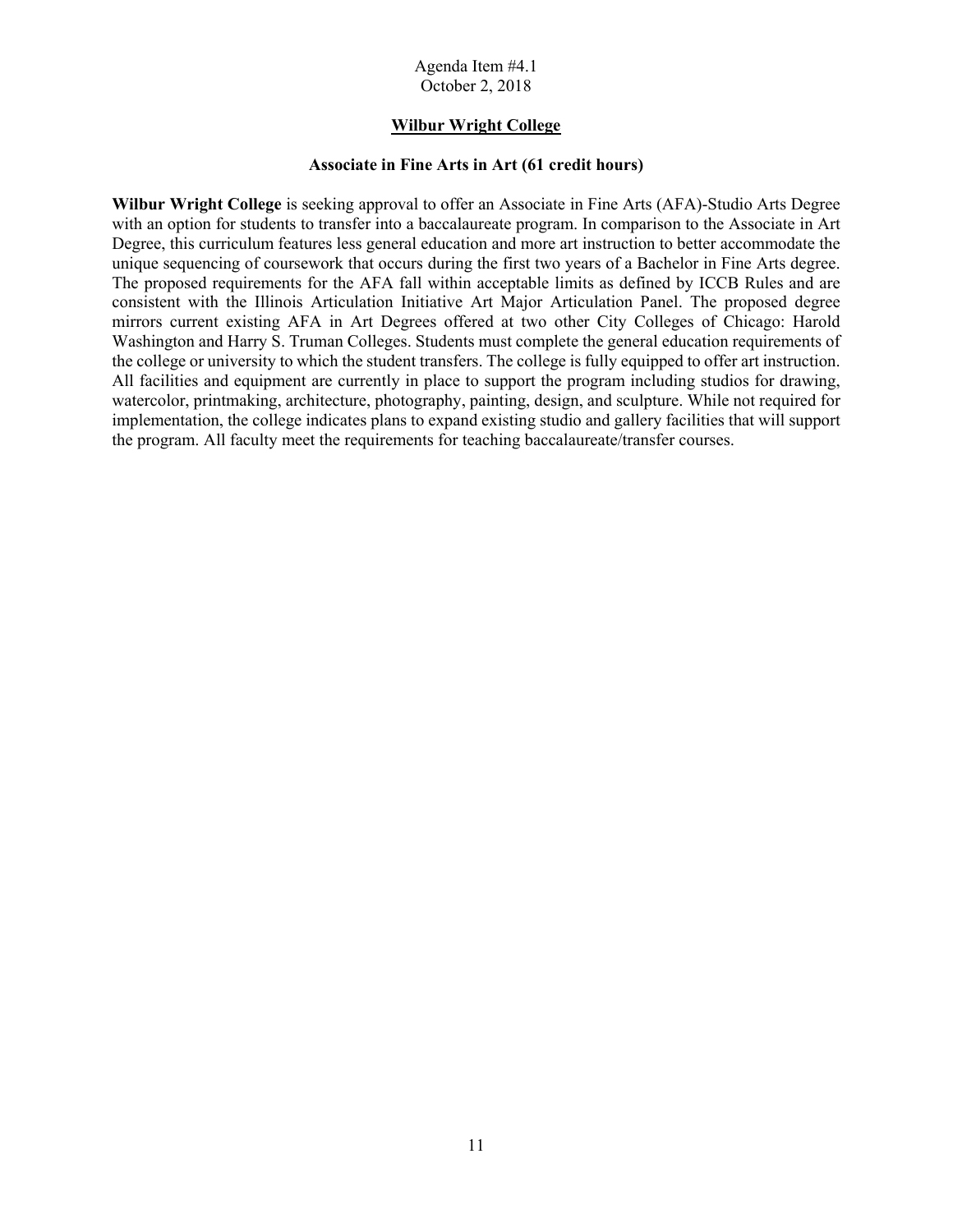## Wilbur Wright College

### Associate in Fine Arts in Art (61 credit hours)

**Wilbur Wright College** is seeking approval to offer an Associate in Fine Arts (AFA)-Studio Arts Degree with an option for students to transfer into a baccalaureate program. In comparison to the Associate in Art Degree, this curriculum features less general education and more art instruction to better accommodate the unique sequencing of coursework that occurs during the first two years of a Bachelor in Fine Arts degree. The proposed requirements for the AFA fall within acceptable limits as defined by ICCB Rules and are consistent with the Illinois Articulation Initiative Art Major Articulation Panel. The proposed degree mirrors current existing AFA in Art Degrees offered at two other City Colleges of Chicago: Harold Washington and Harry S. Truman Colleges. Students must complete the general education requirements of the college or university to which the student transfers. The college is fully equipped to offer art instruction. All facilities and equipment are currently in place to support the program including studios for drawing, watercolor, printmaking, architecture, photography, painting, design, and sculpture. While not required for implementation, the college indicates plans to expand existing studio and gallery facilities that will support the program. All faculty meet the requirements for teaching baccalaureate/transfer courses.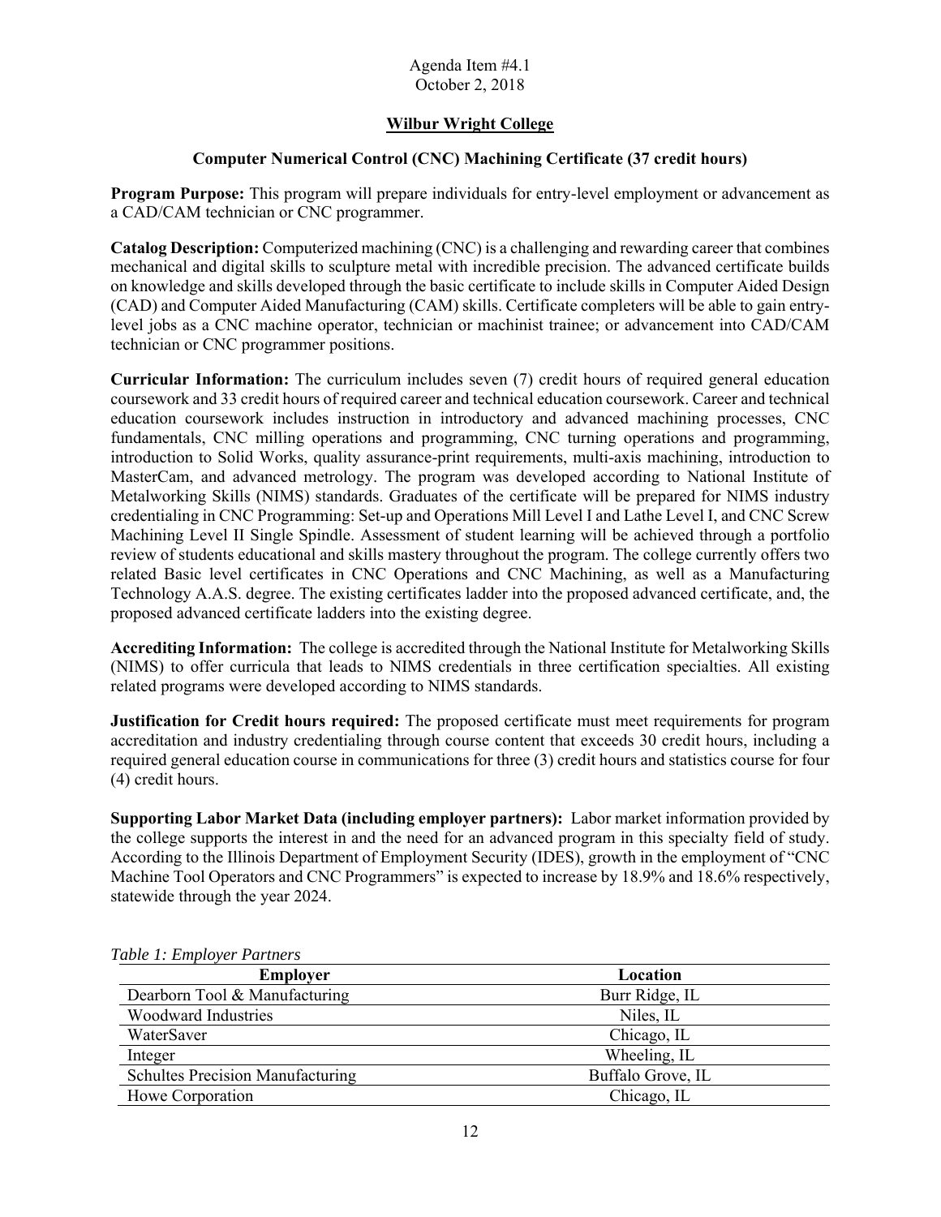Agenda Item #4.1
October 2, 2018

## Wilbur Wright College

### Computer Numerical Control (CNC) Machining Certificate (37 credit hours)

**Program Purpose:** This program will prepare individuals for entry-level employment or advancement as a CAD/CAM technician or CNC programmer.

**Catalog Description:** Computerized machining (CNC) is a challenging and rewarding career that combines mechanical and digital skills to sculpture metal with incredible precision. The advanced certificate builds on knowledge and skills developed through the basic certificate to include skills in Computer Aided Design (CAD) and Computer Aided Manufacturing (CAM) skills. Certificate completers will be able to gain entry-level jobs as a CNC machine operator, technician or machinist trainee; or advancement into CAD/CAM technician or CNC programmer positions.

**Curricular Information:** The curriculum includes seven (7) credit hours of required general education coursework and 33 credit hours of required career and technical education coursework. Career and technical education coursework includes instruction in introductory and advanced machining processes, CNC fundamentals, CNC milling operations and programming, CNC turning operations and programming, introduction to Solid Works, quality assurance-print requirements, multi-axis machining, introduction to MasterCam, and advanced metrology. The program was developed according to National Institute of Metalworking Skills (NIMS) standards. Graduates of the certificate will be prepared for NIMS industry credentialing in CNC Programming: Set-up and Operations Mill Level I and Lathe Level I, and CNC Screw Machining Level II Single Spindle. Assessment of student learning will be achieved through a portfolio review of students educational and skills mastery throughout the program. The college currently offers two related Basic level certificates in CNC Operations and CNC Machining, as well as a Manufacturing Technology A.A.S. degree. The existing certificates ladder into the proposed advanced certificate, and, the proposed advanced certificate ladders into the existing degree.

**Accrediting Information:** The college is accredited through the National Institute for Metalworking Skills (NIMS) to offer curricula that leads to NIMS credentials in three certification specialties. All existing related programs were developed according to NIMS standards.

**Justification for Credit hours required:** The proposed certificate must meet requirements for program accreditation and industry credentialing through course content that exceeds 30 credit hours, including a required general education course in communications for three (3) credit hours and statistics course for four (4) credit hours.

**Supporting Labor Market Data (including employer partners):** Labor market information provided by the college supports the interest in and the need for an advanced program in this specialty field of study. According to the Illinois Department of Employment Security (IDES), growth in the employment of "CNC Machine Tool Operators and CNC Programmers" is expected to increase by 18.9% and 18.6% respectively, statewide through the year 2024.

*Table 1: Employer Partners*

| Employer | Location |
|---|---|
| Dearborn Tool & Manufacturing | Burr Ridge, IL |
| Woodward Industries | Niles, IL |
| WaterSaver | Chicago, IL |
| Integer | Wheeling, IL |
| Schultes Precision Manufacturing | Buffalo Grove, IL |
| Howe Corporation | Chicago, IL |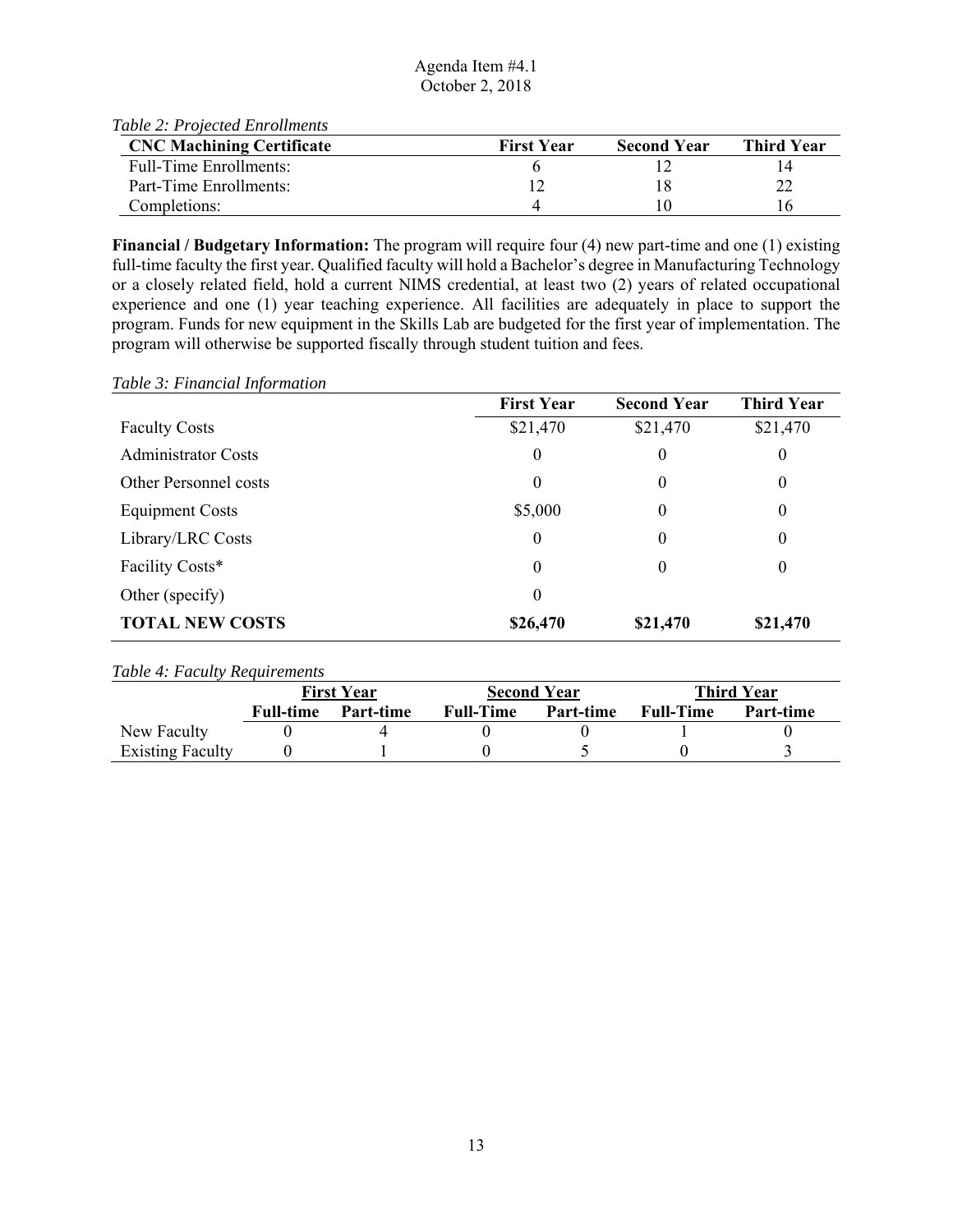*Table 2: Projected Enrollments*

| CNC Machining Certificate | First Year | Second Year | Third Year |
|---|---|---|---|
| Full-Time Enrollments: | 6 | 12 | 14 |
| Part-Time Enrollments: | 12 | 18 | 22 |
| Completions: | 4 | 10 | 16 |

**Financial / Budgetary Information:** The program will require four (4) new part-time and one (1) existing full-time faculty the first year. Qualified faculty will hold a Bachelor's degree in Manufacturing Technology or a closely related field, hold a current NIMS credential, at least two (2) years of related occupational experience and one (1) year teaching experience. All facilities are adequately in place to support the program. Funds for new equipment in the Skills Lab are budgeted for the first year of implementation. The program will otherwise be supported fiscally through student tuition and fees.

*Table 3: Financial Information*

| | First Year | Second Year | Third Year |
|---|---|---|---|
| Faculty Costs | $21,470 | $21,470 | $21,470 |
| Administrator Costs | 0 | 0 | 0 |
| Other Personnel costs | 0 | 0 | 0 |
| Equipment Costs | $5,000 | 0 | 0 |
| Library/LRC Costs | 0 | 0 | 0 |
| Facility Costs* | 0 | 0 | 0 |
| Other (specify) | 0 | | |
| **TOTAL NEW COSTS** | **$26,470** | **$21,470** | **$21,470** |

*Table 4: Faculty Requirements*

| | First Year | | Second Year | | Third Year | |
|---|---|---|---|---|---|---|
| | **Full-time** | **Part-time** | **Full-Time** | **Part-time** | **Full-Time** | **Part-time** |
| New Faculty | 0 | 4 | 0 | 0 | 1 | 0 |
| Existing Faculty | 0 | 1 | 0 | 5 | 0 | 3 |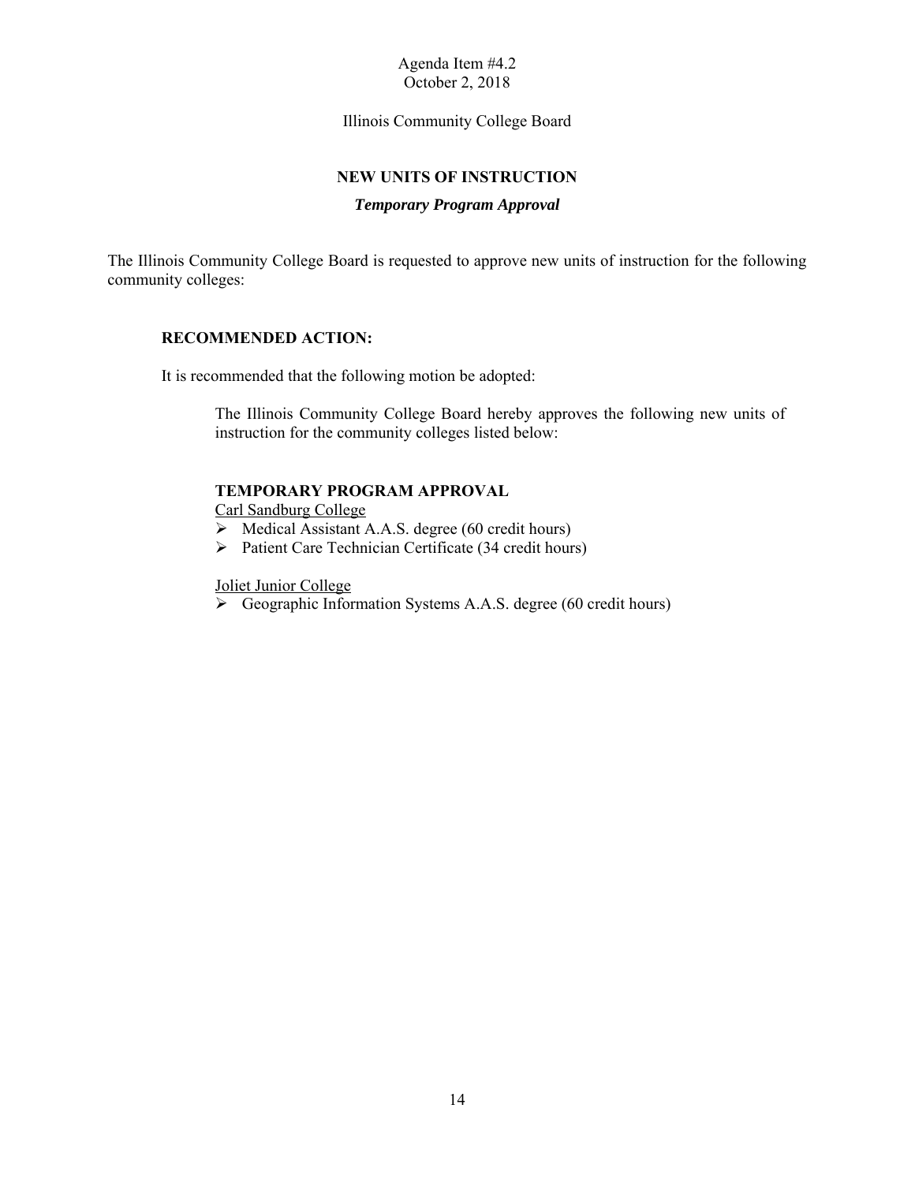Agenda Item #4.2
October 2, 2018

Illinois Community College Board

## NEW UNITS OF INSTRUCTION

### *Temporary Program Approval*

The Illinois Community College Board is requested to approve new units of instruction for the following community colleges:

**RECOMMENDED ACTION:**

It is recommended that the following motion be adopted:

> The Illinois Community College Board hereby approves the following new units of instruction for the community colleges listed below:

**TEMPORARY PROGRAM APPROVAL**

Carl Sandburg College

- Medical Assistant A.A.S. degree (60 credit hours)
- Patient Care Technician Certificate (34 credit hours)

Joliet Junior College

- Geographic Information Systems A.A.S. degree (60 credit hours)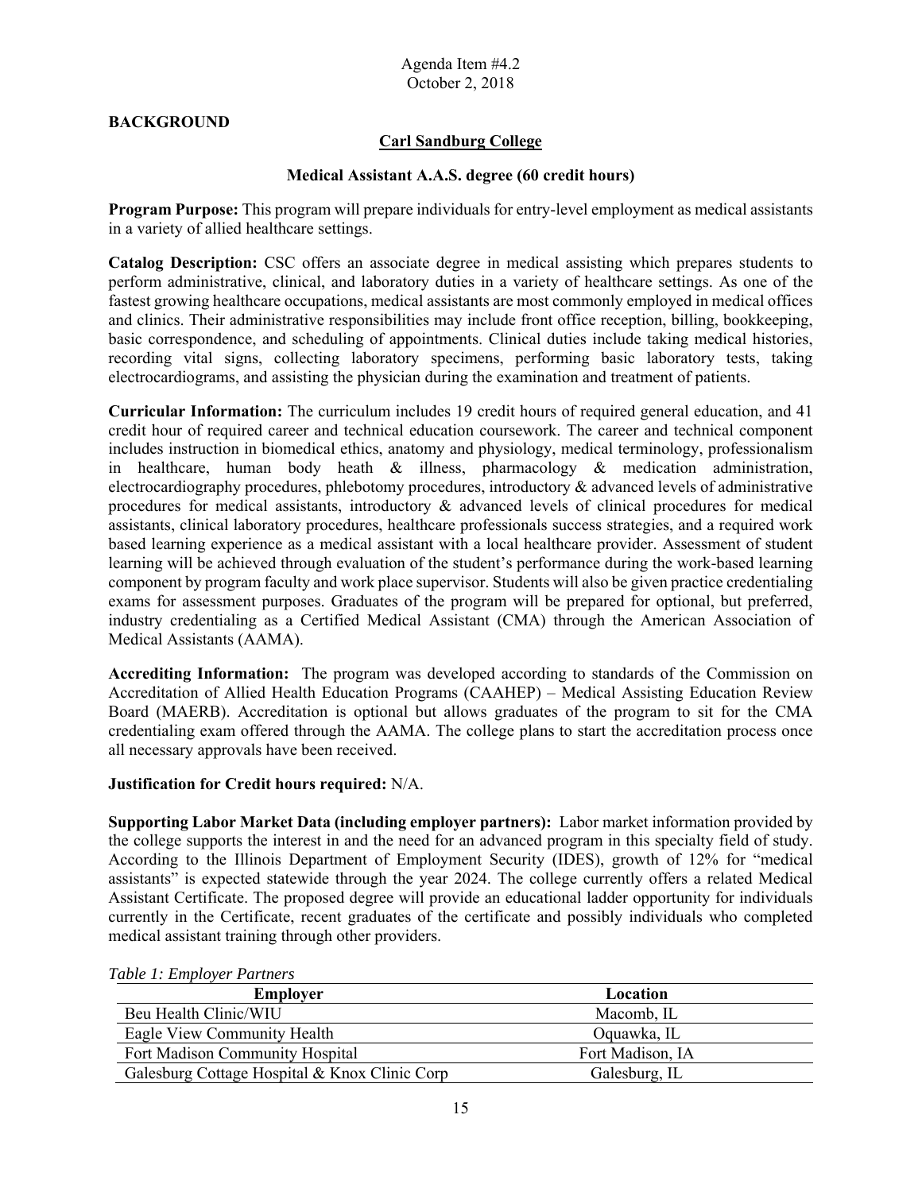Agenda Item #4.2
October 2, 2018

**BACKGROUND**

**Carl Sandburg College**

**Medical Assistant A.A.S. degree (60 credit hours)**

**Program Purpose:** This program will prepare individuals for entry-level employment as medical assistants in a variety of allied healthcare settings.

**Catalog Description:** CSC offers an associate degree in medical assisting which prepares students to perform administrative, clinical, and laboratory duties in a variety of healthcare settings. As one of the fastest growing healthcare occupations, medical assistants are most commonly employed in medical offices and clinics. Their administrative responsibilities may include front office reception, billing, bookkeeping, basic correspondence, and scheduling of appointments. Clinical duties include taking medical histories, recording vital signs, collecting laboratory specimens, performing basic laboratory tests, taking electrocardiograms, and assisting the physician during the examination and treatment of patients.

**Curricular Information:** The curriculum includes 19 credit hours of required general education, and 41 credit hour of required career and technical education coursework. The career and technical component includes instruction in biomedical ethics, anatomy and physiology, medical terminology, professionalism in healthcare, human body heath & illness, pharmacology & medication administration, electrocardiography procedures, phlebotomy procedures, introductory & advanced levels of administrative procedures for medical assistants, introductory & advanced levels of clinical procedures for medical assistants, clinical laboratory procedures, healthcare professionals success strategies, and a required work based learning experience as a medical assistant with a local healthcare provider. Assessment of student learning will be achieved through evaluation of the student's performance during the work-based learning component by program faculty and work place supervisor. Students will also be given practice credentialing exams for assessment purposes. Graduates of the program will be prepared for optional, but preferred, industry credentialing as a Certified Medical Assistant (CMA) through the American Association of Medical Assistants (AAMA).

**Accrediting Information:** The program was developed according to standards of the Commission on Accreditation of Allied Health Education Programs (CAAHEP) – Medical Assisting Education Review Board (MAERB). Accreditation is optional but allows graduates of the program to sit for the CMA credentialing exam offered through the AAMA. The college plans to start the accreditation process once all necessary approvals have been received.

**Justification for Credit hours required:** N/A.

**Supporting Labor Market Data (including employer partners):** Labor market information provided by the college supports the interest in and the need for an advanced program in this specialty field of study. According to the Illinois Department of Employment Security (IDES), growth of 12% for "medical assistants" is expected statewide through the year 2024. The college currently offers a related Medical Assistant Certificate. The proposed degree will provide an educational ladder opportunity for individuals currently in the Certificate, recent graduates of the certificate and possibly individuals who completed medical assistant training through other providers.

*Table 1: Employer Partners*

| Employer | Location |
|---|---|
| Beu Health Clinic/WIU | Macomb, IL |
| Eagle View Community Health | Oquawka, IL |
| Fort Madison Community Hospital | Fort Madison, IA |
| Galesburg Cottage Hospital & Knox Clinic Corp | Galesburg, IL |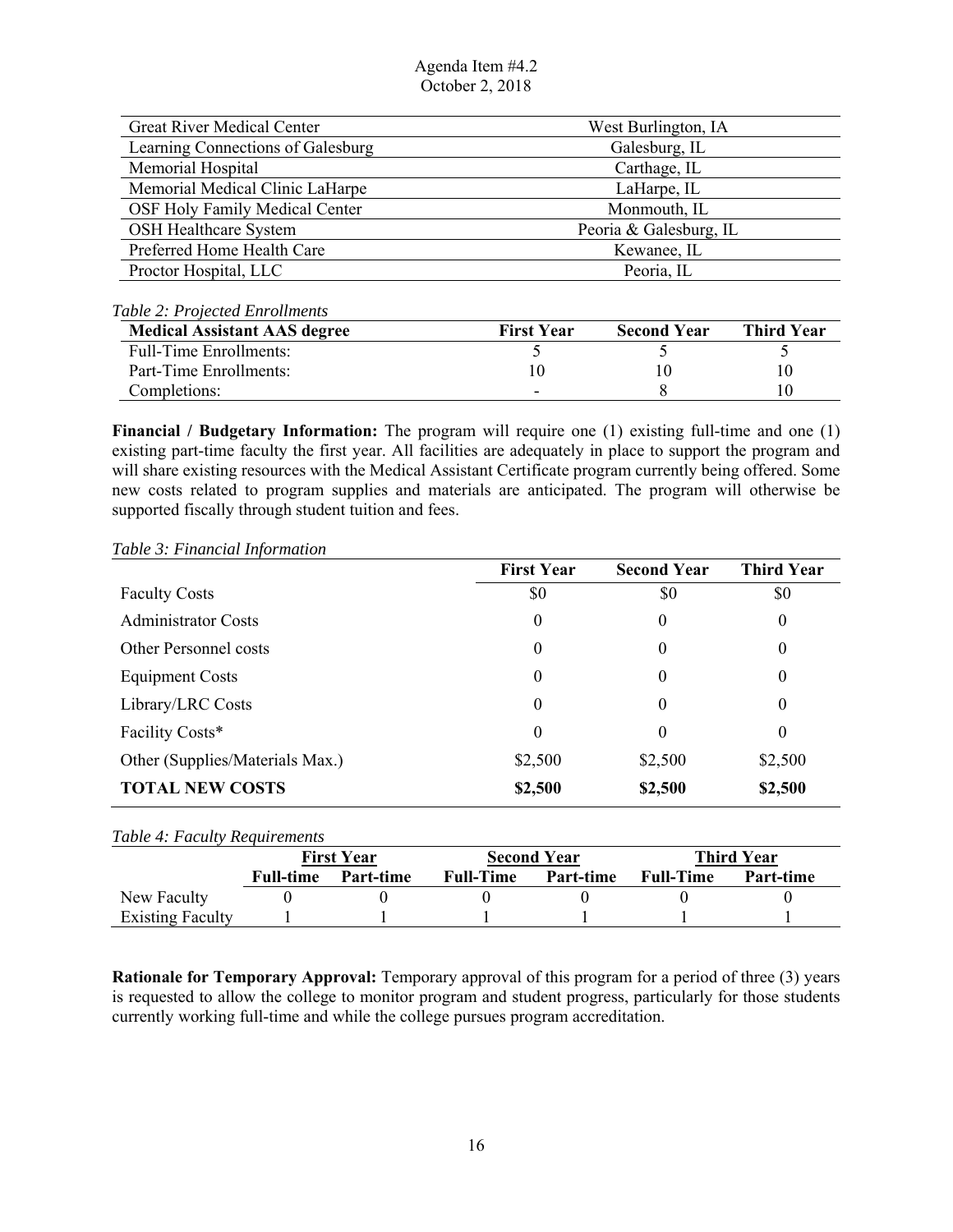| Great River Medical Center | West Burlington, IA |
|---|---|
| Learning Connections of Galesburg | Galesburg, IL |
| Memorial Hospital | Carthage, IL |
| Memorial Medical Clinic LaHarpe | LaHarpe, IL |
| OSF Holy Family Medical Center | Monmouth, IL |
| OSH Healthcare System | Peoria & Galesburg, IL |
| Preferred Home Health Care | Kewanee, IL |
| Proctor Hospital, LLC | Peoria, IL |

*Table 2: Projected Enrollments*

| Medical Assistant AAS degree | First Year | Second Year | Third Year |
|---|---|---|---|
| Full-Time Enrollments: | 5 | 5 | 5 |
| Part-Time Enrollments: | 10 | 10 | 10 |
| Completions: | - | 8 | 10 |

**Financial / Budgetary Information:** The program will require one (1) existing full-time and one (1) existing part-time faculty the first year. All facilities are adequately in place to support the program and will share existing resources with the Medical Assistant Certificate program currently being offered. Some new costs related to program supplies and materials are anticipated. The program will otherwise be supported fiscally through student tuition and fees.

*Table 3: Financial Information*

| | First Year | Second Year | Third Year |
|---|---|---|---|
| Faculty Costs | $0 | $0 | $0 |
| Administrator Costs | 0 | 0 | 0 |
| Other Personnel costs | 0 | 0 | 0 |
| Equipment Costs | 0 | 0 | 0 |
| Library/LRC Costs | 0 | 0 | 0 |
| Facility Costs* | 0 | 0 | 0 |
| Other (Supplies/Materials Max.) | $2,500 | $2,500 | $2,500 |
| **TOTAL NEW COSTS** | **$2,500** | **$2,500** | **$2,500** |

*Table 4: Faculty Requirements*

| | First Year | | Second Year | | Third Year | |
|---|---|---|---|---|---|---|
| | Full-time | Part-time | Full-Time | Part-time | Full-Time | Part-time |
| New Faculty | 0 | 0 | 0 | 0 | 0 | 0 |
| Existing Faculty | 1 | 1 | 1 | 1 | 1 | 1 |

**Rationale for Temporary Approval:** Temporary approval of this program for a period of three (3) years is requested to allow the college to monitor program and student progress, particularly for those students currently working full-time and while the college pursues program accreditation.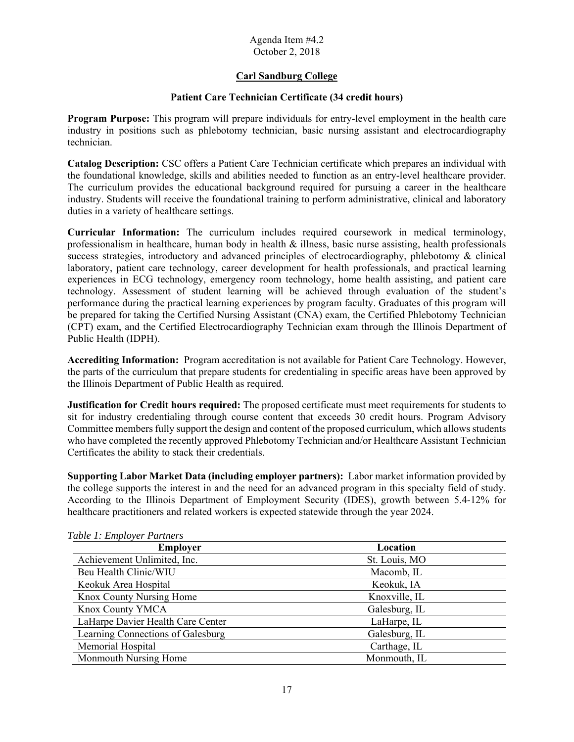Agenda Item #4.2
October 2, 2018

## Carl Sandburg College

### Patient Care Technician Certificate (34 credit hours)

**Program Purpose:** This program will prepare individuals for entry-level employment in the health care industry in positions such as phlebotomy technician, basic nursing assistant and electrocardiography technician.

**Catalog Description:** CSC offers a Patient Care Technician certificate which prepares an individual with the foundational knowledge, skills and abilities needed to function as an entry-level healthcare provider. The curriculum provides the educational background required for pursuing a career in the healthcare industry. Students will receive the foundational training to perform administrative, clinical and laboratory duties in a variety of healthcare settings.

**Curricular Information:** The curriculum includes required coursework in medical terminology, professionalism in healthcare, human body in health & illness, basic nurse assisting, health professionals success strategies, introductory and advanced principles of electrocardiography, phlebotomy & clinical laboratory, patient care technology, career development for health professionals, and practical learning experiences in ECG technology, emergency room technology, home health assisting, and patient care technology. Assessment of student learning will be achieved through evaluation of the student's performance during the practical learning experiences by program faculty. Graduates of this program will be prepared for taking the Certified Nursing Assistant (CNA) exam, the Certified Phlebotomy Technician (CPT) exam, and the Certified Electrocardiography Technician exam through the Illinois Department of Public Health (IDPH).

**Accrediting Information:** Program accreditation is not available for Patient Care Technology. However, the parts of the curriculum that prepare students for credentialing in specific areas have been approved by the Illinois Department of Public Health as required.

**Justification for Credit hours required:** The proposed certificate must meet requirements for students to sit for industry credentialing through course content that exceeds 30 credit hours. Program Advisory Committee members fully support the design and content of the proposed curriculum, which allows students who have completed the recently approved Phlebotomy Technician and/or Healthcare Assistant Technician Certificates the ability to stack their credentials.

**Supporting Labor Market Data (including employer partners):** Labor market information provided by the college supports the interest in and the need for an advanced program in this specialty field of study. According to the Illinois Department of Employment Security (IDES), growth between 5.4-12% for healthcare practitioners and related workers is expected statewide through the year 2024.

*Table 1: Employer Partners*

| Employer | Location |
|---|---|
| Achievement Unlimited, Inc. | St. Louis, MO |
| Beu Health Clinic/WIU | Macomb, IL |
| Keokuk Area Hospital | Keokuk, IA |
| Knox County Nursing Home | Knoxville, IL |
| Knox County YMCA | Galesburg, IL |
| LaHarpe Davier Health Care Center | LaHarpe, IL |
| Learning Connections of Galesburg | Galesburg, IL |
| Memorial Hospital | Carthage, IL |
| Monmouth Nursing Home | Monmouth, IL |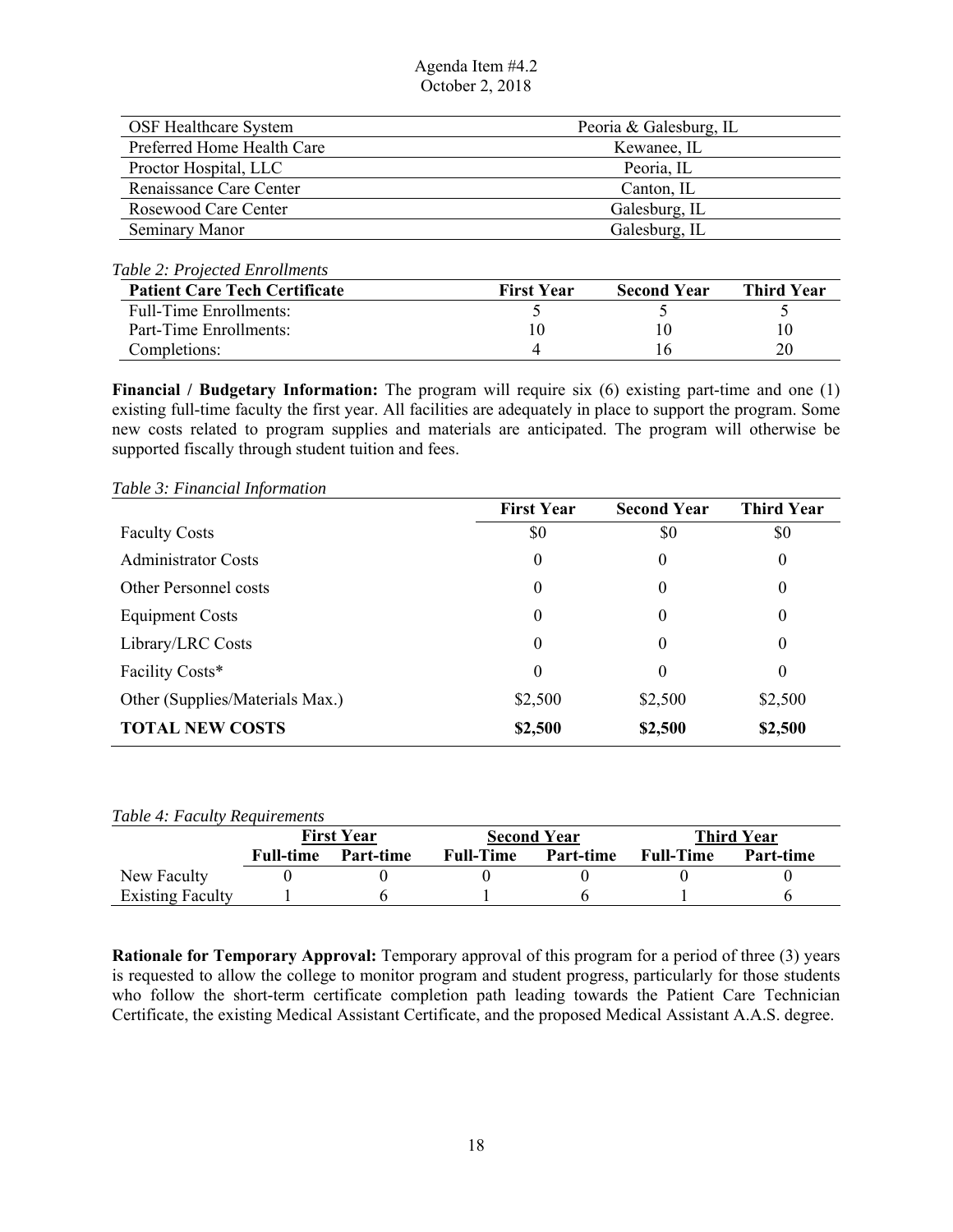| OSF Healthcare System | Peoria & Galesburg, IL |
|---|---|
| Preferred Home Health Care | Kewanee, IL |
| Proctor Hospital, LLC | Peoria, IL |
| Renaissance Care Center | Canton, IL |
| Rosewood Care Center | Galesburg, IL |
| Seminary Manor | Galesburg, IL |

*Table 2: Projected Enrollments*

| Patient Care Tech Certificate | First Year | Second Year | Third Year |
|---|---|---|---|
| Full-Time Enrollments: | 5 | 5 | 5 |
| Part-Time Enrollments: | 10 | 10 | 10 |
| Completions: | 4 | 16 | 20 |

**Financial / Budgetary Information:** The program will require six (6) existing part-time and one (1) existing full-time faculty the first year. All facilities are adequately in place to support the program. Some new costs related to program supplies and materials are anticipated. The program will otherwise be supported fiscally through student tuition and fees.

*Table 3: Financial Information*

| | First Year | Second Year | Third Year |
|---|---|---|---|
| Faculty Costs | $0 | $0 | $0 |
| Administrator Costs | 0 | 0 | 0 |
| Other Personnel costs | 0 | 0 | 0 |
| Equipment Costs | 0 | 0 | 0 |
| Library/LRC Costs | 0 | 0 | 0 |
| Facility Costs* | 0 | 0 | 0 |
| Other (Supplies/Materials Max.) | $2,500 | $2,500 | $2,500 |
| **TOTAL NEW COSTS** | **$2,500** | **$2,500** | **$2,500** |

*Table 4: Faculty Requirements*

| | First Year | | Second Year | | Third Year | |
|---|---|---|---|---|---|---|
| | Full-time | Part-time | Full-Time | Part-time | Full-Time | Part-time |
| New Faculty | 0 | 0 | 0 | 0 | 0 | 0 |
| Existing Faculty | 1 | 6 | 1 | 6 | 1 | 6 |

**Rationale for Temporary Approval:** Temporary approval of this program for a period of three (3) years is requested to allow the college to monitor program and student progress, particularly for those students who follow the short-term certificate completion path leading towards the Patient Care Technician Certificate, the existing Medical Assistant Certificate, and the proposed Medical Assistant A.A.S. degree.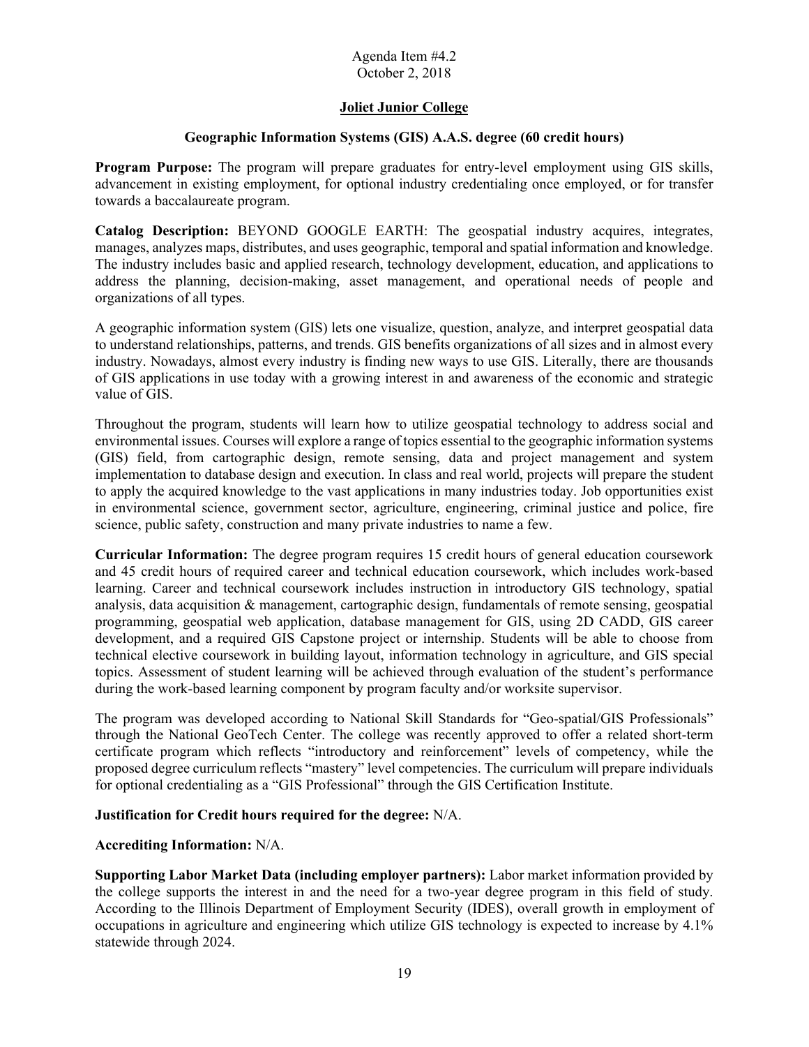Agenda Item #4.2
October 2, 2018

## Joliet Junior College

### Geographic Information Systems (GIS) A.A.S. degree (60 credit hours)

**Program Purpose:** The program will prepare graduates for entry-level employment using GIS skills, advancement in existing employment, for optional industry credentialing once employed, or for transfer towards a baccalaureate program.

**Catalog Description:** BEYOND GOOGLE EARTH: The geospatial industry acquires, integrates, manages, analyzes maps, distributes, and uses geographic, temporal and spatial information and knowledge. The industry includes basic and applied research, technology development, education, and applications to address the planning, decision-making, asset management, and operational needs of people and organizations of all types.

A geographic information system (GIS) lets one visualize, question, analyze, and interpret geospatial data to understand relationships, patterns, and trends. GIS benefits organizations of all sizes and in almost every industry. Nowadays, almost every industry is finding new ways to use GIS. Literally, there are thousands of GIS applications in use today with a growing interest in and awareness of the economic and strategic value of GIS.

Throughout the program, students will learn how to utilize geospatial technology to address social and environmental issues. Courses will explore a range of topics essential to the geographic information systems (GIS) field, from cartographic design, remote sensing, data and project management and system implementation to database design and execution. In class and real world, projects will prepare the student to apply the acquired knowledge to the vast applications in many industries today. Job opportunities exist in environmental science, government sector, agriculture, engineering, criminal justice and police, fire science, public safety, construction and many private industries to name a few.

**Curricular Information:** The degree program requires 15 credit hours of general education coursework and 45 credit hours of required career and technical education coursework, which includes work-based learning. Career and technical coursework includes instruction in introductory GIS technology, spatial analysis, data acquisition & management, cartographic design, fundamentals of remote sensing, geospatial programming, geospatial web application, database management for GIS, using 2D CADD, GIS career development, and a required GIS Capstone project or internship. Students will be able to choose from technical elective coursework in building layout, information technology in agriculture, and GIS special topics. Assessment of student learning will be achieved through evaluation of the student's performance during the work-based learning component by program faculty and/or worksite supervisor.

The program was developed according to National Skill Standards for "Geo-spatial/GIS Professionals" through the National GeoTech Center. The college was recently approved to offer a related short-term certificate program which reflects "introductory and reinforcement" levels of competency, while the proposed degree curriculum reflects "mastery" level competencies. The curriculum will prepare individuals for optional credentialing as a "GIS Professional" through the GIS Certification Institute.

**Justification for Credit hours required for the degree:** N/A.

**Accrediting Information:** N/A.

**Supporting Labor Market Data (including employer partners):** Labor market information provided by the college supports the interest in and the need for a two-year degree program in this field of study. According to the Illinois Department of Employment Security (IDES), overall growth in employment of occupations in agriculture and engineering which utilize GIS technology is expected to increase by 4.1% statewide through 2024.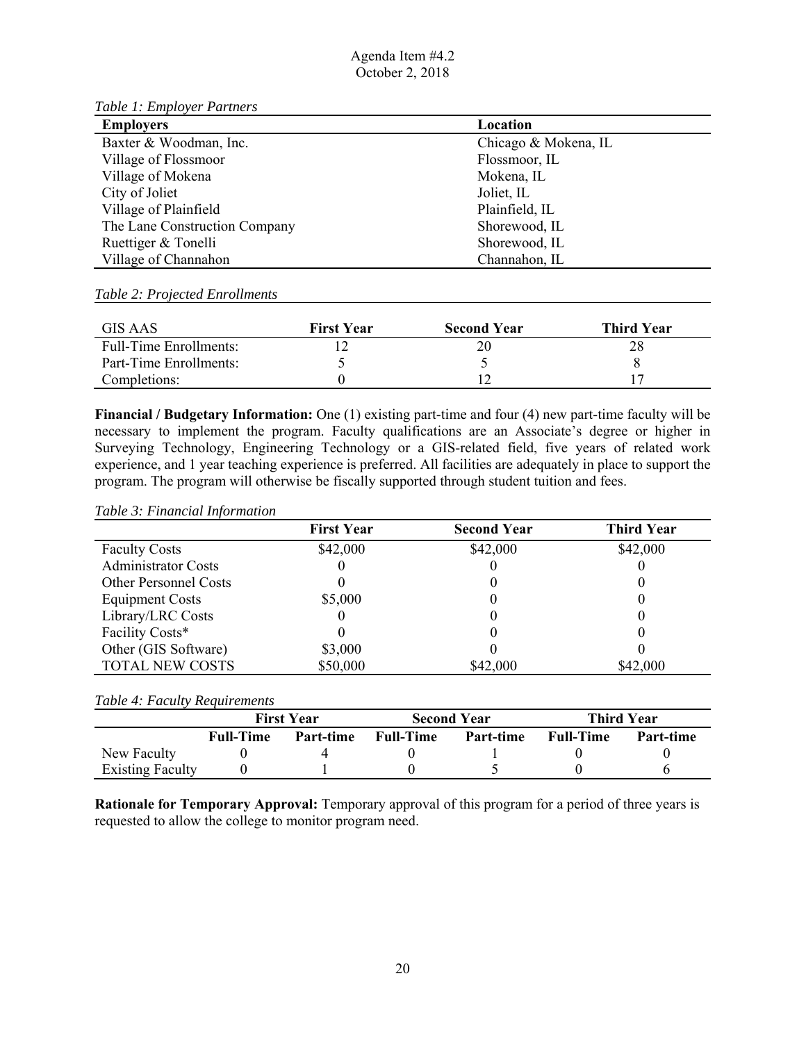Agenda Item #4.2
October 2, 2018

*Table 1: Employer Partners*

| Employers | Location |
|---|---|
| Baxter & Woodman, Inc. | Chicago & Mokena, IL |
| Village of Flossmoor | Flossmoor, IL |
| Village of Mokena | Mokena, IL |
| City of Joliet | Joliet, IL |
| Village of Plainfield | Plainfield, IL |
| The Lane Construction Company | Shorewood, IL |
| Ruettiger & Tonelli | Shorewood, IL |
| Village of Channahon | Channahon, IL |

*Table 2: Projected Enrollments*

| GIS AAS | First Year | Second Year | Third Year |
|---|---|---|---|
| Full-Time Enrollments: | 12 | 20 | 28 |
| Part-Time Enrollments: | 5 | 5 | 8 |
| Completions: | 0 | 12 | 17 |

**Financial / Budgetary Information:** One (1) existing part-time and four (4) new part-time faculty will be necessary to implement the program. Faculty qualifications are an Associate's degree or higher in Surveying Technology, Engineering Technology or a GIS-related field, five years of related work experience, and 1 year teaching experience is preferred. All facilities are adequately in place to support the program. The program will otherwise be fiscally supported through student tuition and fees.

*Table 3: Financial Information*

| | First Year | Second Year | Third Year |
|---|---|---|---|
| Faculty Costs | $42,000 | $42,000 | $42,000 |
| Administrator Costs | 0 | 0 | 0 |
| Other Personnel Costs | 0 | 0 | 0 |
| Equipment Costs | $5,000 | 0 | 0 |
| Library/LRC Costs | 0 | 0 | 0 |
| Facility Costs* | 0 | 0 | 0 |
| Other (GIS Software) | $3,000 | 0 | 0 |
| TOTAL NEW COSTS | $50,000 | $42,000 | $42,000 |

*Table 4: Faculty Requirements*

| | First Year | | Second Year | | Third Year | |
|---|---|---|---|---|---|---|
| | Full-Time | Part-time | Full-Time | Part-time | Full-Time | Part-time |
| New Faculty | 0 | 4 | 0 | 1 | 0 | 0 |
| Existing Faculty | 0 | 1 | 0 | 5 | 0 | 6 |

**Rationale for Temporary Approval:** Temporary approval of this program for a period of three years is requested to allow the college to monitor program need.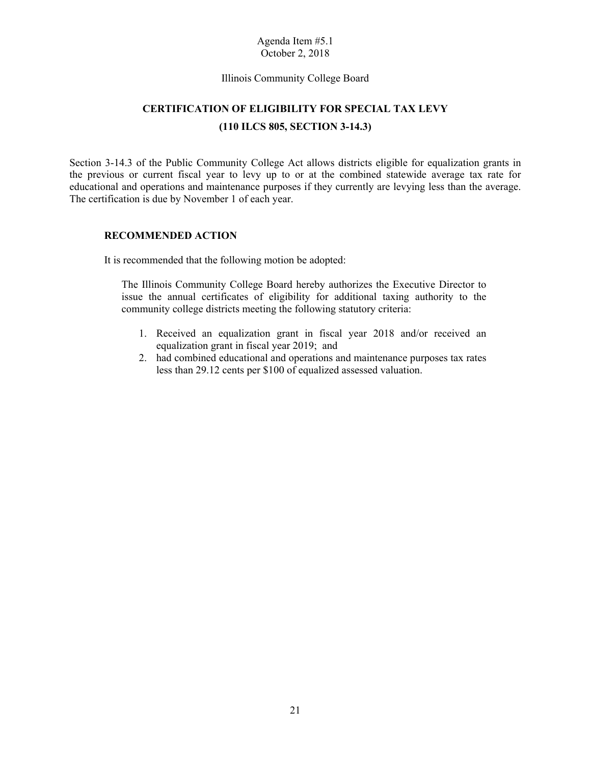Agenda Item #5.1
October 2, 2018

Illinois Community College Board

## CERTIFICATION OF ELIGIBILITY FOR SPECIAL TAX LEVY

## (110 ILCS 805, SECTION 3-14.3)

Section 3-14.3 of the Public Community College Act allows districts eligible for equalization grants in the previous or current fiscal year to levy up to or at the combined statewide average tax rate for educational and operations and maintenance purposes if they currently are levying less than the average. The certification is due by November 1 of each year.

### RECOMMENDED ACTION

It is recommended that the following motion be adopted:

The Illinois Community College Board hereby authorizes the Executive Director to issue the annual certificates of eligibility for additional taxing authority to the community college districts meeting the following statutory criteria:

1. Received an equalization grant in fiscal year 2018 and/or received an equalization grant in fiscal year 2019; and
2. had combined educational and operations and maintenance purposes tax rates less than 29.12 cents per $100 of equalized assessed valuation.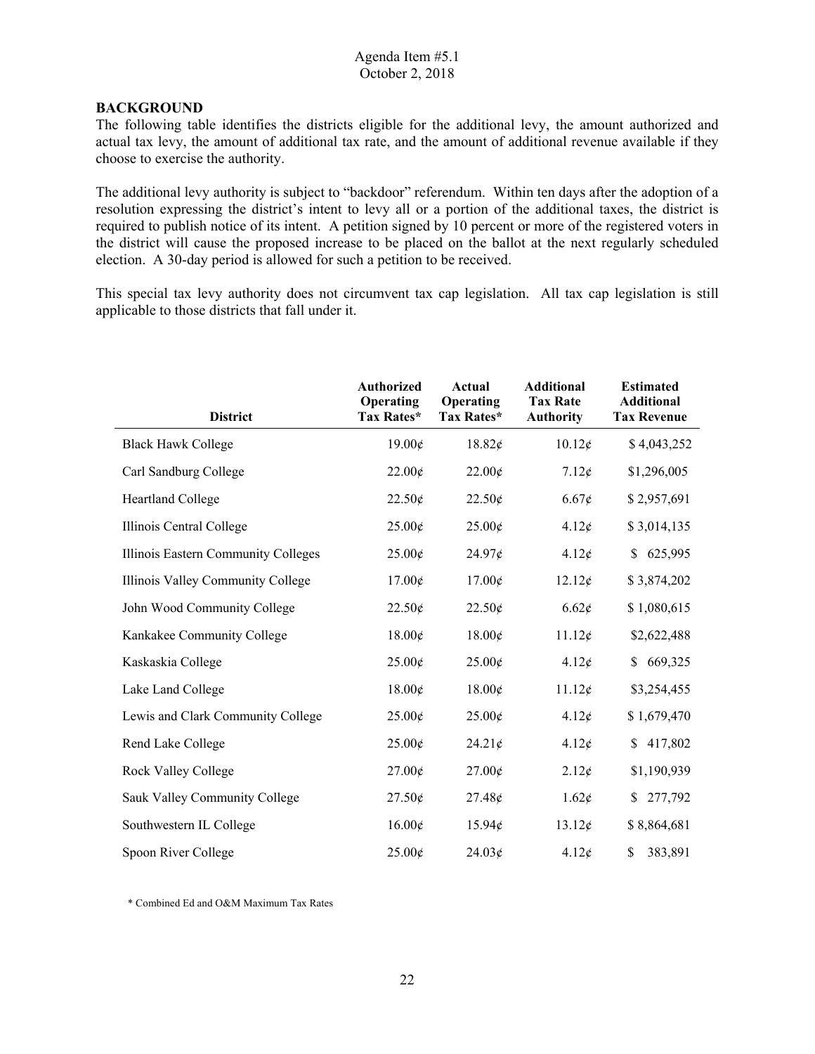## BACKGROUND

The following table identifies the districts eligible for the additional levy, the amount authorized and actual tax levy, the amount of additional tax rate, and the amount of additional revenue available if they choose to exercise the authority.

The additional levy authority is subject to "backdoor" referendum. Within ten days after the adoption of a resolution expressing the district's intent to levy all or a portion of the additional taxes, the district is required to publish notice of its intent. A petition signed by 10 percent or more of the registered voters in the district will cause the proposed increase to be placed on the ballot at the next regularly scheduled election. A 30-day period is allowed for such a petition to be received.

This special tax levy authority does not circumvent tax cap legislation. All tax cap legislation is still applicable to those districts that fall under it.

| District | Authorized Operating Tax Rates* | Actual Operating Tax Rates* | Additional Tax Rate Authority | Estimated Additional Tax Revenue |
|---|---|---|---|---|
| Black Hawk College | 19.00¢ | 18.82¢ | 10.12¢ | $ 4,043,252 |
| Carl Sandburg College | 22.00¢ | 22.00¢ | 7.12¢ | $1,296,005 |
| Heartland College | 22.50¢ | 22.50¢ | 6.67¢ | $ 2,957,691 |
| Illinois Central College | 25.00¢ | 25.00¢ | 4.12¢ | $ 3,014,135 |
| Illinois Eastern Community Colleges | 25.00¢ | 24.97¢ | 4.12¢ | $ 625,995 |
| Illinois Valley Community College | 17.00¢ | 17.00¢ | 12.12¢ | $ 3,874,202 |
| John Wood Community College | 22.50¢ | 22.50¢ | 6.62¢ | $ 1,080,615 |
| Kankakee Community College | 18.00¢ | 18.00¢ | 11.12¢ | $2,622,488 |
| Kaskaskia College | 25.00¢ | 25.00¢ | 4.12¢ | $ 669,325 |
| Lake Land College | 18.00¢ | 18.00¢ | 11.12¢ | $3,254,455 |
| Lewis and Clark Community College | 25.00¢ | 25.00¢ | 4.12¢ | $ 1,679,470 |
| Rend Lake College | 25.00¢ | 24.21¢ | 4.12¢ | $ 417,802 |
| Rock Valley College | 27.00¢ | 27.00¢ | 2.12¢ | $1,190,939 |
| Sauk Valley Community College | 27.50¢ | 27.48¢ | 1.62¢ | $ 277,792 |
| Southwestern IL College | 16.00¢ | 15.94¢ | 13.12¢ | $ 8,864,681 |
| Spoon River College | 25.00¢ | 24.03¢ | 4.12¢ | $ 383,891 |

\* Combined Ed and O&M Maximum Tax Rates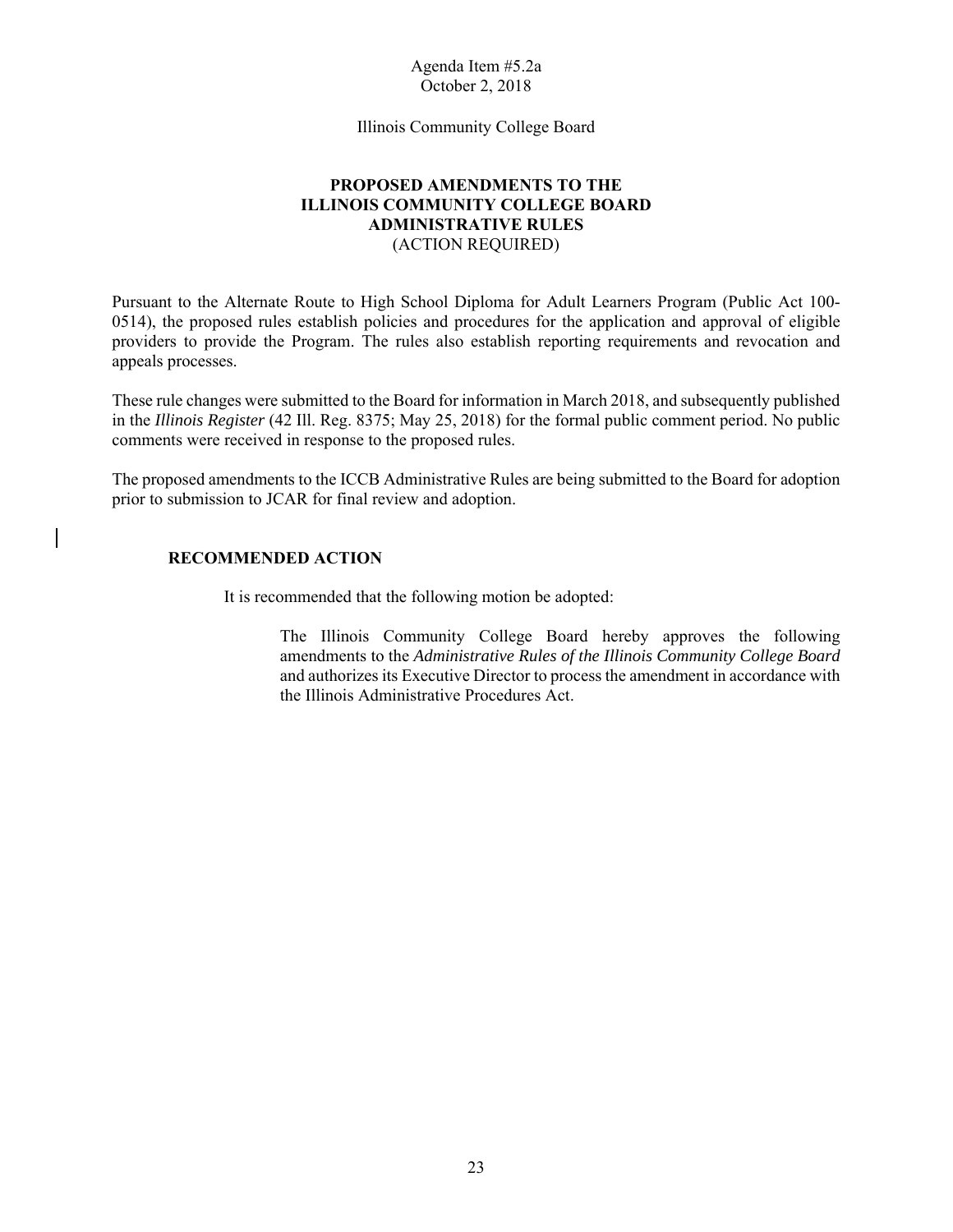Agenda Item #5.2a
October 2, 2018

Illinois Community College Board

## PROPOSED AMENDMENTS TO THE ILLINOIS COMMUNITY COLLEGE BOARD ADMINISTRATIVE RULES
(ACTION REQUIRED)

Pursuant to the Alternate Route to High School Diploma for Adult Learners Program (Public Act 100-0514), the proposed rules establish policies and procedures for the application and approval of eligible providers to provide the Program. The rules also establish reporting requirements and revocation and appeals processes.

These rule changes were submitted to the Board for information in March 2018, and subsequently published in the *Illinois Register* (42 Ill. Reg. 8375; May 25, 2018) for the formal public comment period. No public comments were received in response to the proposed rules.

The proposed amendments to the ICCB Administrative Rules are being submitted to the Board for adoption prior to submission to JCAR for final review and adoption.

### RECOMMENDED ACTION

It is recommended that the following motion be adopted:

> The Illinois Community College Board hereby approves the following amendments to the *Administrative Rules of the Illinois Community College Board* and authorizes its Executive Director to process the amendment in accordance with the Illinois Administrative Procedures Act.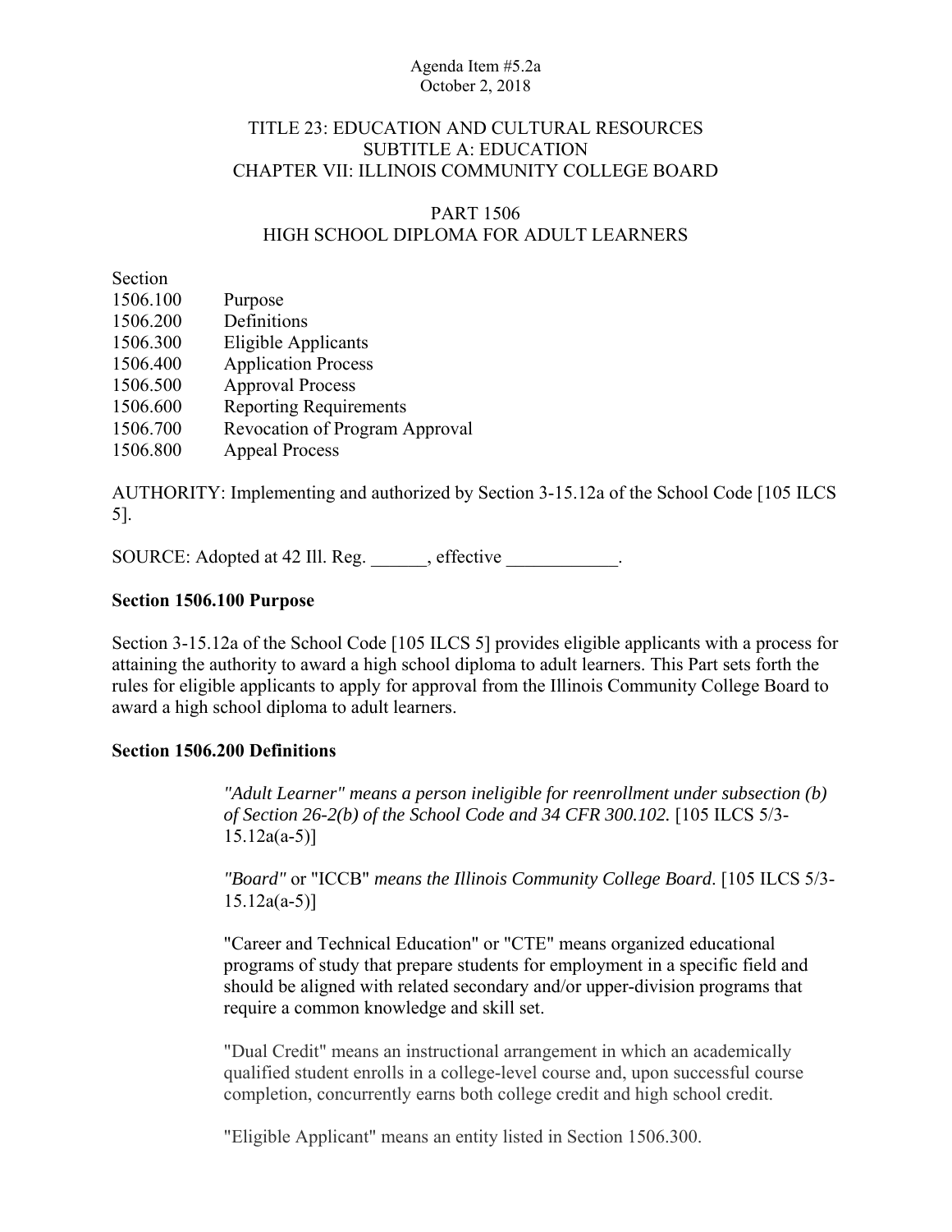Agenda Item #5.2a
October 2, 2018

TITLE 23: EDUCATION AND CULTURAL RESOURCES
SUBTITLE A: EDUCATION
CHAPTER VII: ILLINOIS COMMUNITY COLLEGE BOARD

PART 1506
HIGH SCHOOL DIPLOMA FOR ADULT LEARNERS

| Section | |
|---|---|
| 1506.100 | Purpose |
| 1506.200 | Definitions |
| 1506.300 | Eligible Applicants |
| 1506.400 | Application Process |
| 1506.500 | Approval Process |
| 1506.600 | Reporting Requirements |
| 1506.700 | Revocation of Program Approval |
| 1506.800 | Appeal Process |

AUTHORITY: Implementing and authorized by Section 3-15.12a of the School Code [105 ILCS 5].

SOURCE: Adopted at 42 Ill. Reg. ______, effective ____________.

**Section 1506.100 Purpose**

Section 3-15.12a of the School Code [105 ILCS 5] provides eligible applicants with a process for attaining the authority to award a high school diploma to adult learners. This Part sets forth the rules for eligible applicants to apply for approval from the Illinois Community College Board to award a high school diploma to adult learners.

**Section 1506.200 Definitions**

*"Adult Learner" means a person ineligible for reenrollment under subsection (b) of Section 26-2(b) of the School Code and 34 CFR 300.102.* [105 ILCS 5/3-15.12a(a-5)]

*"Board"* or "ICCB" *means the Illinois Community College Board*. [105 ILCS 5/3-15.12a(a-5)]

"Career and Technical Education" or "CTE" means organized educational programs of study that prepare students for employment in a specific field and should be aligned with related secondary and/or upper-division programs that require a common knowledge and skill set.

"Dual Credit" means an instructional arrangement in which an academically qualified student enrolls in a college-level course and, upon successful course completion, concurrently earns both college credit and high school credit.

"Eligible Applicant" means an entity listed in Section 1506.300.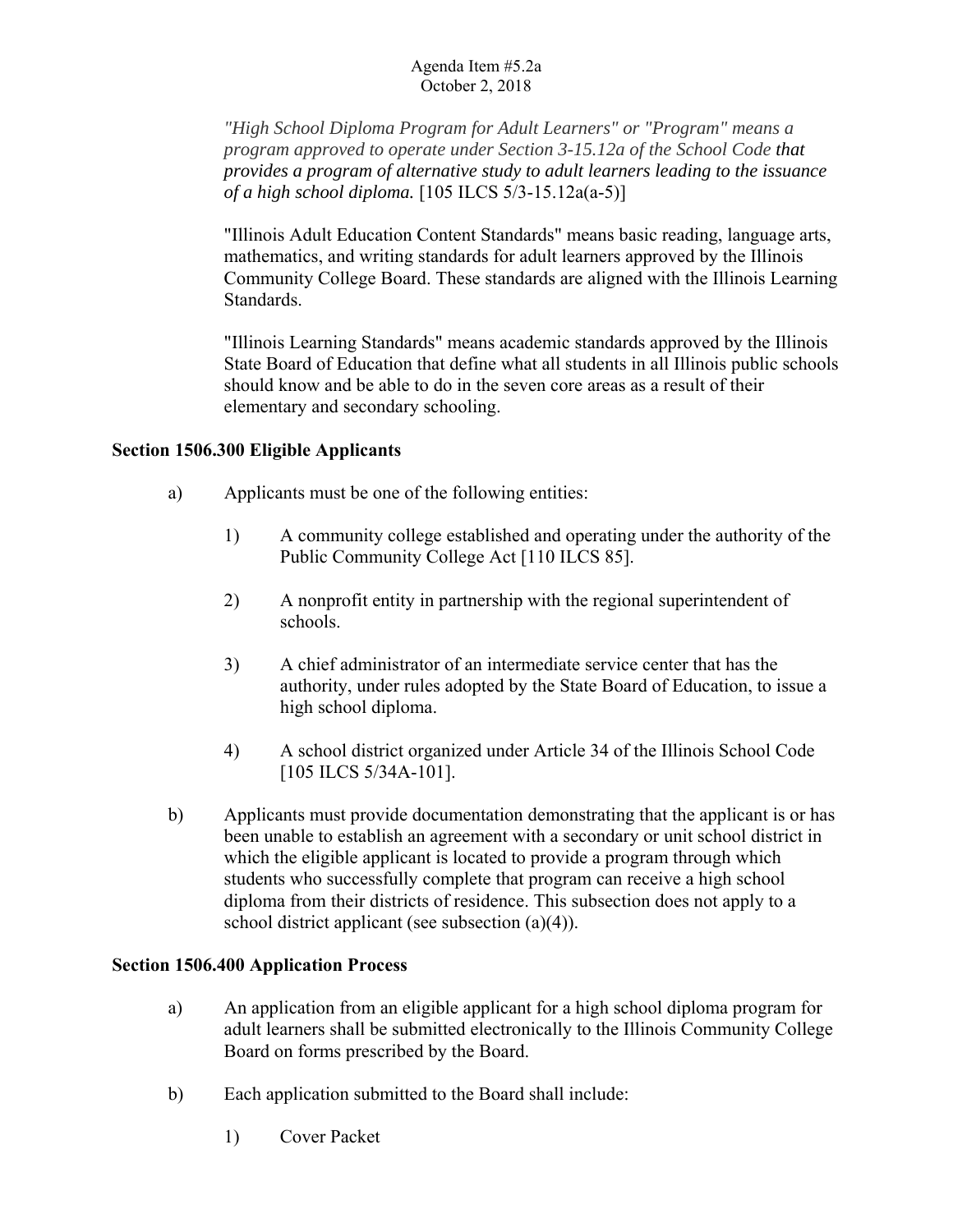*"High School Diploma Program for Adult Learners" or "Program" means a program approved to operate under Section 3-15.12a of the School Code that provides a program of alternative study to adult learners leading to the issuance of a high school diploma.* [105 ILCS 5/3-15.12a(a-5)]

"Illinois Adult Education Content Standards" means basic reading, language arts, mathematics, and writing standards for adult learners approved by the Illinois Community College Board. These standards are aligned with the Illinois Learning Standards.

"Illinois Learning Standards" means academic standards approved by the Illinois State Board of Education that define what all students in all Illinois public schools should know and be able to do in the seven core areas as a result of their elementary and secondary schooling.

**Section 1506.300 Eligible Applicants**

a) Applicants must be one of the following entities:

1) A community college established and operating under the authority of the Public Community College Act [110 ILCS 85].

2) A nonprofit entity in partnership with the regional superintendent of schools.

3) A chief administrator of an intermediate service center that has the authority, under rules adopted by the State Board of Education, to issue a high school diploma.

4) A school district organized under Article 34 of the Illinois School Code [105 ILCS 5/34A-101].

b) Applicants must provide documentation demonstrating that the applicant is or has been unable to establish an agreement with a secondary or unit school district in which the eligible applicant is located to provide a program through which students who successfully complete that program can receive a high school diploma from their districts of residence. This subsection does not apply to a school district applicant (see subsection (a)(4)).

**Section 1506.400 Application Process**

a) An application from an eligible applicant for a high school diploma program for adult learners shall be submitted electronically to the Illinois Community College Board on forms prescribed by the Board.

b) Each application submitted to the Board shall include:

1) Cover Packet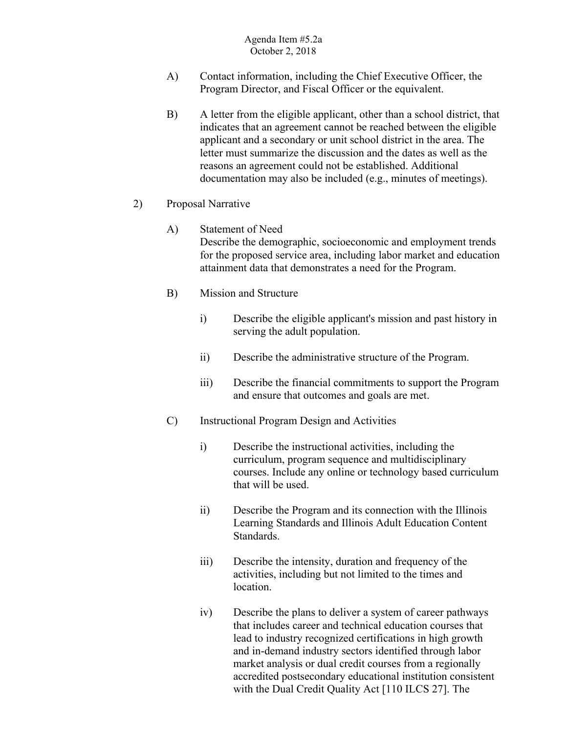A) Contact information, including the Chief Executive Officer, the Program Director, and Fiscal Officer or the equivalent.

B) A letter from the eligible applicant, other than a school district, that indicates that an agreement cannot be reached between the eligible applicant and a secondary or unit school district in the area. The letter must summarize the discussion and the dates as well as the reasons an agreement could not be established. Additional documentation may also be included (e.g., minutes of meetings).

2) Proposal Narrative

A) Statement of Need
Describe the demographic, socioeconomic and employment trends for the proposed service area, including labor market and education attainment data that demonstrates a need for the Program.

B) Mission and Structure

i) Describe the eligible applicant's mission and past history in serving the adult population.

ii) Describe the administrative structure of the Program.

iii) Describe the financial commitments to support the Program and ensure that outcomes and goals are met.

C) Instructional Program Design and Activities

i) Describe the instructional activities, including the curriculum, program sequence and multidisciplinary courses. Include any online or technology based curriculum that will be used.

ii) Describe the Program and its connection with the Illinois Learning Standards and Illinois Adult Education Content Standards.

iii) Describe the intensity, duration and frequency of the activities, including but not limited to the times and location.

iv) Describe the plans to deliver a system of career pathways that includes career and technical education courses that lead to industry recognized certifications in high growth and in-demand industry sectors identified through labor market analysis or dual credit courses from a regionally accredited postsecondary educational institution consistent with the Dual Credit Quality Act [110 ILCS 27]. The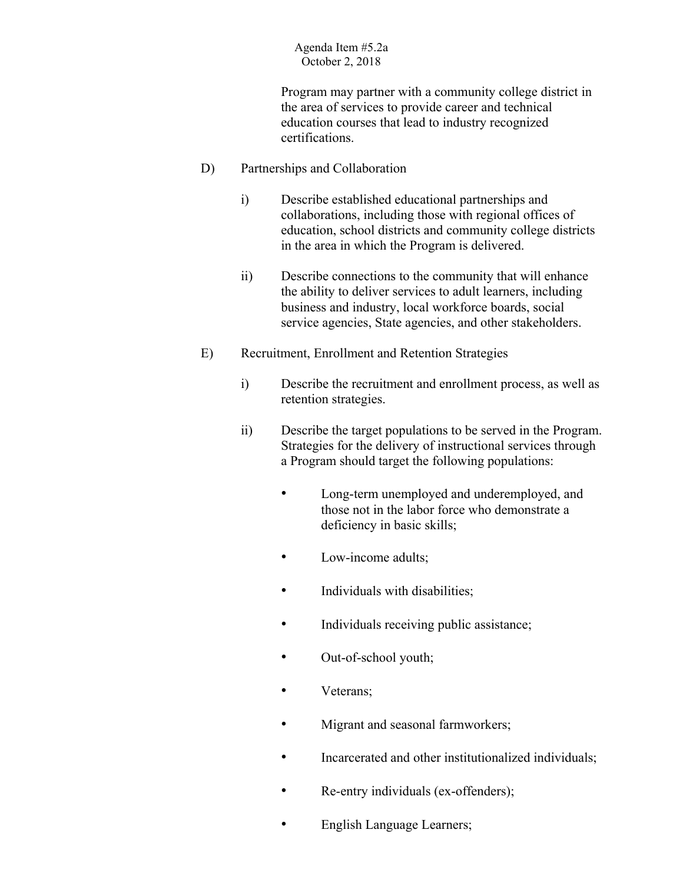Program may partner with a community college district in the area of services to provide career and technical education courses that lead to industry recognized certifications.

D) Partnerships and Collaboration

i) Describe established educational partnerships and collaborations, including those with regional offices of education, school districts and community college districts in the area in which the Program is delivered.

ii) Describe connections to the community that will enhance the ability to deliver services to adult learners, including business and industry, local workforce boards, social service agencies, State agencies, and other stakeholders.

E) Recruitment, Enrollment and Retention Strategies

i) Describe the recruitment and enrollment process, as well as retention strategies.

ii) Describe the target populations to be served in the Program. Strategies for the delivery of instructional services through a Program should target the following populations:

- Long-term unemployed and underemployed, and those not in the labor force who demonstrate a deficiency in basic skills;
- Low-income adults;
- Individuals with disabilities;
- Individuals receiving public assistance;
- Out-of-school youth;
- Veterans;
- Migrant and seasonal farmworkers;
- Incarcerated and other institutionalized individuals;
- Re-entry individuals (ex-offenders);
- English Language Learners;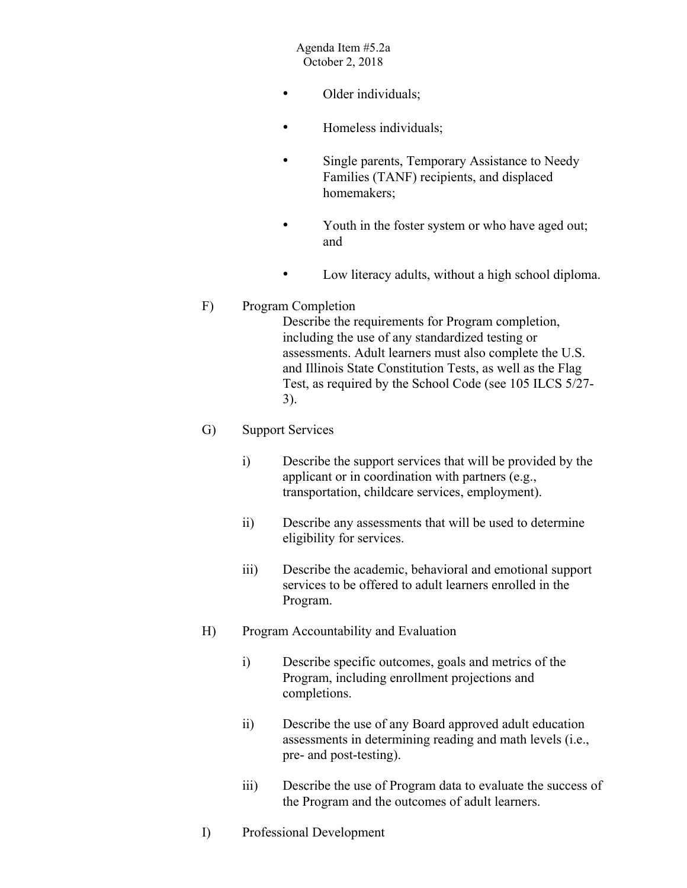- Older individuals;
- Homeless individuals;
- Single parents, Temporary Assistance to Needy Families (TANF) recipients, and displaced homemakers;
- Youth in the foster system or who have aged out; and
- Low literacy adults, without a high school diploma.

F) Program Completion

Describe the requirements for Program completion, including the use of any standardized testing or assessments. Adult learners must also complete the U.S. and Illinois State Constitution Tests, as well as the Flag Test, as required by the School Code (see 105 ILCS 5/27-3).

G) Support Services

i) Describe the support services that will be provided by the applicant or in coordination with partners (e.g., transportation, childcare services, employment).

ii) Describe any assessments that will be used to determine eligibility for services.

iii) Describe the academic, behavioral and emotional support services to be offered to adult learners enrolled in the Program.

H) Program Accountability and Evaluation

i) Describe specific outcomes, goals and metrics of the Program, including enrollment projections and completions.

ii) Describe the use of any Board approved adult education assessments in determining reading and math levels (i.e., pre- and post-testing).

iii) Describe the use of Program data to evaluate the success of the Program and the outcomes of adult learners.

I) Professional Development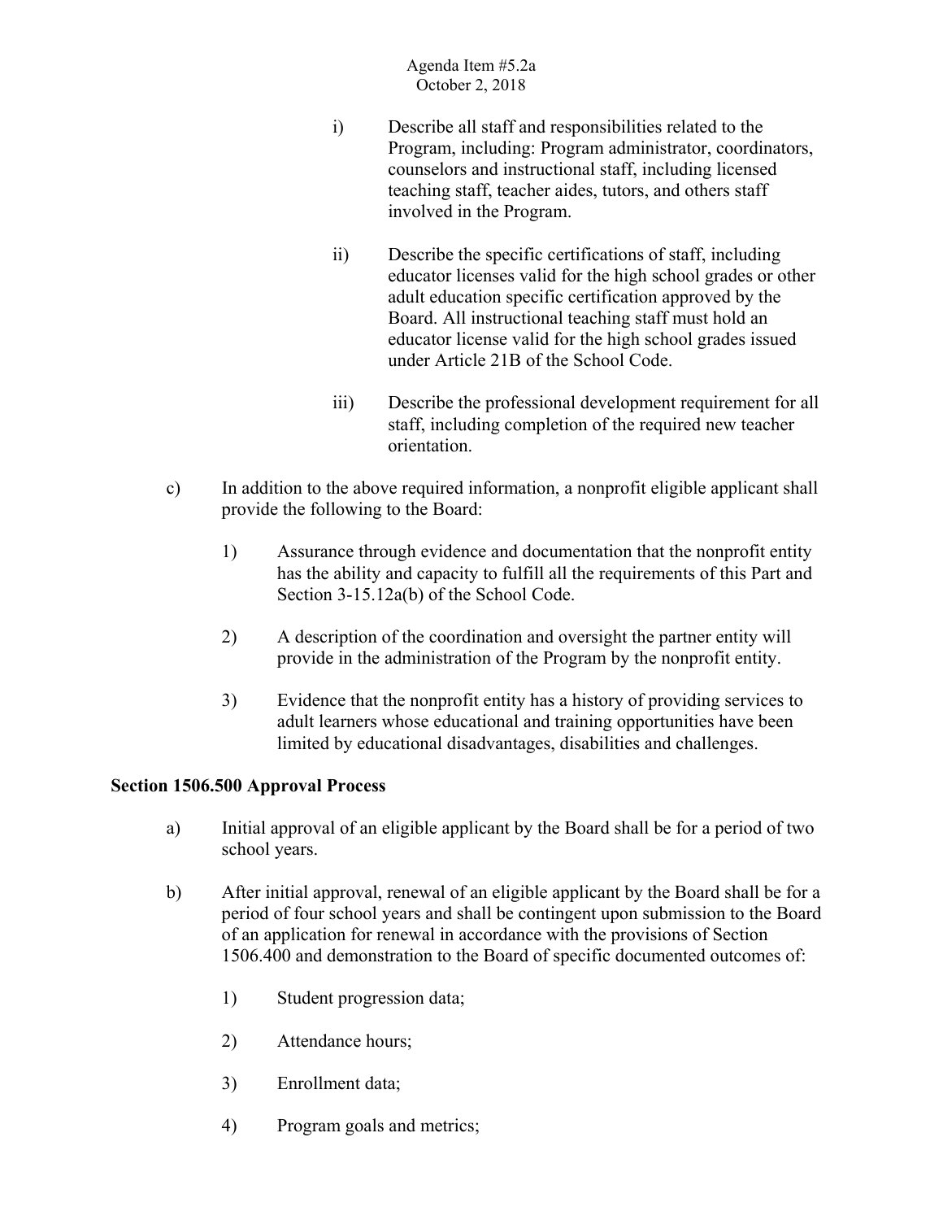i) Describe all staff and responsibilities related to the Program, including: Program administrator, coordinators, counselors and instructional staff, including licensed teaching staff, teacher aides, tutors, and others staff involved in the Program.

ii) Describe the specific certifications of staff, including educator licenses valid for the high school grades or other adult education specific certification approved by the Board. All instructional teaching staff must hold an educator license valid for the high school grades issued under Article 21B of the School Code.

iii) Describe the professional development requirement for all staff, including completion of the required new teacher orientation.

c) In addition to the above required information, a nonprofit eligible applicant shall provide the following to the Board:

1) Assurance through evidence and documentation that the nonprofit entity has the ability and capacity to fulfill all the requirements of this Part and Section 3-15.12a(b) of the School Code.

2) A description of the coordination and oversight the partner entity will provide in the administration of the Program by the nonprofit entity.

3) Evidence that the nonprofit entity has a history of providing services to adult learners whose educational and training opportunities have been limited by educational disadvantages, disabilities and challenges.

**Section 1506.500 Approval Process**

a) Initial approval of an eligible applicant by the Board shall be for a period of two school years.

b) After initial approval, renewal of an eligible applicant by the Board shall be for a period of four school years and shall be contingent upon submission to the Board of an application for renewal in accordance with the provisions of Section 1506.400 and demonstration to the Board of specific documented outcomes of:

1) Student progression data;

2) Attendance hours;

3) Enrollment data;

4) Program goals and metrics;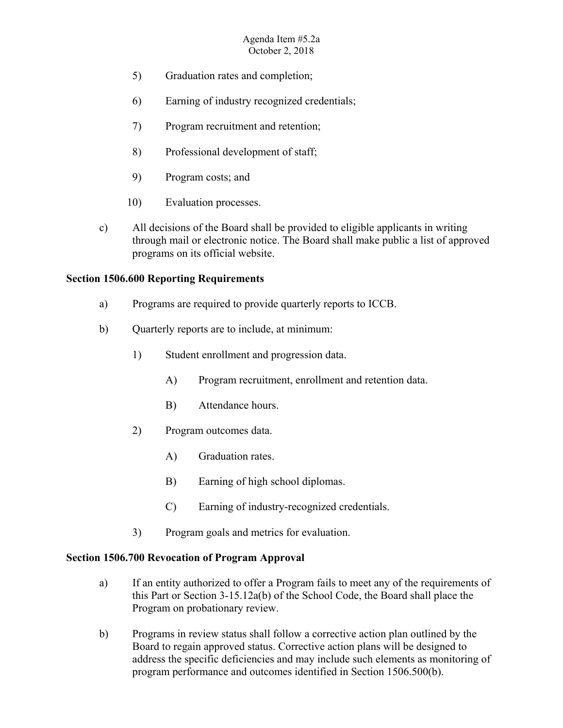5) Graduation rates and completion;

6) Earning of industry recognized credentials;

7) Program recruitment and retention;

8) Professional development of staff;

9) Program costs; and

10) Evaluation processes.

c) All decisions of the Board shall be provided to eligible applicants in writing through mail or electronic notice. The Board shall make public a list of approved programs on its official website.

**Section 1506.600 Reporting Requirements**

a) Programs are required to provide quarterly reports to ICCB.

b) Quarterly reports are to include, at minimum:

1) Student enrollment and progression data.

A) Program recruitment, enrollment and retention data.

B) Attendance hours.

2) Program outcomes data.

A) Graduation rates.

B) Earning of high school diplomas.

C) Earning of industry-recognized credentials.

3) Program goals and metrics for evaluation.

**Section 1506.700 Revocation of Program Approval**

a) If an entity authorized to offer a Program fails to meet any of the requirements of this Part or Section 3-15.12a(b) of the School Code, the Board shall place the Program on probationary review.

b) Programs in review status shall follow a corrective action plan outlined by the Board to regain approved status. Corrective action plans will be designed to address the specific deficiencies and may include such elements as monitoring of program performance and outcomes identified in Section 1506.500(b).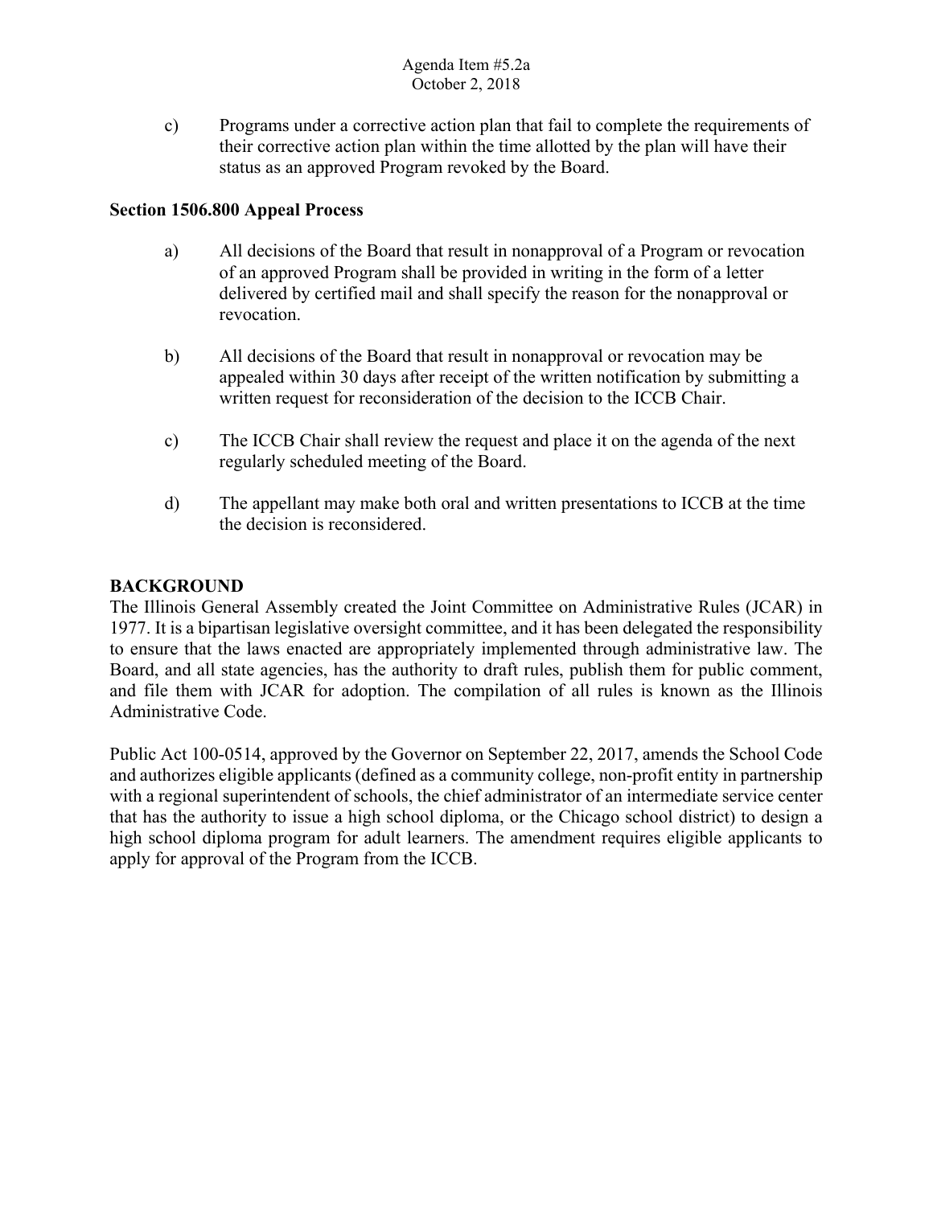c) Programs under a corrective action plan that fail to complete the requirements of their corrective action plan within the time allotted by the plan will have their status as an approved Program revoked by the Board.

**Section 1506.800 Appeal Process**

a) All decisions of the Board that result in nonapproval of a Program or revocation of an approved Program shall be provided in writing in the form of a letter delivered by certified mail and shall specify the reason for the nonapproval or revocation.

b) All decisions of the Board that result in nonapproval or revocation may be appealed within 30 days after receipt of the written notification by submitting a written request for reconsideration of the decision to the ICCB Chair.

c) The ICCB Chair shall review the request and place it on the agenda of the next regularly scheduled meeting of the Board.

d) The appellant may make both oral and written presentations to ICCB at the time the decision is reconsidered.

## BACKGROUND

The Illinois General Assembly created the Joint Committee on Administrative Rules (JCAR) in 1977. It is a bipartisan legislative oversight committee, and it has been delegated the responsibility to ensure that the laws enacted are appropriately implemented through administrative law. The Board, and all state agencies, has the authority to draft rules, publish them for public comment, and file them with JCAR for adoption. The compilation of all rules is known as the Illinois Administrative Code.

Public Act 100-0514, approved by the Governor on September 22, 2017, amends the School Code and authorizes eligible applicants (defined as a community college, non-profit entity in partnership with a regional superintendent of schools, the chief administrator of an intermediate service center that has the authority to issue a high school diploma, or the Chicago school district) to design a high school diploma program for adult learners. The amendment requires eligible applicants to apply for approval of the Program from the ICCB.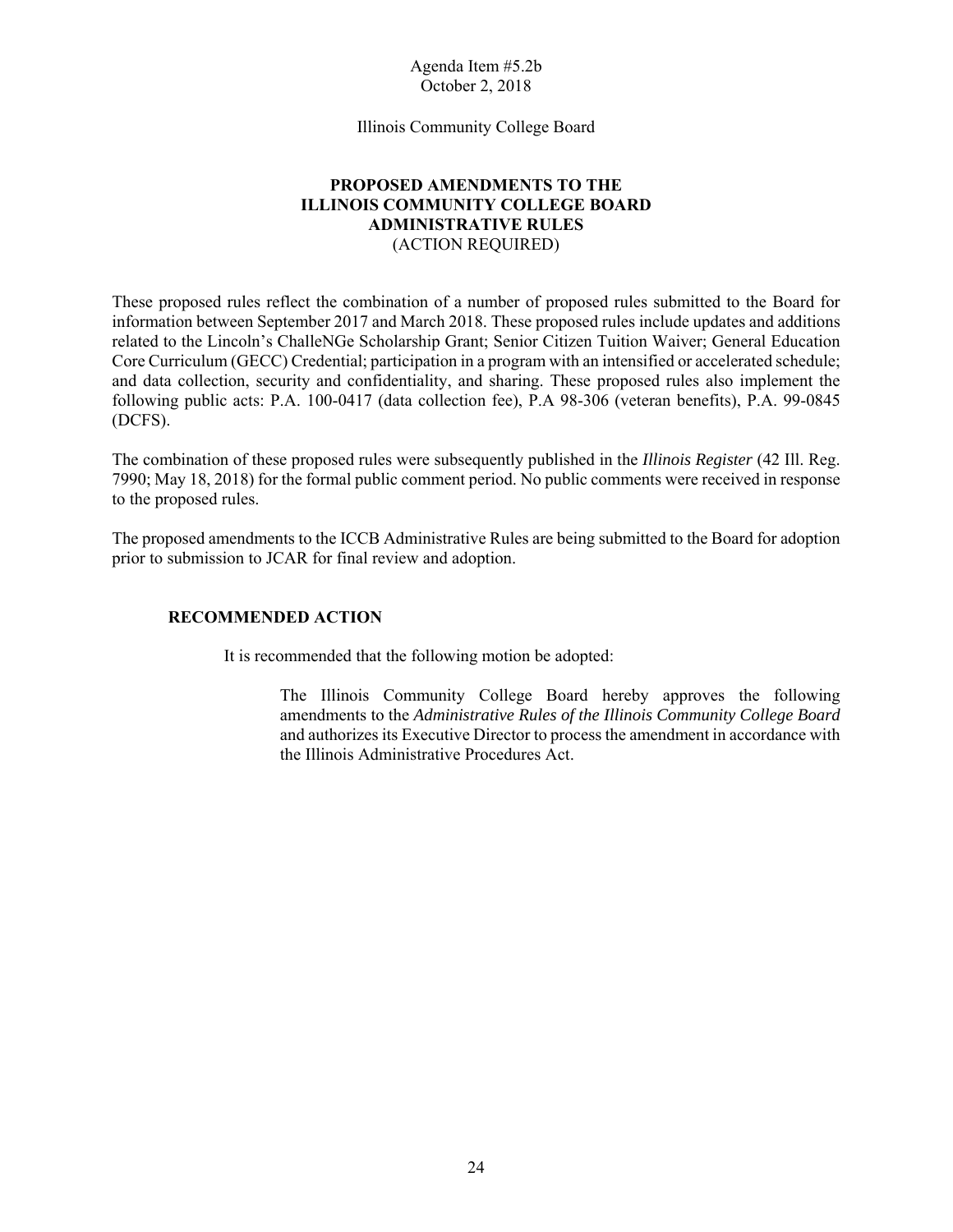Agenda Item #5.2b
October 2, 2018

Illinois Community College Board

# PROPOSED AMENDMENTS TO THE ILLINOIS COMMUNITY COLLEGE BOARD ADMINISTRATIVE RULES
(ACTION REQUIRED)

These proposed rules reflect the combination of a number of proposed rules submitted to the Board for information between September 2017 and March 2018. These proposed rules include updates and additions related to the Lincoln's ChalleNGe Scholarship Grant; Senior Citizen Tuition Waiver; General Education Core Curriculum (GECC) Credential; participation in a program with an intensified or accelerated schedule; and data collection, security and confidentiality, and sharing. These proposed rules also implement the following public acts: P.A. 100-0417 (data collection fee), P.A 98-306 (veteran benefits), P.A. 99-0845 (DCFS).

The combination of these proposed rules were subsequently published in the *Illinois Register* (42 Ill. Reg. 7990; May 18, 2018) for the formal public comment period. No public comments were received in response to the proposed rules.

The proposed amendments to the ICCB Administrative Rules are being submitted to the Board for adoption prior to submission to JCAR for final review and adoption.

## RECOMMENDED ACTION

It is recommended that the following motion be adopted:

> The Illinois Community College Board hereby approves the following amendments to the *Administrative Rules of the Illinois Community College Board* and authorizes its Executive Director to process the amendment in accordance with the Illinois Administrative Procedures Act.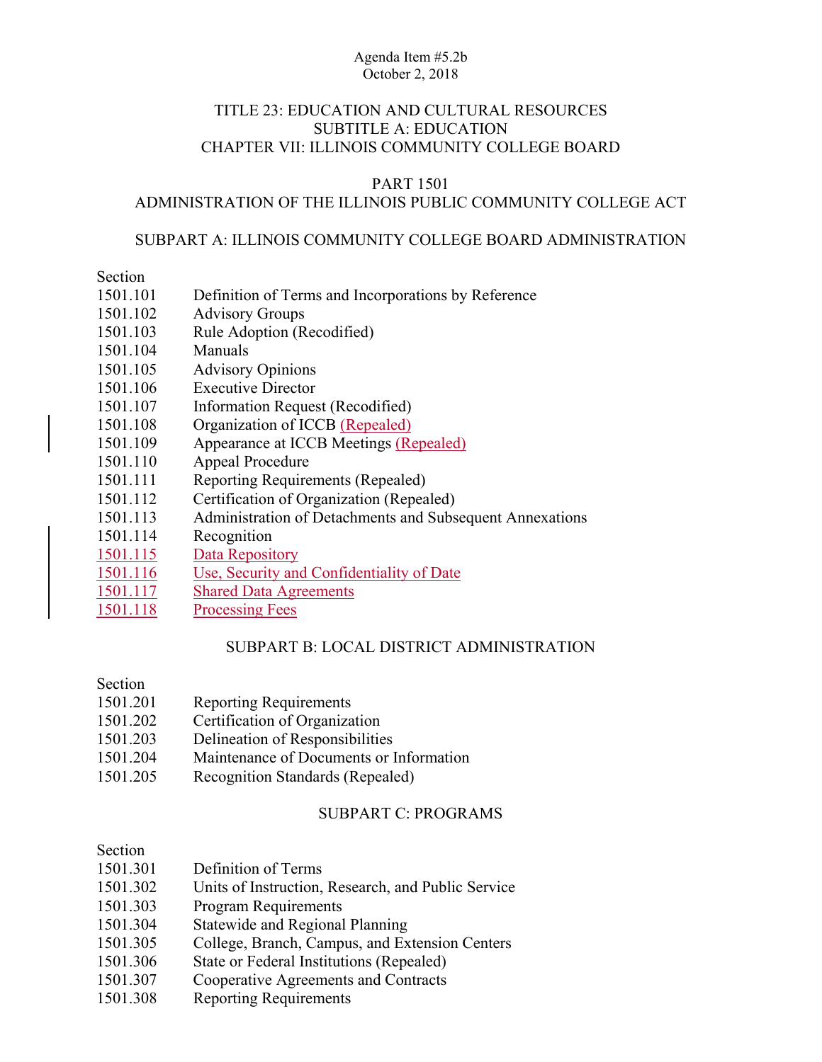Agenda Item #5.2b
October 2, 2018

TITLE 23: EDUCATION AND CULTURAL RESOURCES
SUBTITLE A: EDUCATION
CHAPTER VII: ILLINOIS COMMUNITY COLLEGE BOARD

PART 1501
ADMINISTRATION OF THE ILLINOIS PUBLIC COMMUNITY COLLEGE ACT

SUBPART A: ILLINOIS COMMUNITY COLLEGE BOARD ADMINISTRATION

| Section | |
|---|---|
| 1501.101 | Definition of Terms and Incorporations by Reference |
| 1501.102 | Advisory Groups |
| 1501.103 | Rule Adoption (Recodified) |
| 1501.104 | Manuals |
| 1501.105 | Advisory Opinions |
| 1501.106 | Executive Director |
| 1501.107 | Information Request (Recodified) |
| 1501.108 | Organization of ICCB (Repealed) |
| 1501.109 | Appearance at ICCB Meetings (Repealed) |
| 1501.110 | Appeal Procedure |
| 1501.111 | Reporting Requirements (Repealed) |
| 1501.112 | Certification of Organization (Repealed) |
| 1501.113 | Administration of Detachments and Subsequent Annexations |
| 1501.114 | Recognition |
| 1501.115 | Data Repository |
| 1501.116 | Use, Security and Confidentiality of Date |
| 1501.117 | Shared Data Agreements |
| 1501.118 | Processing Fees |

SUBPART B: LOCAL DISTRICT ADMINISTRATION

| Section | |
|---|---|
| 1501.201 | Reporting Requirements |
| 1501.202 | Certification of Organization |
| 1501.203 | Delineation of Responsibilities |
| 1501.204 | Maintenance of Documents or Information |
| 1501.205 | Recognition Standards (Repealed) |

SUBPART C: PROGRAMS

| Section | |
|---|---|
| 1501.301 | Definition of Terms |
| 1501.302 | Units of Instruction, Research, and Public Service |
| 1501.303 | Program Requirements |
| 1501.304 | Statewide and Regional Planning |
| 1501.305 | College, Branch, Campus, and Extension Centers |
| 1501.306 | State or Federal Institutions (Repealed) |
| 1501.307 | Cooperative Agreements and Contracts |
| 1501.308 | Reporting Requirements |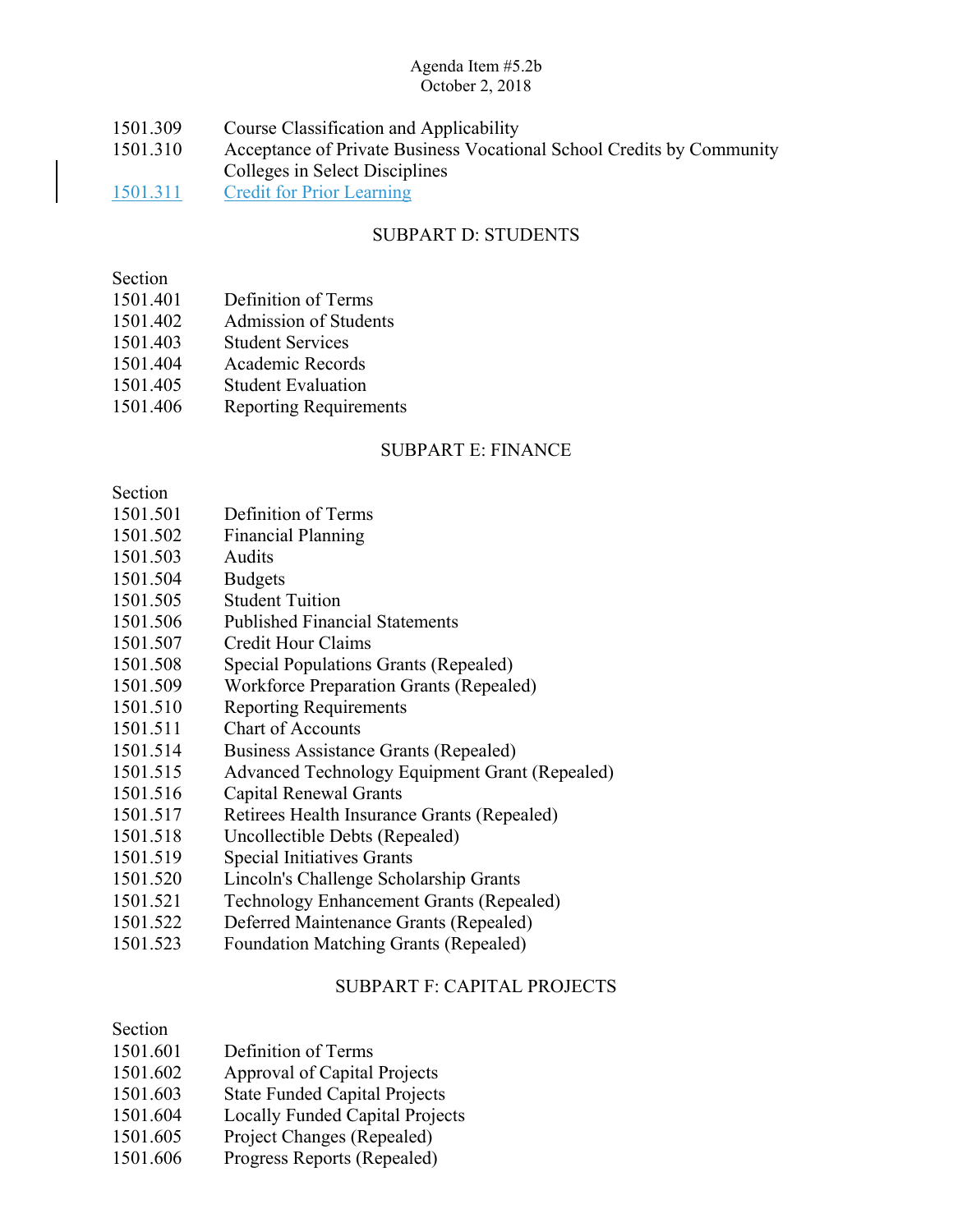Agenda Item #5.2b
October 2, 2018

1501.309 Course Classification and Applicability
1501.310 Acceptance of Private Business Vocational School Credits by Community Colleges in Select Disciplines
1501.311 Credit for Prior Learning

SUBPART D: STUDENTS

Section
1501.401 Definition of Terms
1501.402 Admission of Students
1501.403 Student Services
1501.404 Academic Records
1501.405 Student Evaluation
1501.406 Reporting Requirements

SUBPART E: FINANCE

Section
1501.501 Definition of Terms
1501.502 Financial Planning
1501.503 Audits
1501.504 Budgets
1501.505 Student Tuition
1501.506 Published Financial Statements
1501.507 Credit Hour Claims
1501.508 Special Populations Grants (Repealed)
1501.509 Workforce Preparation Grants (Repealed)
1501.510 Reporting Requirements
1501.511 Chart of Accounts
1501.514 Business Assistance Grants (Repealed)
1501.515 Advanced Technology Equipment Grant (Repealed)
1501.516 Capital Renewal Grants
1501.517 Retirees Health Insurance Grants (Repealed)
1501.518 Uncollectible Debts (Repealed)
1501.519 Special Initiatives Grants
1501.520 Lincoln's Challenge Scholarship Grants
1501.521 Technology Enhancement Grants (Repealed)
1501.522 Deferred Maintenance Grants (Repealed)
1501.523 Foundation Matching Grants (Repealed)

SUBPART F: CAPITAL PROJECTS

Section
1501.601 Definition of Terms
1501.602 Approval of Capital Projects
1501.603 State Funded Capital Projects
1501.604 Locally Funded Capital Projects
1501.605 Project Changes (Repealed)
1501.606 Progress Reports (Repealed)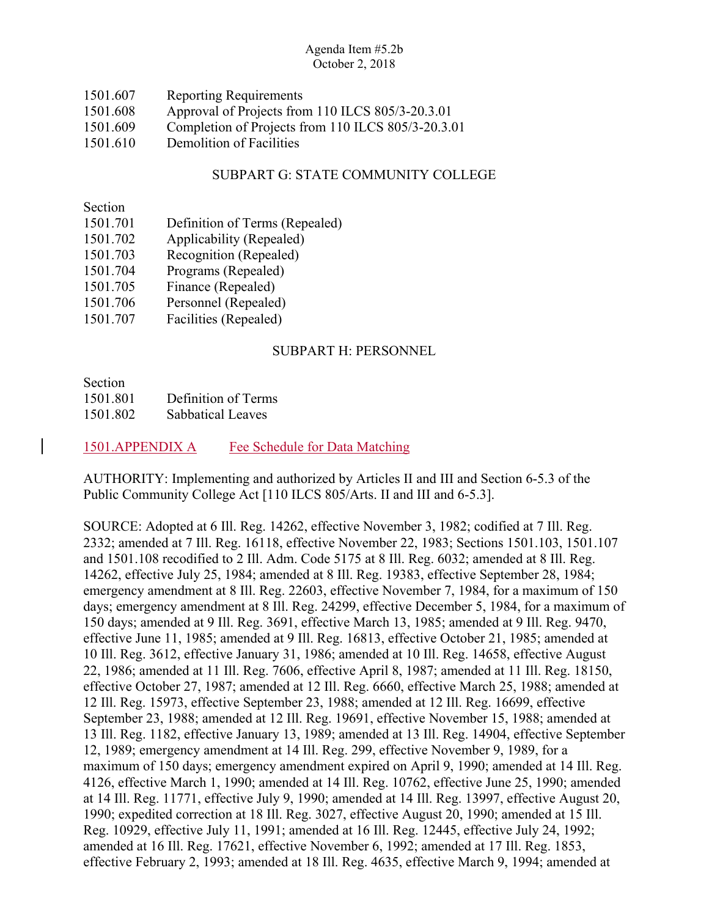Agenda Item #5.2b
October 2, 2018

| | |
|---|---|
| 1501.607 | Reporting Requirements |
| 1501.608 | Approval of Projects from 110 ILCS 805/3-20.3.01 |
| 1501.609 | Completion of Projects from 110 ILCS 805/3-20.3.01 |
| 1501.610 | Demolition of Facilities |

SUBPART G: STATE COMMUNITY COLLEGE

| Section | |
|---|---|
| 1501.701 | Definition of Terms (Repealed) |
| 1501.702 | Applicability (Repealed) |
| 1501.703 | Recognition (Repealed) |
| 1501.704 | Programs (Repealed) |
| 1501.705 | Finance (Repealed) |
| 1501.706 | Personnel (Repealed) |
| 1501.707 | Facilities (Repealed) |

SUBPART H: PERSONNEL

| Section | |
|---|---|
| 1501.801 | Definition of Terms |
| 1501.802 | Sabbatical Leaves |

1501.APPENDIX A Fee Schedule for Data Matching

AUTHORITY: Implementing and authorized by Articles II and III and Section 6-5.3 of the Public Community College Act [110 ILCS 805/Arts. II and III and 6-5.3].

SOURCE: Adopted at 6 Ill. Reg. 14262, effective November 3, 1982; codified at 7 Ill. Reg. 2332; amended at 7 Ill. Reg. 16118, effective November 22, 1983; Sections 1501.103, 1501.107 and 1501.108 recodified to 2 Ill. Adm. Code 5175 at 8 Ill. Reg. 6032; amended at 8 Ill. Reg. 14262, effective July 25, 1984; amended at 8 Ill. Reg. 19383, effective September 28, 1984; emergency amendment at 8 Ill. Reg. 22603, effective November 7, 1984, for a maximum of 150 days; emergency amendment at 8 Ill. Reg. 24299, effective December 5, 1984, for a maximum of 150 days; amended at 9 Ill. Reg. 3691, effective March 13, 1985; amended at 9 Ill. Reg. 9470, effective June 11, 1985; amended at 9 Ill. Reg. 16813, effective October 21, 1985; amended at 10 Ill. Reg. 3612, effective January 31, 1986; amended at 10 Ill. Reg. 14658, effective August 22, 1986; amended at 11 Ill. Reg. 7606, effective April 8, 1987; amended at 11 Ill. Reg. 18150, effective October 27, 1987; amended at 12 Ill. Reg. 6660, effective March 25, 1988; amended at 12 Ill. Reg. 15973, effective September 23, 1988; amended at 12 Ill. Reg. 16699, effective September 23, 1988; amended at 12 Ill. Reg. 19691, effective November 15, 1988; amended at 13 Ill. Reg. 1182, effective January 13, 1989; amended at 13 Ill. Reg. 14904, effective September 12, 1989; emergency amendment at 14 Ill. Reg. 299, effective November 9, 1989, for a maximum of 150 days; emergency amendment expired on April 9, 1990; amended at 14 Ill. Reg. 4126, effective March 1, 1990; amended at 14 Ill. Reg. 10762, effective June 25, 1990; amended at 14 Ill. Reg. 11771, effective July 9, 1990; amended at 14 Ill. Reg. 13997, effective August 20, 1990; expedited correction at 18 Ill. Reg. 3027, effective August 20, 1990; amended at 15 Ill. Reg. 10929, effective July 11, 1991; amended at 16 Ill. Reg. 12445, effective July 24, 1992; amended at 16 Ill. Reg. 17621, effective November 6, 1992; amended at 17 Ill. Reg. 1853, effective February 2, 1993; amended at 18 Ill. Reg. 4635, effective March 9, 1994; amended at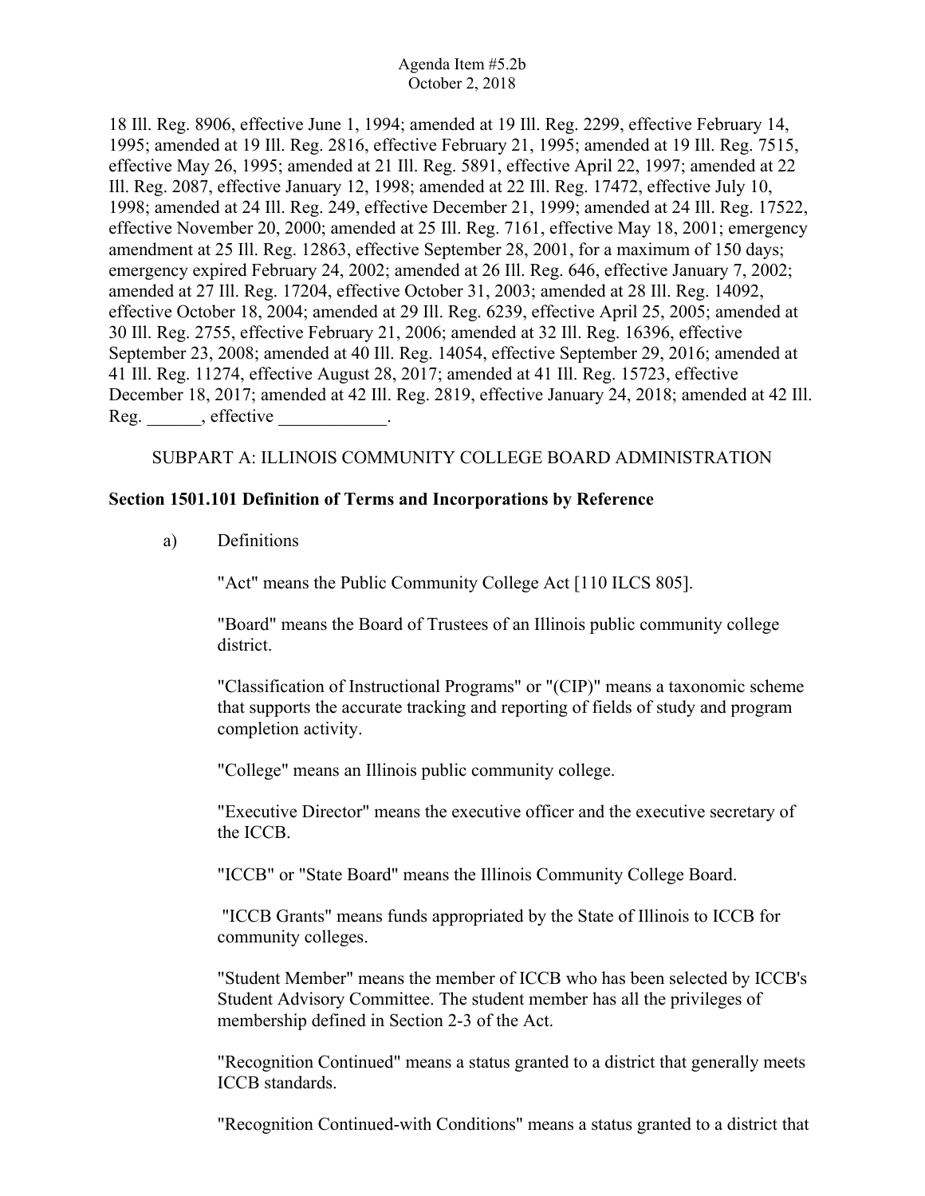18 Ill. Reg. 8906, effective June 1, 1994; amended at 19 Ill. Reg. 2299, effective February 14, 1995; amended at 19 Ill. Reg. 2816, effective February 21, 1995; amended at 19 Ill. Reg. 7515, effective May 26, 1995; amended at 21 Ill. Reg. 5891, effective April 22, 1997; amended at 22 Ill. Reg. 2087, effective January 12, 1998; amended at 22 Ill. Reg. 17472, effective July 10, 1998; amended at 24 Ill. Reg. 249, effective December 21, 1999; amended at 24 Ill. Reg. 17522, effective November 20, 2000; amended at 25 Ill. Reg. 7161, effective May 18, 2001; emergency amendment at 25 Ill. Reg. 12863, effective September 28, 2001, for a maximum of 150 days; emergency expired February 24, 2002; amended at 26 Ill. Reg. 646, effective January 7, 2002; amended at 27 Ill. Reg. 17204, effective October 31, 2003; amended at 28 Ill. Reg. 14092, effective October 18, 2004; amended at 29 Ill. Reg. 6239, effective April 25, 2005; amended at 30 Ill. Reg. 2755, effective February 21, 2006; amended at 32 Ill. Reg. 16396, effective September 23, 2008; amended at 40 Ill. Reg. 14054, effective September 29, 2016; amended at 41 Ill. Reg. 11274, effective August 28, 2017; amended at 41 Ill. Reg. 15723, effective December 18, 2017; amended at 42 Ill. Reg. 2819, effective January 24, 2018; amended at 42 Ill. Reg. ______, effective ____________.

SUBPART A: ILLINOIS COMMUNITY COLLEGE BOARD ADMINISTRATION

**Section 1501.101 Definition of Terms and Incorporations by Reference**

a) Definitions

"Act" means the Public Community College Act [110 ILCS 805].

"Board" means the Board of Trustees of an Illinois public community college district.

"Classification of Instructional Programs" or "(CIP)" means a taxonomic scheme that supports the accurate tracking and reporting of fields of study and program completion activity.

"College" means an Illinois public community college.

"Executive Director" means the executive officer and the executive secretary of the ICCB.

"ICCB" or "State Board" means the Illinois Community College Board.

"ICCB Grants" means funds appropriated by the State of Illinois to ICCB for community colleges.

"Student Member" means the member of ICCB who has been selected by ICCB's Student Advisory Committee. The student member has all the privileges of membership defined in Section 2-3 of the Act.

"Recognition Continued" means a status granted to a district that generally meets ICCB standards.

"Recognition Continued-with Conditions" means a status granted to a district that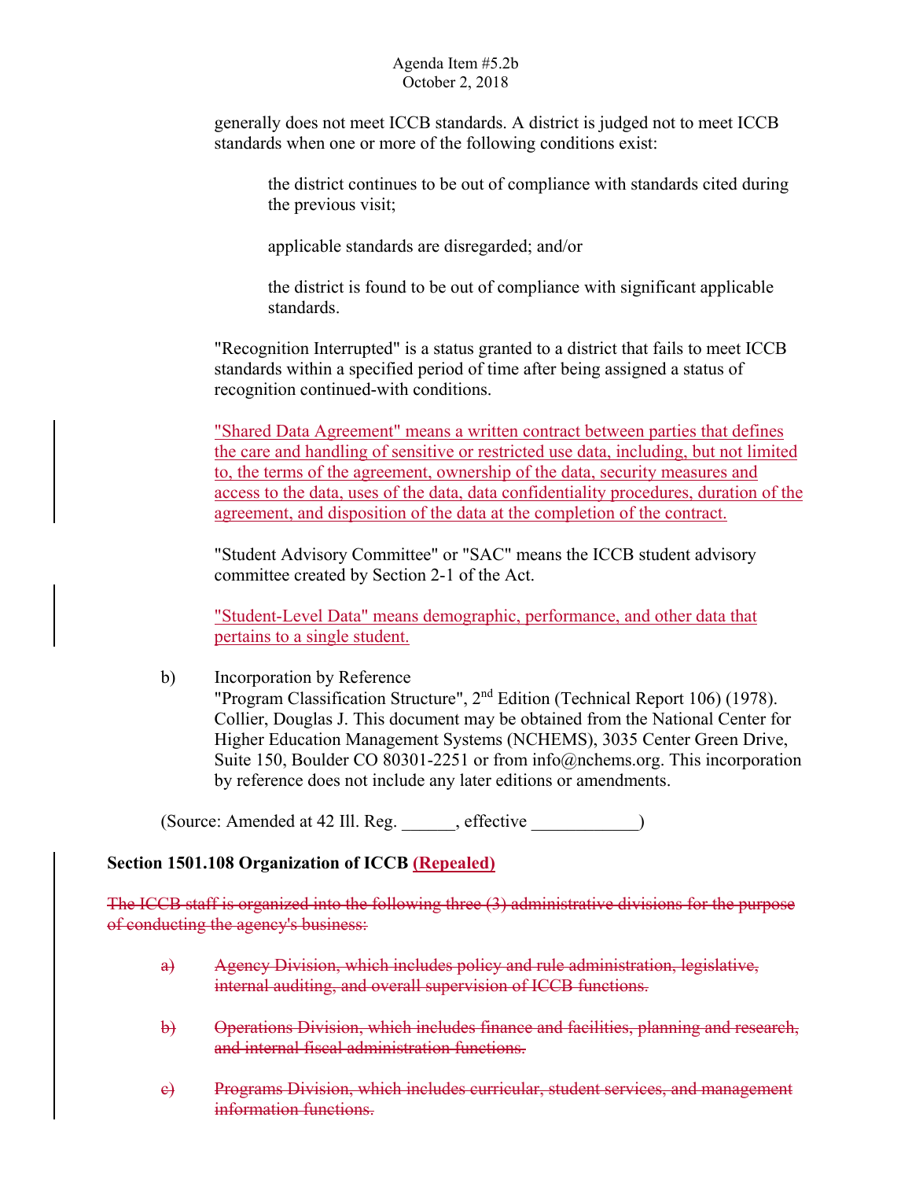generally does not meet ICCB standards. A district is judged not to meet ICCB standards when one or more of the following conditions exist:

> the district continues to be out of compliance with standards cited during the previous visit;
>
> applicable standards are disregarded; and/or
>
> the district is found to be out of compliance with significant applicable standards.

"Recognition Interrupted" is a status granted to a district that fails to meet ICCB standards within a specified period of time after being assigned a status of recognition continued-with conditions.

<u>"Shared Data Agreement" means a written contract between parties that defines the care and handling of sensitive or restricted use data, including, but not limited to, the terms of the agreement, ownership of the data, security measures and access to the data, uses of the data, data confidentiality procedures, duration of the agreement, and disposition of the data at the completion of the contract.</u>

"Student Advisory Committee" or "SAC" means the ICCB student advisory committee created by Section 2-1 of the Act.

<u>"Student-Level Data" means demographic, performance, and other data that pertains to a single student.</u>

b) Incorporation by Reference
"Program Classification Structure", 2nd Edition (Technical Report 106) (1978). Collier, Douglas J. This document may be obtained from the National Center for Higher Education Management Systems (NCHEMS), 3035 Center Green Drive, Suite 150, Boulder CO 80301-2251 or from info@nchems.org. This incorporation by reference does not include any later editions or amendments.

(Source: Amended at 42 Ill. Reg. ______, effective ____________)

**Section 1501.108 Organization of ICCB <u>(Repealed)</u>**

~~The ICCB staff is organized into the following three (3) administrative divisions for the purpose of conducting the agency's business:~~

~~a) Agency Division, which includes policy and rule administration, legislative, internal auditing, and overall supervision of ICCB functions.~~

~~b) Operations Division, which includes finance and facilities, planning and research, and internal fiscal administration functions.~~

~~c) Programs Division, which includes curricular, student services, and management information functions.~~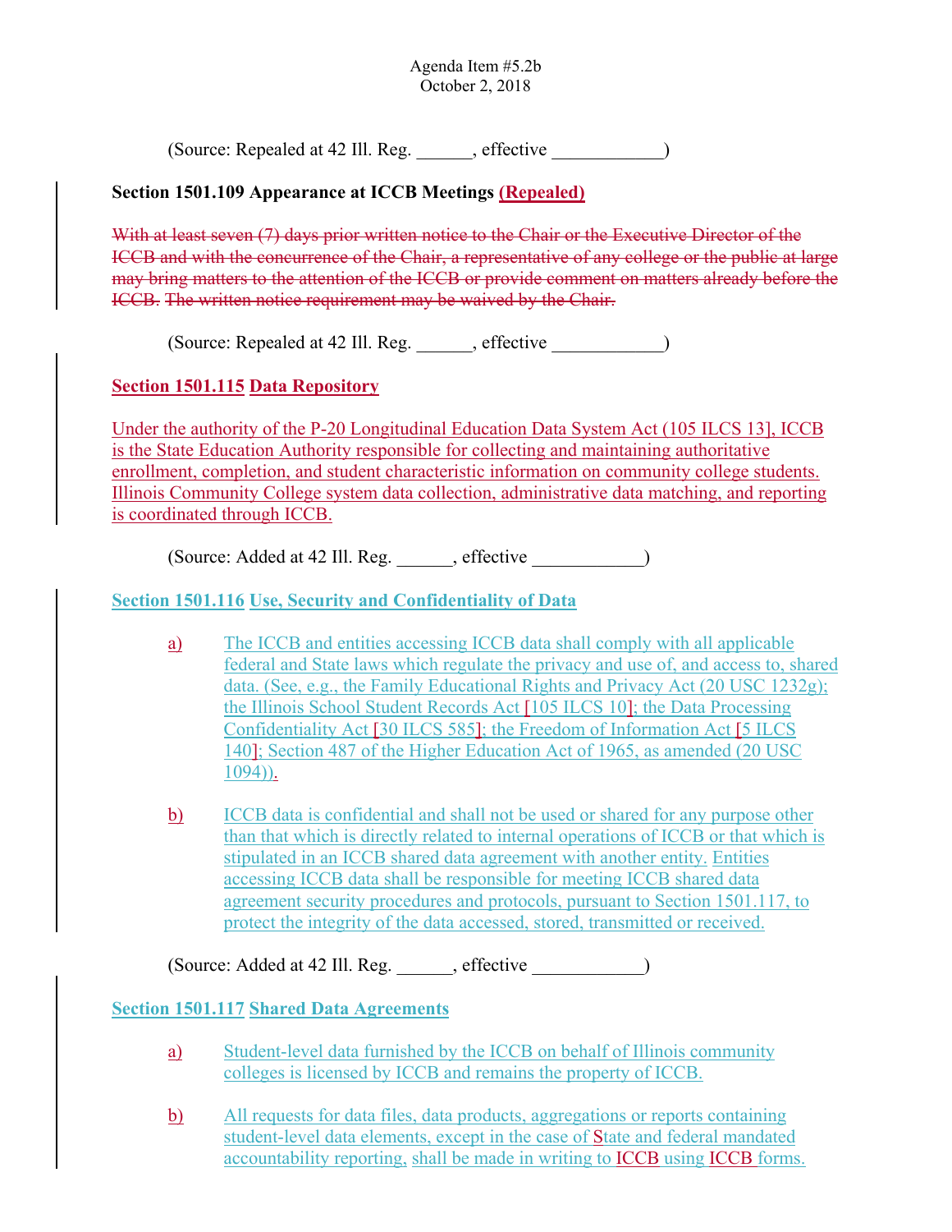(Source: Repealed at 42 Ill. Reg. ______, effective ____________)

**Section 1501.109 Appearance at ICCB Meetings (Repealed)**

~~With at least seven (7) days prior written notice to the Chair or the Executive Director of the ICCB and with the concurrence of the Chair, a representative of any college or the public at large may bring matters to the attention of the ICCB or provide comment on matters already before the ICCB. The written notice requirement may be waived by the Chair.~~

(Source: Repealed at 42 Ill. Reg. ______, effective ____________)

**Section 1501.115 Data Repository**

Under the authority of the P-20 Longitudinal Education Data System Act (105 ILCS 13], ICCB is the State Education Authority responsible for collecting and maintaining authoritative enrollment, completion, and student characteristic information on community college students. Illinois Community College system data collection, administrative data matching, and reporting is coordinated through ICCB.

(Source: Added at 42 Ill. Reg. ______, effective ____________)

**Section 1501.116 Use, Security and Confidentiality of Data**

a) The ICCB and entities accessing ICCB data shall comply with all applicable federal and State laws which regulate the privacy and use of, and access to, shared data. (See, e.g., the Family Educational Rights and Privacy Act (20 USC 1232g); the Illinois School Student Records Act [105 ILCS 10]; the Data Processing Confidentiality Act [30 ILCS 585]; the Freedom of Information Act [5 ILCS 140]; Section 487 of the Higher Education Act of 1965, as amended (20 USC 1094)).

b) ICCB data is confidential and shall not be used or shared for any purpose other than that which is directly related to internal operations of ICCB or that which is stipulated in an ICCB shared data agreement with another entity. Entities accessing ICCB data shall be responsible for meeting ICCB shared data agreement security procedures and protocols, pursuant to Section 1501.117, to protect the integrity of the data accessed, stored, transmitted or received.

(Source: Added at 42 Ill. Reg. ______, effective ____________)

**Section 1501.117 Shared Data Agreements**

a) Student-level data furnished by the ICCB on behalf of Illinois community colleges is licensed by ICCB and remains the property of ICCB.

b) All requests for data files, data products, aggregations or reports containing student-level data elements, except in the case of State and federal mandated accountability reporting, shall be made in writing to ICCB using ICCB forms.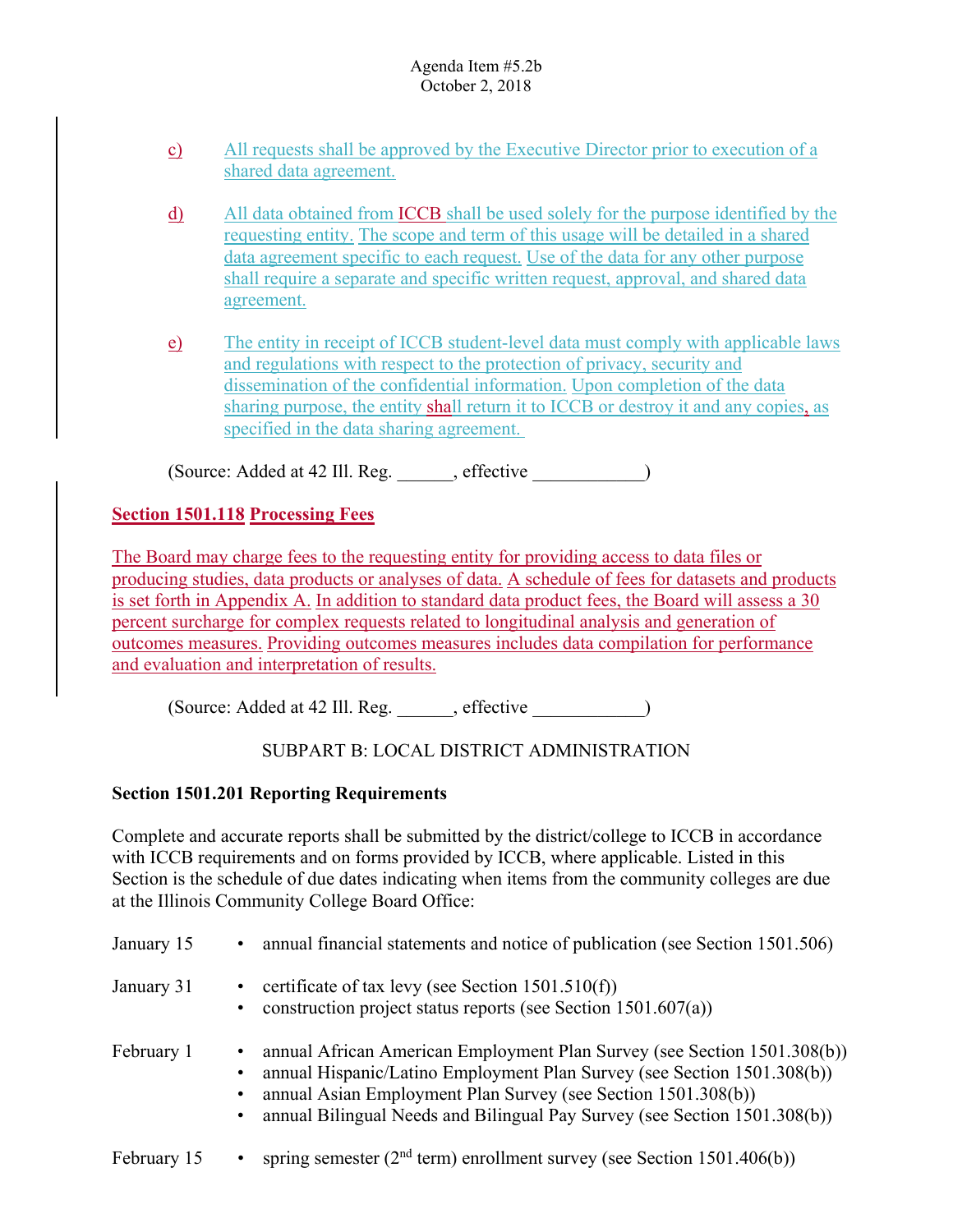Agenda Item #5.2b
October 2, 2018

c) All requests shall be approved by the Executive Director prior to execution of a shared data agreement.

d) All data obtained from ICCB shall be used solely for the purpose identified by the requesting entity. The scope and term of this usage will be detailed in a shared data agreement specific to each request. Use of the data for any other purpose shall require a separate and specific written request, approval, and shared data agreement.

e) The entity in receipt of ICCB student-level data must comply with applicable laws and regulations with respect to the protection of privacy, security and dissemination of the confidential information. Upon completion of the data sharing purpose, the entity shall return it to ICCB or destroy it and any copies, as specified in the data sharing agreement.

(Source: Added at 42 Ill. Reg. ______, effective ____________)

**Section 1501.118 Processing Fees**

The Board may charge fees to the requesting entity for providing access to data files or producing studies, data products or analyses of data. A schedule of fees for datasets and products is set forth in Appendix A. In addition to standard data product fees, the Board will assess a 30 percent surcharge for complex requests related to longitudinal analysis and generation of outcomes measures. Providing outcomes measures includes data compilation for performance and evaluation and interpretation of results.

(Source: Added at 42 Ill. Reg. ______, effective ____________)

SUBPART B: LOCAL DISTRICT ADMINISTRATION

**Section 1501.201 Reporting Requirements**

Complete and accurate reports shall be submitted by the district/college to ICCB in accordance with ICCB requirements and on forms provided by ICCB, where applicable. Listed in this Section is the schedule of due dates indicating when items from the community colleges are due at the Illinois Community College Board Office:

January 15
- annual financial statements and notice of publication (see Section 1501.506)

January 31
- certificate of tax levy (see Section 1501.510(f))
- construction project status reports (see Section 1501.607(a))

February 1
- annual African American Employment Plan Survey (see Section 1501.308(b))
- annual Hispanic/Latino Employment Plan Survey (see Section 1501.308(b))
- annual Asian Employment Plan Survey (see Section 1501.308(b))
- annual Bilingual Needs and Bilingual Pay Survey (see Section 1501.308(b))

February 15
- spring semester (2nd term) enrollment survey (see Section 1501.406(b))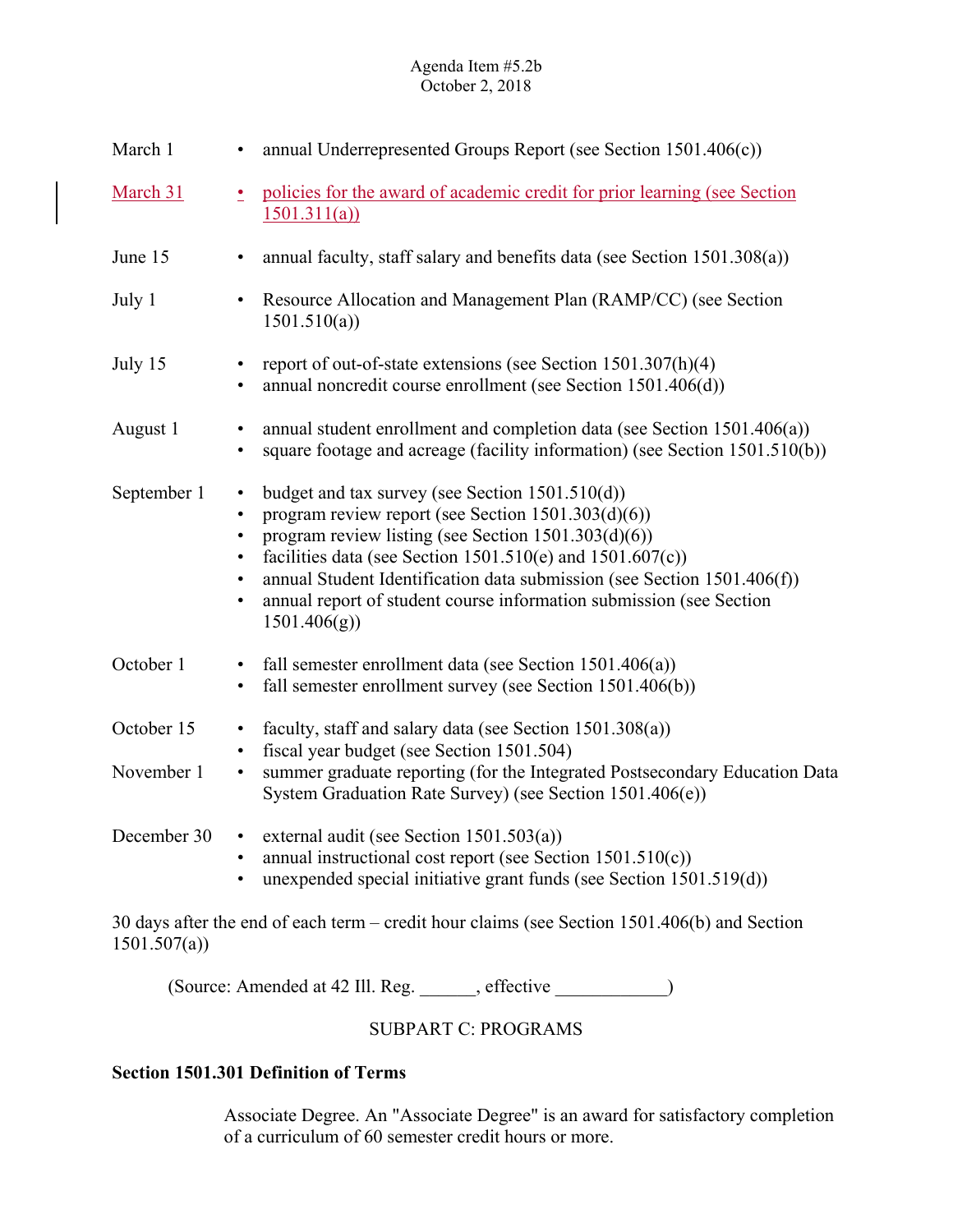Agenda Item #5.2b
October 2, 2018

| | |
|---|---|
| March 1 | • annual Underrepresented Groups Report (see Section 1501.406(c)) |
| March 31 | • policies for the award of academic credit for prior learning (see Section 1501.311(a)) |
| June 15 | • annual faculty, staff salary and benefits data (see Section 1501.308(a)) |
| July 1 | • Resource Allocation and Management Plan (RAMP/CC) (see Section 1501.510(a)) |
| July 15 | • report of out-of-state extensions (see Section 1501.307(h)(4)<br>• annual noncredit course enrollment (see Section 1501.406(d)) |
| August 1 | • annual student enrollment and completion data (see Section 1501.406(a))<br>• square footage and acreage (facility information) (see Section 1501.510(b)) |
| September 1 | • budget and tax survey (see Section 1501.510(d))<br>• program review report (see Section 1501.303(d)(6))<br>• program review listing (see Section 1501.303(d)(6))<br>• facilities data (see Section 1501.510(e) and 1501.607(c))<br>• annual Student Identification data submission (see Section 1501.406(f))<br>• annual report of student course information submission (see Section 1501.406(g)) |
| October 1 | • fall semester enrollment data (see Section 1501.406(a))<br>• fall semester enrollment survey (see Section 1501.406(b)) |
| October 15 | • faculty, staff and salary data (see Section 1501.308(a))<br>• fiscal year budget (see Section 1501.504) |
| November 1 | • summer graduate reporting (for the Integrated Postsecondary Education Data System Graduation Rate Survey) (see Section 1501.406(e)) |
| December 30 | • external audit (see Section 1501.503(a))<br>• annual instructional cost report (see Section 1501.510(c))<br>• unexpended special initiative grant funds (see Section 1501.519(d)) |

30 days after the end of each term – credit hour claims (see Section 1501.406(b) and Section 1501.507(a))

(Source: Amended at 42 Ill. Reg. ______, effective ____________)

SUBPART C: PROGRAMS

**Section 1501.301 Definition of Terms**

Associate Degree. An "Associate Degree" is an award for satisfactory completion of a curriculum of 60 semester credit hours or more.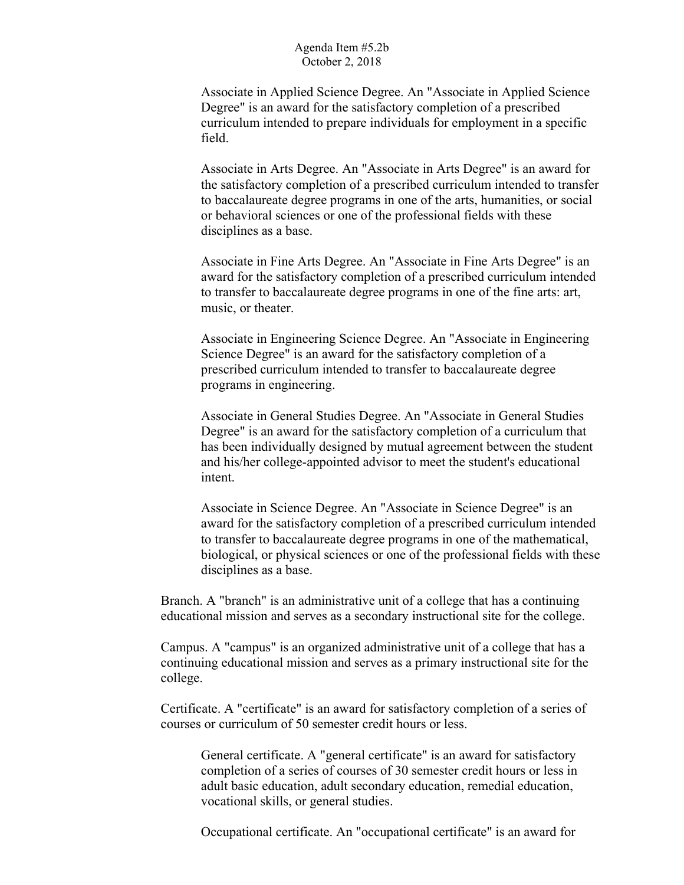Associate in Applied Science Degree. An "Associate in Applied Science Degree" is an award for the satisfactory completion of a prescribed curriculum intended to prepare individuals for employment in a specific field.

Associate in Arts Degree. An "Associate in Arts Degree" is an award for the satisfactory completion of a prescribed curriculum intended to transfer to baccalaureate degree programs in one of the arts, humanities, or social or behavioral sciences or one of the professional fields with these disciplines as a base.

Associate in Fine Arts Degree. An "Associate in Fine Arts Degree" is an award for the satisfactory completion of a prescribed curriculum intended to transfer to baccalaureate degree programs in one of the fine arts: art, music, or theater.

Associate in Engineering Science Degree. An "Associate in Engineering Science Degree" is an award for the satisfactory completion of a prescribed curriculum intended to transfer to baccalaureate degree programs in engineering.

Associate in General Studies Degree. An "Associate in General Studies Degree" is an award for the satisfactory completion of a curriculum that has been individually designed by mutual agreement between the student and his/her college-appointed advisor to meet the student's educational intent.

Associate in Science Degree. An "Associate in Science Degree" is an award for the satisfactory completion of a prescribed curriculum intended to transfer to baccalaureate degree programs in one of the mathematical, biological, or physical sciences or one of the professional fields with these disciplines as a base.

Branch. A "branch" is an administrative unit of a college that has a continuing educational mission and serves as a secondary instructional site for the college.

Campus. A "campus" is an organized administrative unit of a college that has a continuing educational mission and serves as a primary instructional site for the college.

Certificate. A "certificate" is an award for satisfactory completion of a series of courses or curriculum of 50 semester credit hours or less.

General certificate. A "general certificate" is an award for satisfactory completion of a series of courses of 30 semester credit hours or less in adult basic education, adult secondary education, remedial education, vocational skills, or general studies.

Occupational certificate. An "occupational certificate" is an award for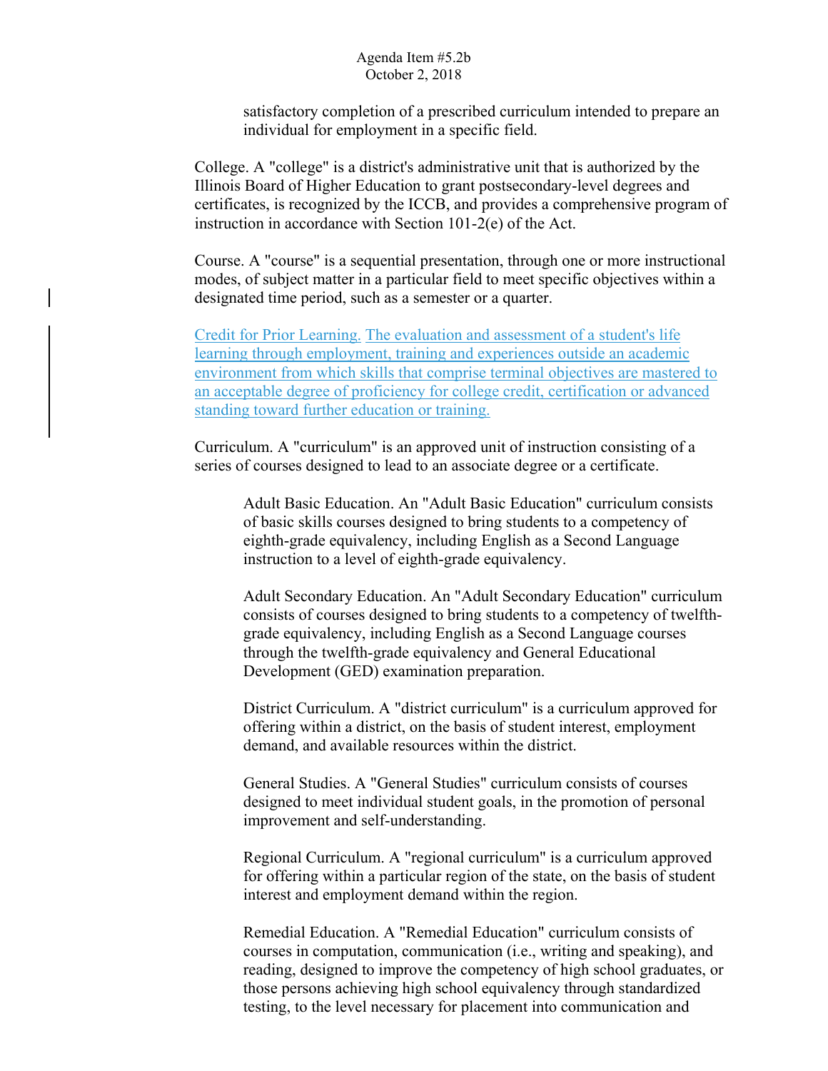satisfactory completion of a prescribed curriculum intended to prepare an individual for employment in a specific field.

College. A "college" is a district's administrative unit that is authorized by the Illinois Board of Higher Education to grant postsecondary-level degrees and certificates, is recognized by the ICCB, and provides a comprehensive program of instruction in accordance with Section 101-2(e) of the Act.

Course. A "course" is a sequential presentation, through one or more instructional modes, of subject matter in a particular field to meet specific objectives within a designated time period, such as a semester or a quarter.

Credit for Prior Learning. The evaluation and assessment of a student's life learning through employment, training and experiences outside an academic environment from which skills that comprise terminal objectives are mastered to an acceptable degree of proficiency for college credit, certification or advanced standing toward further education or training.

Curriculum. A "curriculum" is an approved unit of instruction consisting of a series of courses designed to lead to an associate degree or a certificate.

Adult Basic Education. An "Adult Basic Education" curriculum consists of basic skills courses designed to bring students to a competency of eighth-grade equivalency, including English as a Second Language instruction to a level of eighth-grade equivalency.

Adult Secondary Education. An "Adult Secondary Education" curriculum consists of courses designed to bring students to a competency of twelfth-grade equivalency, including English as a Second Language courses through the twelfth-grade equivalency and General Educational Development (GED) examination preparation.

District Curriculum. A "district curriculum" is a curriculum approved for offering within a district, on the basis of student interest, employment demand, and available resources within the district.

General Studies. A "General Studies" curriculum consists of courses designed to meet individual student goals, in the promotion of personal improvement and self-understanding.

Regional Curriculum. A "regional curriculum" is a curriculum approved for offering within a particular region of the state, on the basis of student interest and employment demand within the region.

Remedial Education. A "Remedial Education" curriculum consists of courses in computation, communication (i.e., writing and speaking), and reading, designed to improve the competency of high school graduates, or those persons achieving high school equivalency through standardized testing, to the level necessary for placement into communication and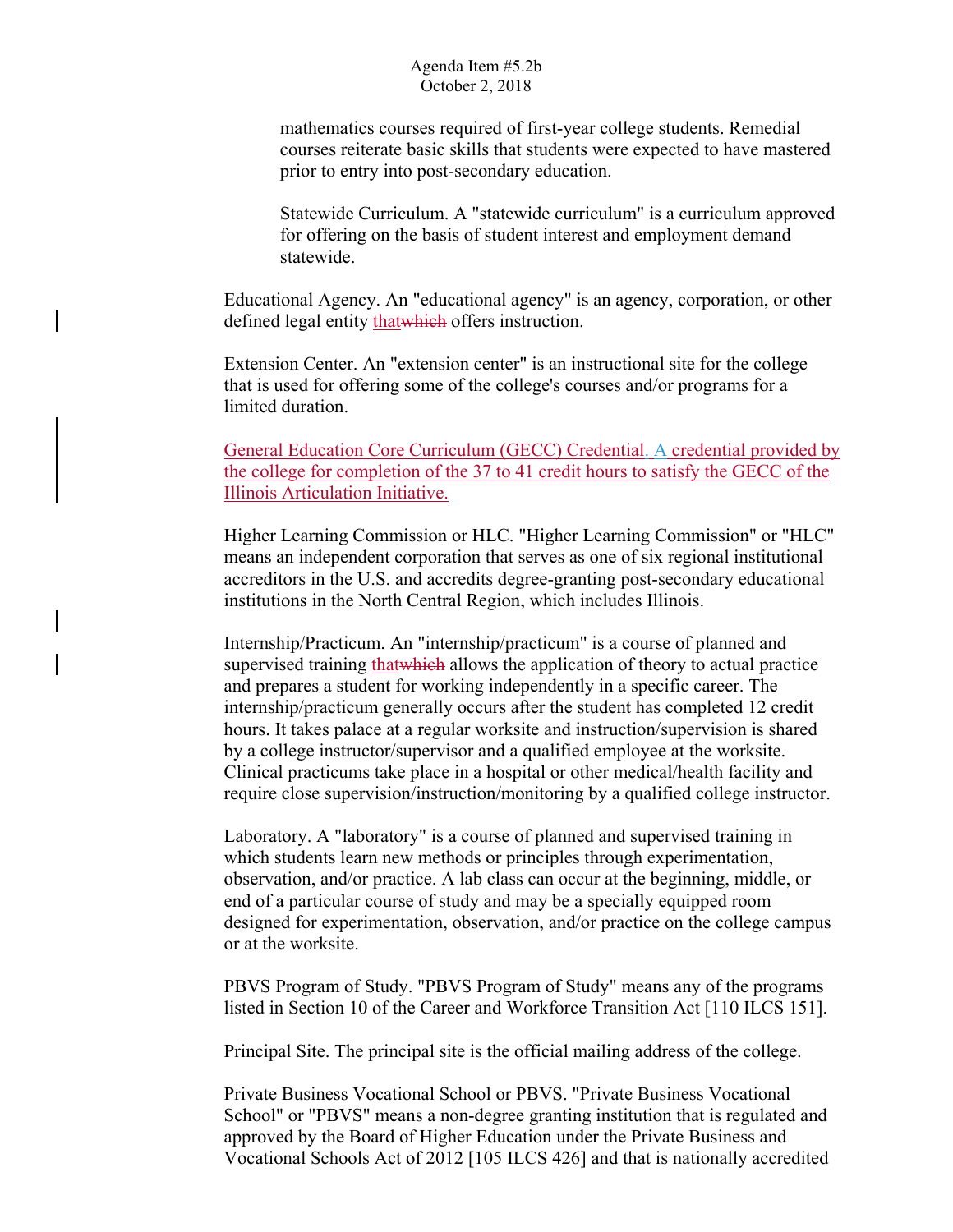mathematics courses required of first-year college students. Remedial courses reiterate basic skills that students were expected to have mastered prior to entry into post-secondary education.

Statewide Curriculum. A "statewide curriculum" is a curriculum approved for offering on the basis of student interest and employment demand statewide.

Educational Agency. An "educational agency" is an agency, corporation, or other defined legal entity that~~which~~ offers instruction.

Extension Center. An "extension center" is an instructional site for the college that is used for offering some of the college's courses and/or programs for a limited duration.

General Education Core Curriculum (GECC) Credential. A credential provided by the college for completion of the 37 to 41 credit hours to satisfy the GECC of the Illinois Articulation Initiative.

Higher Learning Commission or HLC. "Higher Learning Commission" or "HLC" means an independent corporation that serves as one of six regional institutional accreditors in the U.S. and accredits degree-granting post-secondary educational institutions in the North Central Region, which includes Illinois.

Internship/Practicum. An "internship/practicum" is a course of planned and supervised training that~~which~~ allows the application of theory to actual practice and prepares a student for working independently in a specific career. The internship/practicum generally occurs after the student has completed 12 credit hours. It takes palace at a regular worksite and instruction/supervision is shared by a college instructor/supervisor and a qualified employee at the worksite. Clinical practicums take place in a hospital or other medical/health facility and require close supervision/instruction/monitoring by a qualified college instructor.

Laboratory. A "laboratory" is a course of planned and supervised training in which students learn new methods or principles through experimentation, observation, and/or practice. A lab class can occur at the beginning, middle, or end of a particular course of study and may be a specially equipped room designed for experimentation, observation, and/or practice on the college campus or at the worksite.

PBVS Program of Study. "PBVS Program of Study" means any of the programs listed in Section 10 of the Career and Workforce Transition Act [110 ILCS 151].

Principal Site. The principal site is the official mailing address of the college.

Private Business Vocational School or PBVS. "Private Business Vocational School" or "PBVS" means a non-degree granting institution that is regulated and approved by the Board of Higher Education under the Private Business and Vocational Schools Act of 2012 [105 ILCS 426] and that is nationally accredited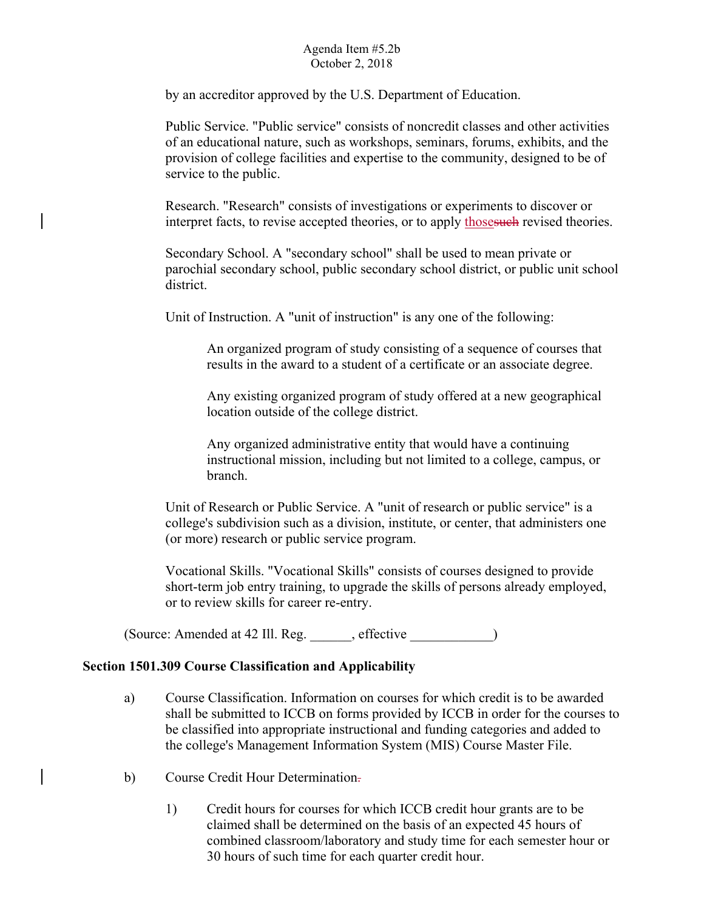by an accreditor approved by the U.S. Department of Education.

Public Service. "Public service" consists of noncredit classes and other activities of an educational nature, such as workshops, seminars, forums, exhibits, and the provision of college facilities and expertise to the community, designed to be of service to the public.

Research. "Research" consists of investigations or experiments to discover or interpret facts, to revise accepted theories, or to apply <u>those</u>~~such~~ revised theories.

Secondary School. A "secondary school" shall be used to mean private or parochial secondary school, public secondary school district, or public unit school district.

Unit of Instruction. A "unit of instruction" is any one of the following:

> An organized program of study consisting of a sequence of courses that results in the award to a student of a certificate or an associate degree.
>
> Any existing organized program of study offered at a new geographical location outside of the college district.
>
> Any organized administrative entity that would have a continuing instructional mission, including but not limited to a college, campus, or branch.

Unit of Research or Public Service. A "unit of research or public service" is a college's subdivision such as a division, institute, or center, that administers one (or more) research or public service program.

Vocational Skills. "Vocational Skills" consists of courses designed to provide short-term job entry training, to upgrade the skills of persons already employed, or to review skills for career re-entry.

(Source: Amended at 42 Ill. Reg. ______, effective ____________)

**Section 1501.309 Course Classification and Applicability**

a) Course Classification. Information on courses for which credit is to be awarded shall be submitted to ICCB on forms provided by ICCB in order for the courses to be classified into appropriate instructional and funding categories and added to the college's Management Information System (MIS) Course Master File.

b) Course Credit Hour Determination~~.~~

1) Credit hours for courses for which ICCB credit hour grants are to be claimed shall be determined on the basis of an expected 45 hours of combined classroom/laboratory and study time for each semester hour or 30 hours of such time for each quarter credit hour.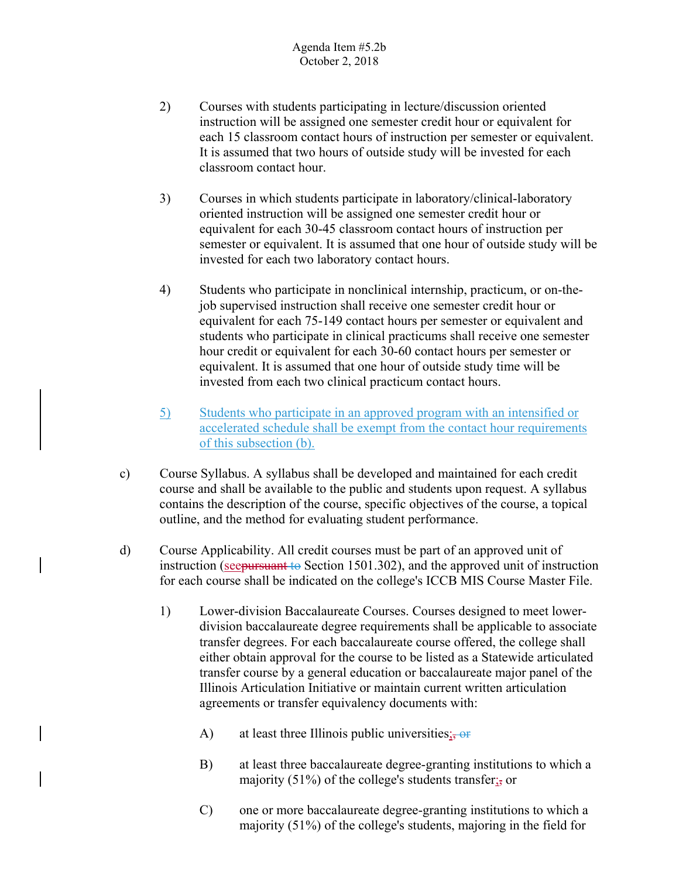Agenda Item #5.2b
October 2, 2018

2) Courses with students participating in lecture/discussion oriented instruction will be assigned one semester credit hour or equivalent for each 15 classroom contact hours of instruction per semester or equivalent. It is assumed that two hours of outside study will be invested for each classroom contact hour.

3) Courses in which students participate in laboratory/clinical-laboratory oriented instruction will be assigned one semester credit hour or equivalent for each 30-45 classroom contact hours of instruction per semester or equivalent. It is assumed that one hour of outside study will be invested for each two laboratory contact hours.

4) Students who participate in nonclinical internship, practicum, or on-the-job supervised instruction shall receive one semester credit hour or equivalent for each 75-149 contact hours per semester or equivalent and students who participate in clinical practicums shall receive one semester hour credit or equivalent for each 30-60 contact hours per semester or equivalent. It is assumed that one hour of outside study time will be invested from each two clinical practicum contact hours.

5) Students who participate in an approved program with an intensified or accelerated schedule shall be exempt from the contact hour requirements of this subsection (b).

c) Course Syllabus. A syllabus shall be developed and maintained for each credit course and shall be available to the public and students upon request. A syllabus contains the description of the course, specific objectives of the course, a topical outline, and the method for evaluating student performance.

d) Course Applicability. All credit courses must be part of an approved unit of instruction (see~~pursuant to~~ Section 1501.302), and the approved unit of instruction for each course shall be indicated on the college's ICCB MIS Course Master File.

1) Lower-division Baccalaureate Courses. Courses designed to meet lower-division baccalaureate degree requirements shall be applicable to associate transfer degrees. For each baccalaureate course offered, the college shall either obtain approval for the course to be listed as a Statewide articulated transfer course by a general education or baccalaureate major panel of the Illinois Articulation Initiative or maintain current written articulation agreements or transfer equivalency documents with:

A) at least three Illinois public universities;~~, or~~

B) at least three baccalaureate degree-granting institutions to which a majority (51%) of the college's students transfer;~~,~~ or

C) one or more baccalaureate degree-granting institutions to which a majority (51%) of the college's students, majoring in the field for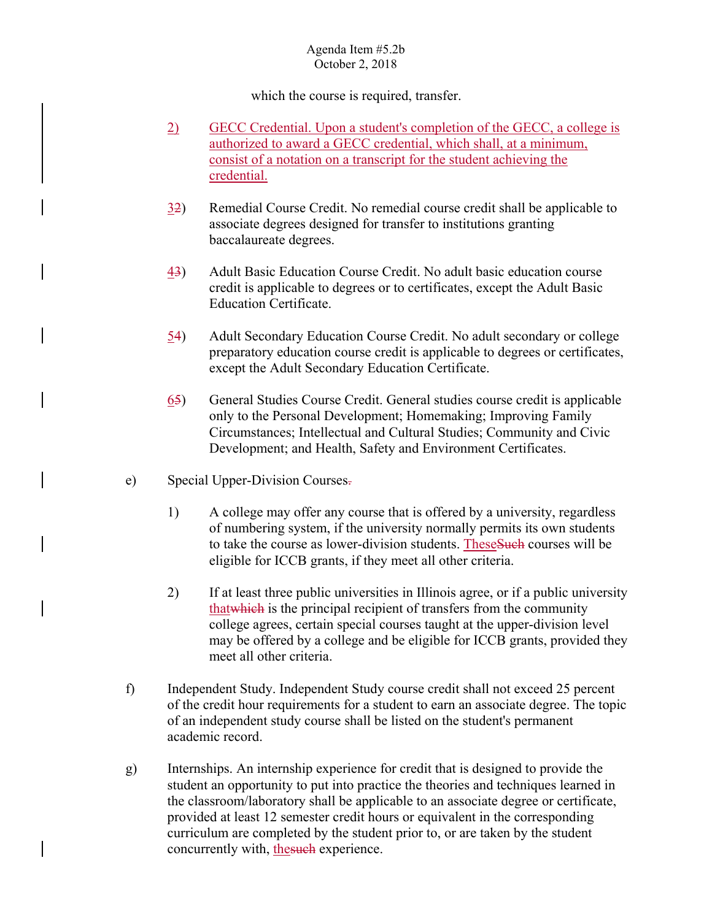which the course is required, transfer.

2) GECC Credential. Upon a student's completion of the GECC, a college is authorized to award a GECC credential, which shall, at a minimum, consist of a notation on a transcript for the student achieving the credential.

32) Remedial Course Credit. No remedial course credit shall be applicable to associate degrees designed for transfer to institutions granting baccalaureate degrees.

43) Adult Basic Education Course Credit. No adult basic education course credit is applicable to degrees or to certificates, except the Adult Basic Education Certificate.

54) Adult Secondary Education Course Credit. No adult secondary or college preparatory education course credit is applicable to degrees or certificates, except the Adult Secondary Education Certificate.

65) General Studies Course Credit. General studies course credit is applicable only to the Personal Development; Homemaking; Improving Family Circumstances; Intellectual and Cultural Studies; Community and Civic Development; and Health, Safety and Environment Certificates.

e) Special Upper-Division Courses.

1) A college may offer any course that is offered by a university, regardless of numbering system, if the university normally permits its own students to take the course as lower-division students. TheseSuch courses will be eligible for ICCB grants, if they meet all other criteria.

2) If at least three public universities in Illinois agree, or if a public university thatwhich is the principal recipient of transfers from the community college agrees, certain special courses taught at the upper-division level may be offered by a college and be eligible for ICCB grants, provided they meet all other criteria.

f) Independent Study. Independent Study course credit shall not exceed 25 percent of the credit hour requirements for a student to earn an associate degree. The topic of an independent study course shall be listed on the student's permanent academic record.

g) Internships. An internship experience for credit that is designed to provide the student an opportunity to put into practice the theories and techniques learned in the classroom/laboratory shall be applicable to an associate degree or certificate, provided at least 12 semester credit hours or equivalent in the corresponding curriculum are completed by the student prior to, or are taken by the student concurrently with, thesuch experience.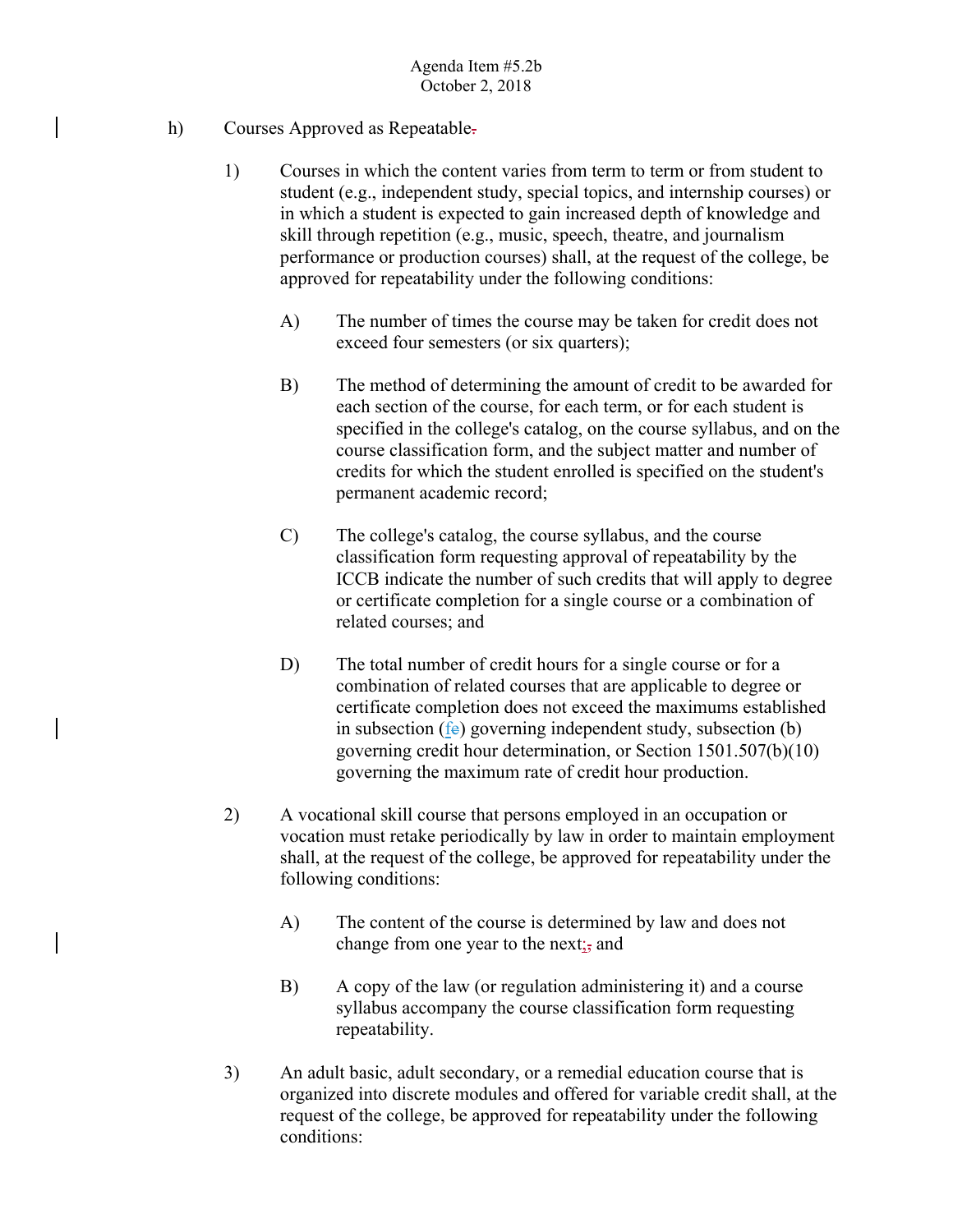h) Courses Approved as Repeatable.

1) Courses in which the content varies from term to term or from student to student (e.g., independent study, special topics, and internship courses) or in which a student is expected to gain increased depth of knowledge and skill through repetition (e.g., music, speech, theatre, and journalism performance or production courses) shall, at the request of the college, be approved for repeatability under the following conditions:

   A) The number of times the course may be taken for credit does not exceed four semesters (or six quarters);

   B) The method of determining the amount of credit to be awarded for each section of the course, for each term, or for each student is specified in the college's catalog, on the course syllabus, and on the course classification form, and the subject matter and number of credits for which the student enrolled is specified on the student's permanent academic record;

   C) The college's catalog, the course syllabus, and the course classification form requesting approval of repeatability by the ICCB indicate the number of such credits that will apply to degree or certificate completion for a single course or a combination of related courses; and

   D) The total number of credit hours for a single course or for a combination of related courses that are applicable to degree or certificate completion does not exceed the maximums established in subsection (fe) governing independent study, subsection (b) governing credit hour determination, or Section 1501.507(b)(10) governing the maximum rate of credit hour production.

2) A vocational skill course that persons employed in an occupation or vocation must retake periodically by law in order to maintain employment shall, at the request of the college, be approved for repeatability under the following conditions:

   A) The content of the course is determined by law and does not change from one year to the next;, and

   B) A copy of the law (or regulation administering it) and a course syllabus accompany the course classification form requesting repeatability.

3) An adult basic, adult secondary, or a remedial education course that is organized into discrete modules and offered for variable credit shall, at the request of the college, be approved for repeatability under the following conditions: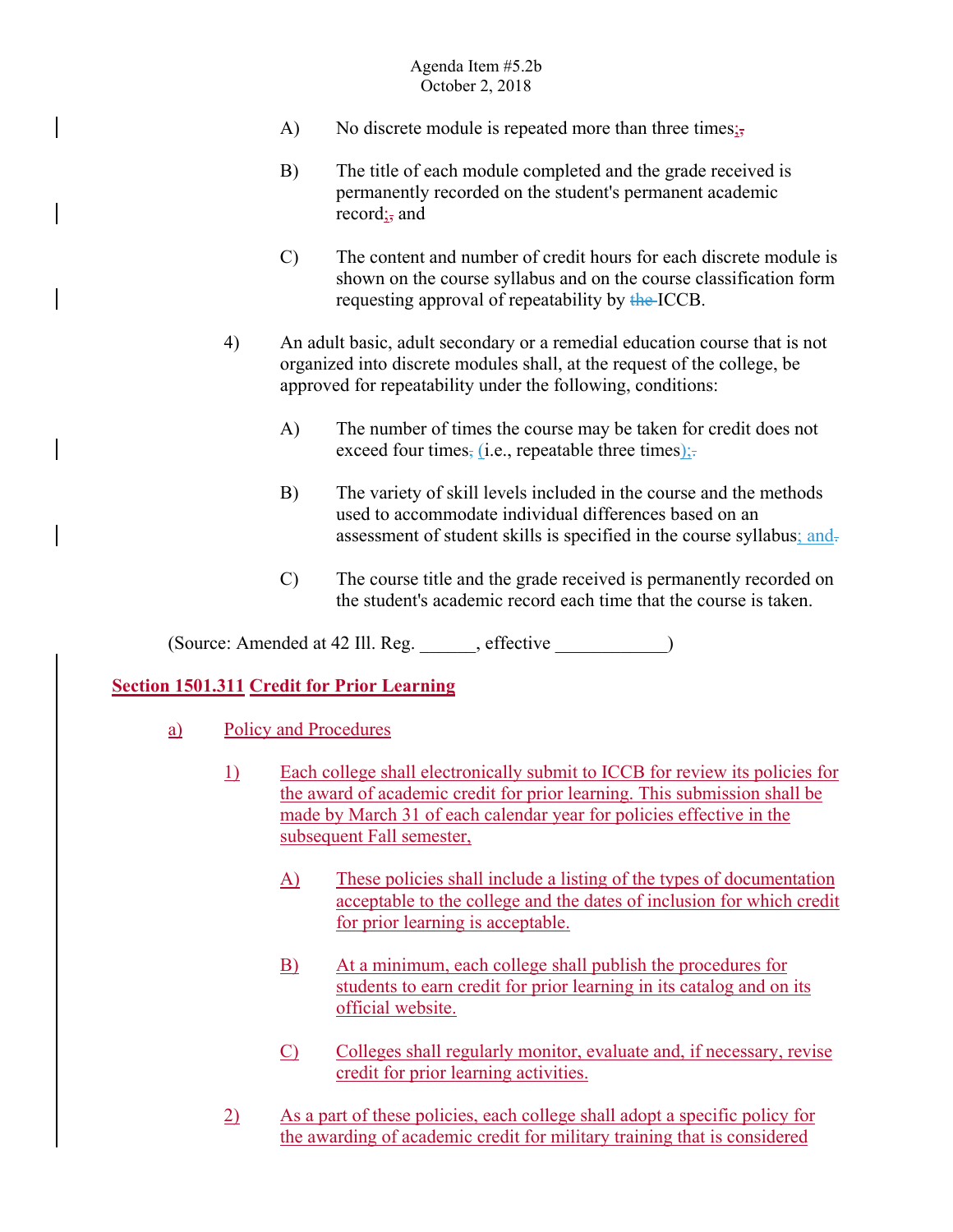A) No discrete module is repeated more than three times;,

B) The title of each module completed and the grade received is permanently recorded on the student's permanent academic record;, and

C) The content and number of credit hours for each discrete module is shown on the course syllabus and on the course classification form requesting approval of repeatability by the ICCB.

4) An adult basic, adult secondary or a remedial education course that is not organized into discrete modules shall, at the request of the college, be approved for repeatability under the following, conditions:

A) The number of times the course may be taken for credit does not exceed four times, (i.e., repeatable three times);.

B) The variety of skill levels included in the course and the methods used to accommodate individual differences based on an assessment of student skills is specified in the course syllabus; and.

C) The course title and the grade received is permanently recorded on the student's academic record each time that the course is taken.

(Source: Amended at 42 Ill. Reg. ______, effective ____________)

**Section 1501.311 Credit for Prior Learning**

a) Policy and Procedures

1) Each college shall electronically submit to ICCB for review its policies for the award of academic credit for prior learning. This submission shall be made by March 31 of each calendar year for policies effective in the subsequent Fall semester,

A) These policies shall include a listing of the types of documentation acceptable to the college and the dates of inclusion for which credit for prior learning is acceptable.

B) At a minimum, each college shall publish the procedures for students to earn credit for prior learning in its catalog and on its official website.

C) Colleges shall regularly monitor, evaluate and, if necessary, revise credit for prior learning activities.

2) As a part of these policies, each college shall adopt a specific policy for the awarding of academic credit for military training that is considered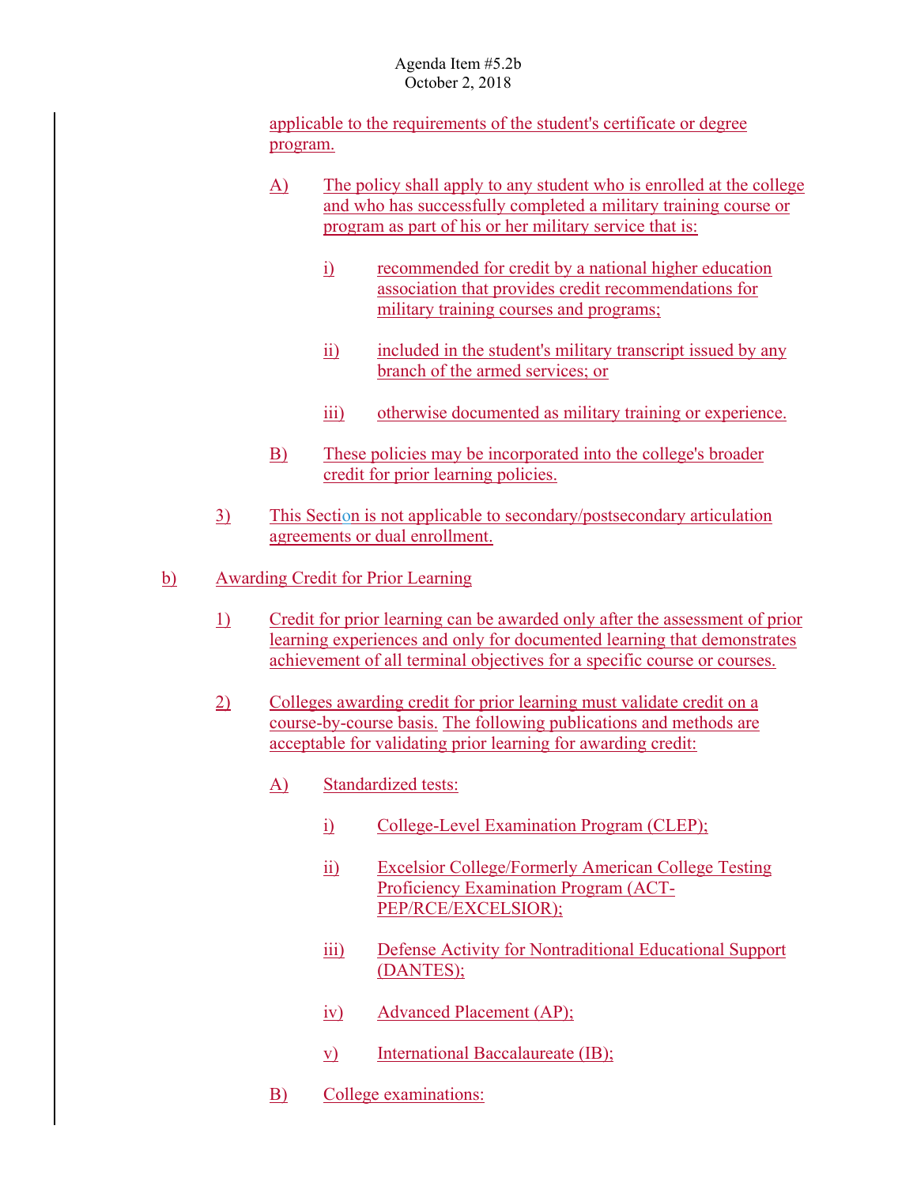applicable to the requirements of the student's certificate or degree program.

A) The policy shall apply to any student who is enrolled at the college and who has successfully completed a military training course or program as part of his or her military service that is:

i) recommended for credit by a national higher education association that provides credit recommendations for military training courses and programs;

ii) included in the student's military transcript issued by any branch of the armed services; or

iii) otherwise documented as military training or experience.

B) These policies may be incorporated into the college's broader credit for prior learning policies.

3) This Section is not applicable to secondary/postsecondary articulation agreements or dual enrollment.

b) Awarding Credit for Prior Learning

1) Credit for prior learning can be awarded only after the assessment of prior learning experiences and only for documented learning that demonstrates achievement of all terminal objectives for a specific course or courses.

2) Colleges awarding credit for prior learning must validate credit on a course-by-course basis. The following publications and methods are acceptable for validating prior learning for awarding credit:

A) Standardized tests:

i) College-Level Examination Program (CLEP);

ii) Excelsior College/Formerly American College Testing Proficiency Examination Program (ACT-PEP/RCE/EXCELSIOR);

iii) Defense Activity for Nontraditional Educational Support (DANTES);

iv) Advanced Placement (AP);

v) International Baccalaureate (IB);

B) College examinations: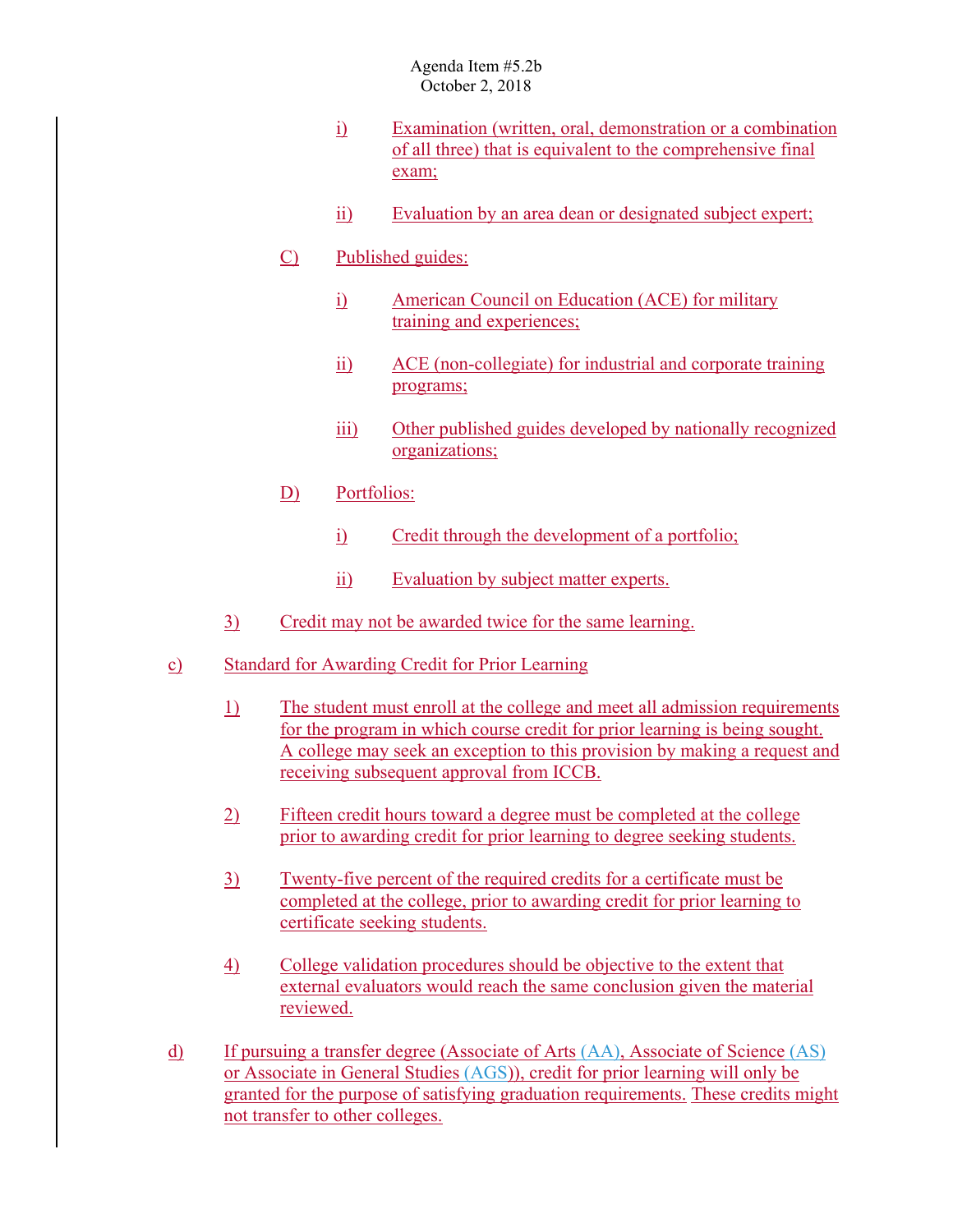i) Examination (written, oral, demonstration or a combination of all three) that is equivalent to the comprehensive final exam;

ii) Evaluation by an area dean or designated subject expert;

C) Published guides:

i) American Council on Education (ACE) for military training and experiences;

ii) ACE (non-collegiate) for industrial and corporate training programs;

iii) Other published guides developed by nationally recognized organizations;

D) Portfolios:

i) Credit through the development of a portfolio;

ii) Evaluation by subject matter experts.

3) Credit may not be awarded twice for the same learning.

c) Standard for Awarding Credit for Prior Learning

1) The student must enroll at the college and meet all admission requirements for the program in which course credit for prior learning is being sought. A college may seek an exception to this provision by making a request and receiving subsequent approval from ICCB.

2) Fifteen credit hours toward a degree must be completed at the college prior to awarding credit for prior learning to degree seeking students.

3) Twenty-five percent of the required credits for a certificate must be completed at the college, prior to awarding credit for prior learning to certificate seeking students.

4) College validation procedures should be objective to the extent that external evaluators would reach the same conclusion given the material reviewed.

d) If pursuing a transfer degree (Associate of Arts (AA), Associate of Science (AS) or Associate in General Studies (AGS)), credit for prior learning will only be granted for the purpose of satisfying graduation requirements. These credits might not transfer to other colleges.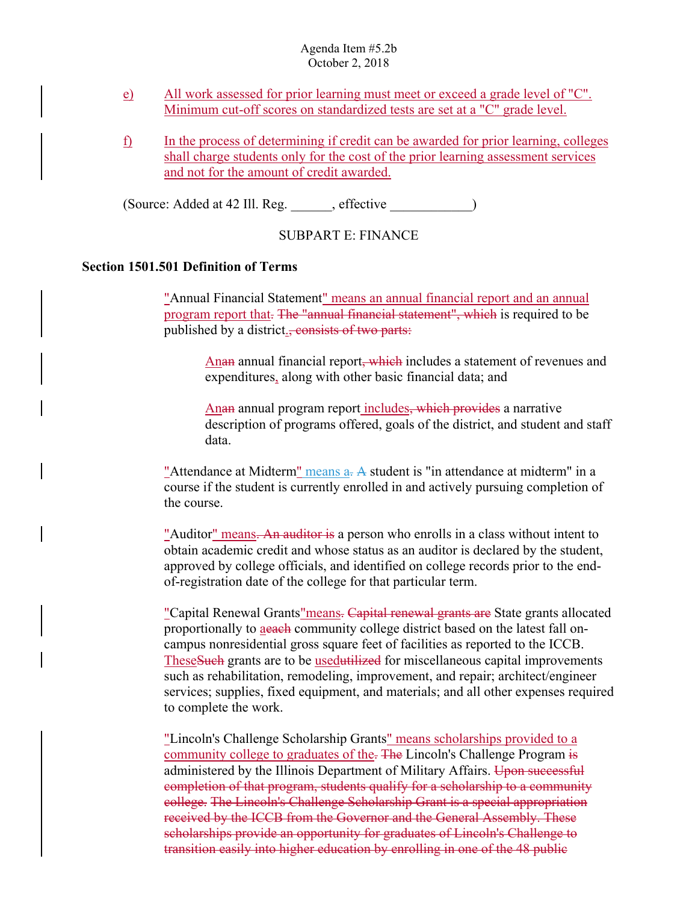Agenda Item #5.2b
October 2, 2018

e) All work assessed for prior learning must meet or exceed a grade level of "C". Minimum cut-off scores on standardized tests are set at a "C" grade level.

f) In the process of determining if credit can be awarded for prior learning, colleges shall charge students only for the cost of the prior learning assessment services and not for the amount of credit awarded.

(Source: Added at 42 Ill. Reg. ______, effective ____________)

SUBPART E: FINANCE

**Section 1501.501 Definition of Terms**

"Annual Financial Statement" means an annual financial report and an annual program report that. ~~The "annual financial statement", which~~ is required to be published by a district., ~~consists of two parts:~~

An~~an~~ annual financial report~~, which~~ includes a statement of revenues and expenditures, along with other basic financial data; and

An~~an~~ annual program report includes~~, which provides~~ a narrative description of programs offered, goals of the district, and student and staff data.

"Attendance at Midterm" means a. ~~A~~ student is "in attendance at midterm" in a course if the student is currently enrolled in and actively pursuing completion of the course.

"Auditor" means. ~~An auditor is~~ a person who enrolls in a class without intent to obtain academic credit and whose status as an auditor is declared by the student, approved by college officials, and identified on college records prior to the end-of-registration date of the college for that particular term.

"Capital Renewal Grants" means. ~~Capital renewal grants are~~ State grants allocated proportionally to a~~each~~ community college district based on the latest fall on-campus nonresidential gross square feet of facilities as reported to the ICCB. These~~Such~~ grants are to be used~~utilized~~ for miscellaneous capital improvements such as rehabilitation, remodeling, improvement, and repair; architect/engineer services; supplies, fixed equipment, and materials; and all other expenses required to complete the work.

"Lincoln's Challenge Scholarship Grants" means scholarships provided to a community college to graduates of the. ~~The~~ Lincoln's Challenge Program ~~is~~ administered by the Illinois Department of Military Affairs. ~~Upon successful completion of that program, students qualify for a scholarship to a community college. The Lincoln's Challenge Scholarship Grant is a special appropriation received by the ICCB from the Governor and the General Assembly. These scholarships provide an opportunity for graduates of Lincoln's Challenge to transition easily into higher education by enrolling in one of the 48 public~~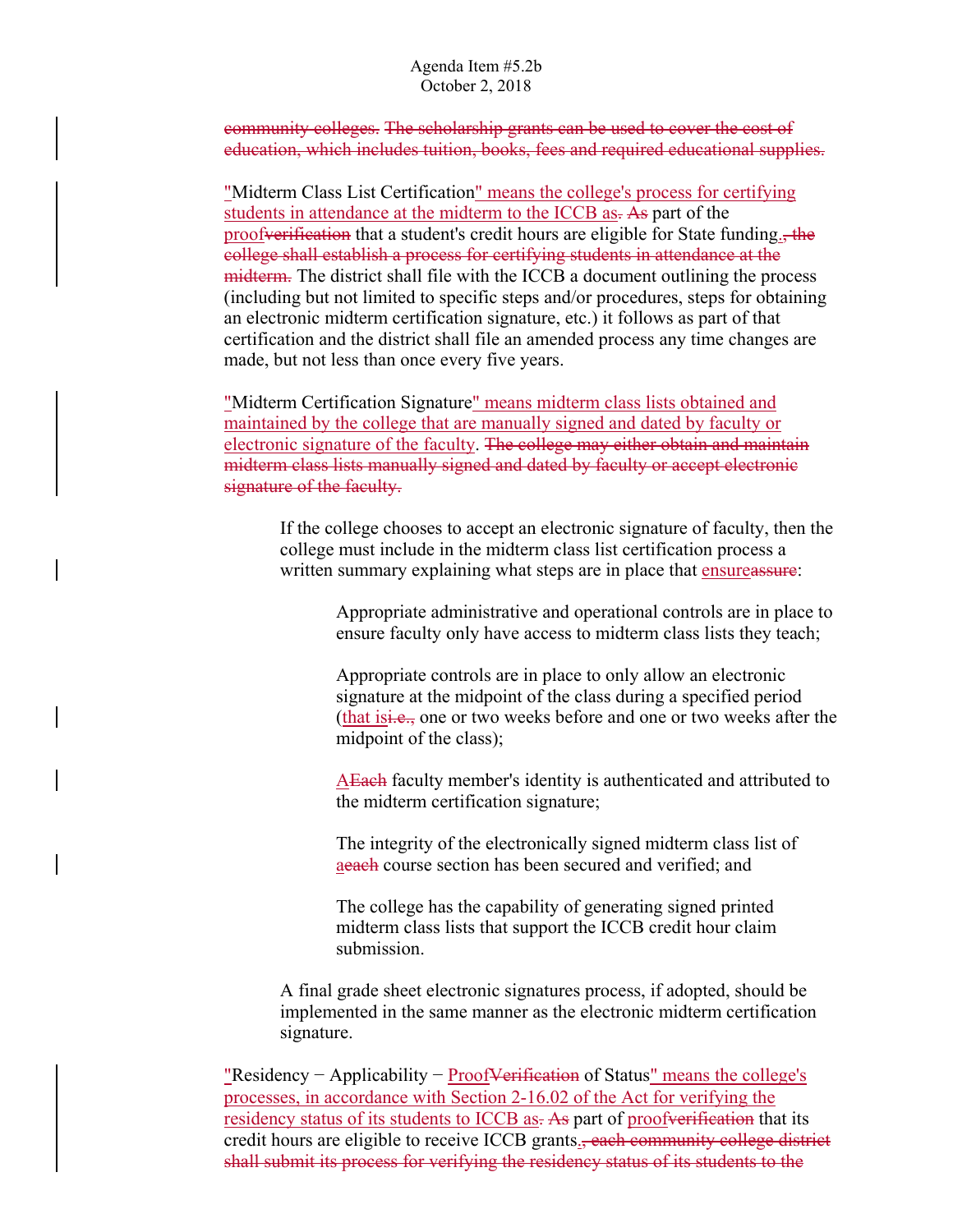~~community colleges. The scholarship grants can be used to cover the cost of education, which includes tuition, books, fees and required educational supplies.~~

<u>"</u>Midterm Class List Certification<u>" means the college's process for certifying students in attendance at the midterm to the ICCB as</u>~~. As~~ part of the <u>proof</u>~~verification~~ that a student's credit hours are eligible for State funding<u>.</u>~~, the college shall establish a process for certifying students in attendance at the midterm.~~ The district shall file with the ICCB a document outlining the process (including but not limited to specific steps and/or procedures, steps for obtaining an electronic midterm certification signature, etc.) it follows as part of that certification and the district shall file an amended process any time changes are made, but not less than once every five years.

<u>"</u>Midterm Certification Signature<u>" means midterm class lists obtained and maintained by the college that are manually signed and dated by faculty or electronic signature of the faculty</u>. ~~The college may either obtain and maintain midterm class lists manually signed and dated by faculty or accept electronic signature of the faculty.~~

> If the college chooses to accept an electronic signature of faculty, then the college must include in the midterm class list certification process a written summary explaining what steps are in place that <u>ensure</u>~~assure~~:
>
> > Appropriate administrative and operational controls are in place to ensure faculty only have access to midterm class lists they teach;
> >
> > Appropriate controls are in place to only allow an electronic signature at the midpoint of the class during a specified period (<u>that is</u>~~i.e.,~~ one or two weeks before and one or two weeks after the midpoint of the class);
> >
> > <u>A</u>~~Each~~ faculty member's identity is authenticated and attributed to the midterm certification signature;
> >
> > The integrity of the electronically signed midterm class list of <u>a</u>~~each~~ course section has been secured and verified; and
> >
> > The college has the capability of generating signed printed midterm class lists that support the ICCB credit hour claim submission.
>
> A final grade sheet electronic signatures process, if adopted, should be implemented in the same manner as the electronic midterm certification signature.

<u>"</u>Residency − Applicability − <u>Proof</u>~~Verification~~ of Status<u>" means the college's processes, in accordance with Section 2-16.02 of the Act for verifying the residency status of its students to ICCB as</u>~~. As~~ part of <u>proof</u>~~verification~~ that its credit hours are eligible to receive ICCB grants<u>.</u>~~, each community college district shall submit its process for verifying the residency status of its students to the~~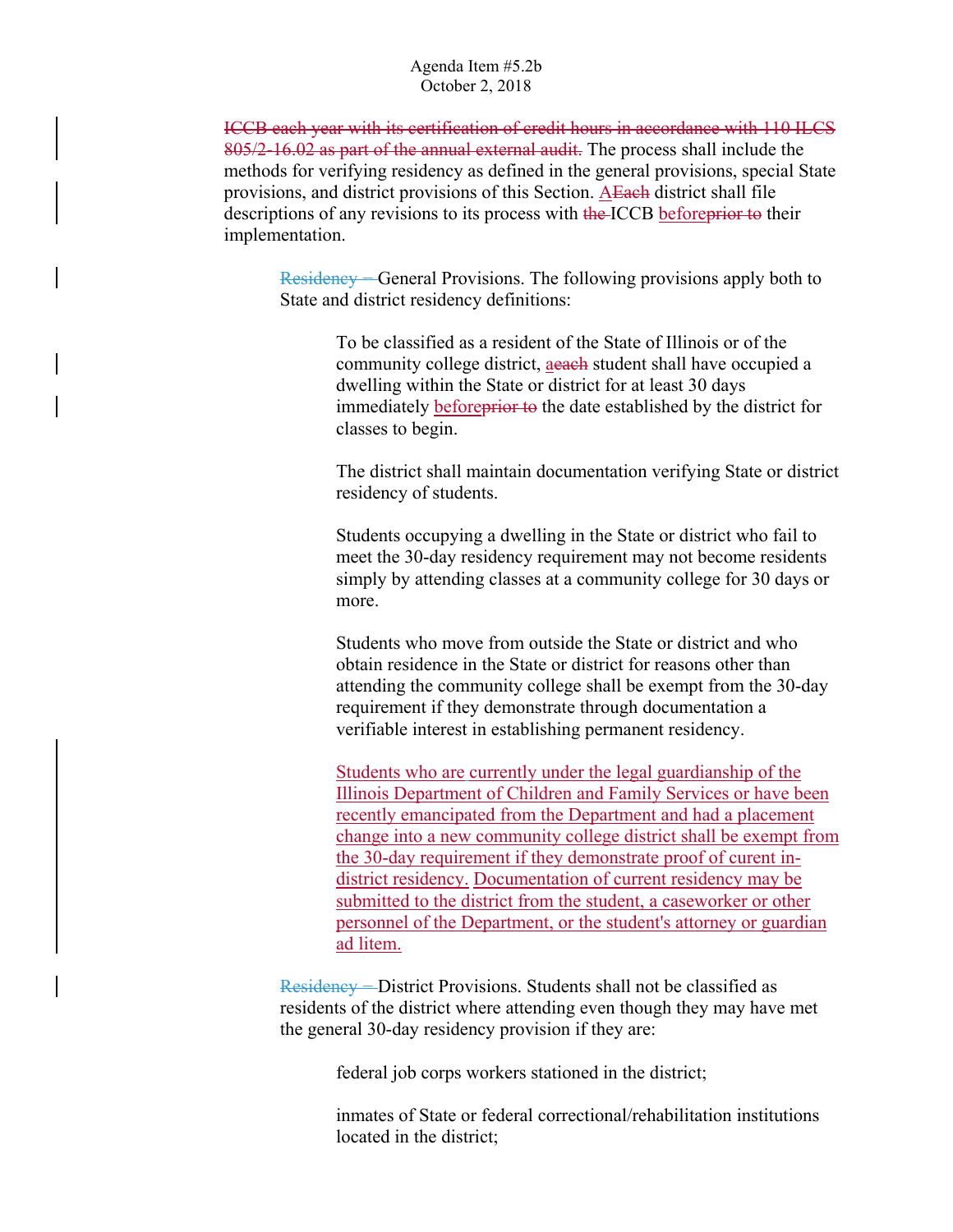~~ICCB each year with its certification of credit hours in accordance with 110 ILCS 805/2-16.02 as part of the annual external audit.~~ The process shall include the methods for verifying residency as defined in the general provisions, special State provisions, and district provisions of this Section. <u>A</u>~~Each~~ district shall file descriptions of any revisions to its process with ~~the~~ ICCB <u>before</u>~~prior to~~ their implementation.

> ~~Residency –~~ General Provisions. The following provisions apply both to State and district residency definitions:
>
> > To be classified as a resident of the State of Illinois or of the community college district, <u>a</u>~~each~~ student shall have occupied a dwelling within the State or district for at least 30 days immediately <u>before</u>~~prior to~~ the date established by the district for classes to begin.
> >
> > The district shall maintain documentation verifying State or district residency of students.
> >
> > Students occupying a dwelling in the State or district who fail to meet the 30-day residency requirement may not become residents simply by attending classes at a community college for 30 days or more.
> >
> > Students who move from outside the State or district and who obtain residence in the State or district for reasons other than attending the community college shall be exempt from the 30-day requirement if they demonstrate through documentation a verifiable interest in establishing permanent residency.
> >
> > <u>Students who are currently under the legal guardianship of the Illinois Department of Children and Family Services or have been recently emancipated from the Department and had a placement change into a new community college district shall be exempt from the 30-day requirement if they demonstrate proof of curent in-district residency. Documentation of current residency may be submitted to the district from the student, a caseworker or other personnel of the Department, or the student's attorney or guardian ad litem.</u>
>
> ~~Residency –~~ District Provisions. Students shall not be classified as residents of the district where attending even though they may have met the general 30-day residency provision if they are:
>
> > federal job corps workers stationed in the district;
> >
> > inmates of State or federal correctional/rehabilitation institutions located in the district;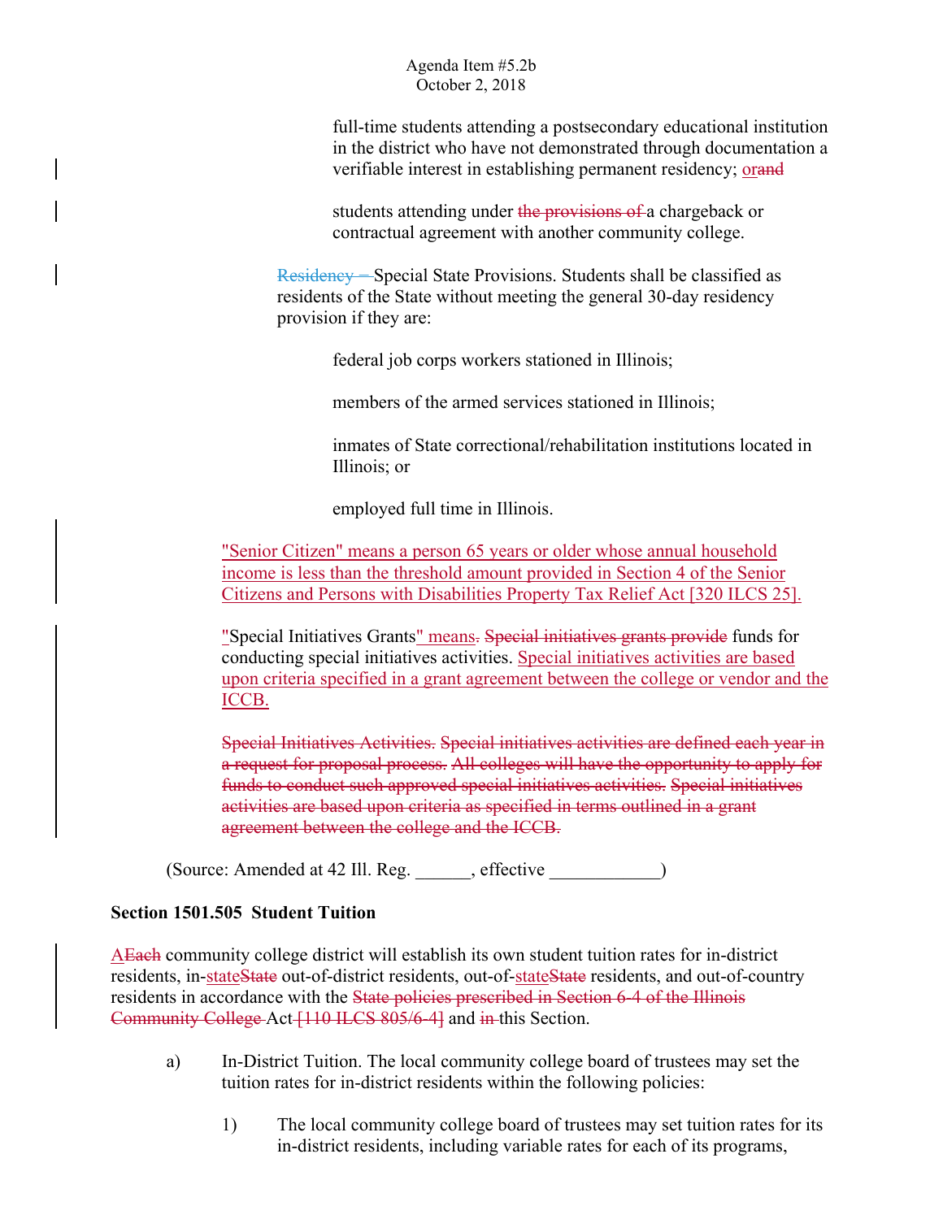full-time students attending a postsecondary educational institution in the district who have not demonstrated through documentation a verifiable interest in establishing permanent residency; <u>or</u>~~and~~

students attending under ~~the provisions of~~ a chargeback or contractual agreement with another community college.

~~Residency –~~ Special State Provisions. Students shall be classified as residents of the State without meeting the general 30-day residency provision if they are:

federal job corps workers stationed in Illinois;

members of the armed services stationed in Illinois;

inmates of State correctional/rehabilitation institutions located in Illinois; or

employed full time in Illinois.

<u>"Senior Citizen" means a person 65 years or older whose annual household income is less than the threshold amount provided in Section 4 of the Senior Citizens and Persons with Disabilities Property Tax Relief Act [320 ILCS 25].</u>

<u>"</u>Special Initiatives Grants<u>" means</u>~~.~~ ~~Special initiatives grants provide~~ funds for conducting special initiatives activities. <u>Special initiatives activities are based upon criteria specified in a grant agreement between the college or vendor and the ICCB.</u>

~~Special Initiatives Activities. Special initiatives activities are defined each year in a request for proposal process. All colleges will have the opportunity to apply for funds to conduct such approved special initiatives activities. Special initiatives activities are based upon criteria as specified in terms outlined in a grant agreement between the college and the ICCB.~~

(Source: Amended at 42 Ill. Reg. ______, effective ____________)

**Section 1501.505 Student Tuition**

<u>A</u>~~Each~~ community college district will establish its own student tuition rates for in-district residents, in-<u>state</u>~~State~~ out-of-district residents, out-of-<u>state</u>~~State~~ residents, and out-of-country residents in accordance with the ~~State policies prescribed in Section 6-4 of the Illinois Community College~~ Act ~~[110 ILCS 805/6-4]~~ and ~~in~~ this Section.

a) In-District Tuition. The local community college board of trustees may set the tuition rates for in-district residents within the following policies:

1) The local community college board of trustees may set tuition rates for its in-district residents, including variable rates for each of its programs,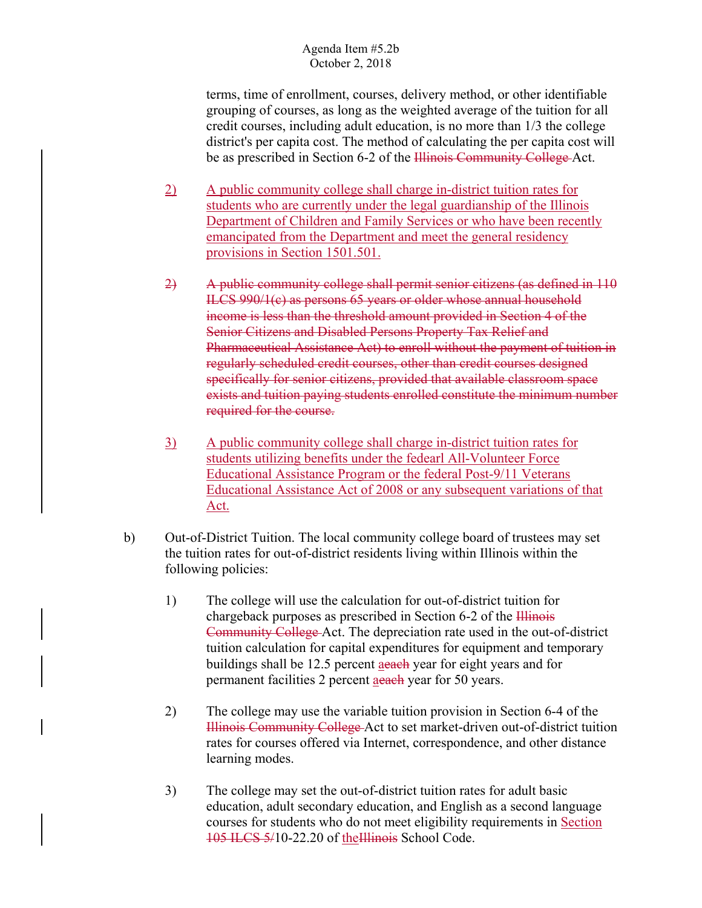terms, time of enrollment, courses, delivery method, or other identifiable grouping of courses, as long as the weighted average of the tuition for all credit courses, including adult education, is no more than 1/3 the college district's per capita cost. The method of calculating the per capita cost will be as prescribed in Section 6-2 of the ~~Illinois Community College~~ Act.

2) A public community college shall charge in-district tuition rates for students who are currently under the legal guardianship of the Illinois Department of Children and Family Services or who have been recently emancipated from the Department and meet the general residency provisions in Section 1501.501.

~~2) A public community college shall permit senior citizens (as defined in 110 ILCS 990/1(c) as persons 65 years or older whose annual household income is less than the threshold amount provided in Section 4 of the Senior Citizens and Disabled Persons Property Tax Relief and Pharmaceutical Assistance Act) to enroll without the payment of tuition in regularly scheduled credit courses, other than credit courses designed specifically for senior citizens, provided that available classroom space exists and tuition paying students enrolled constitute the minimum number required for the course.~~

3) A public community college shall charge in-district tuition rates for students utilizing benefits under the fedearl All-Volunteer Force Educational Assistance Program or the federal Post-9/11 Veterans Educational Assistance Act of 2008 or any subsequent variations of that Act.

b) Out-of-District Tuition. The local community college board of trustees may set the tuition rates for out-of-district residents living within Illinois within the following policies:

1) The college will use the calculation for out-of-district tuition for chargeback purposes as prescribed in Section 6-2 of the ~~Illinois Community College~~ Act. The depreciation rate used in the out-of-district tuition calculation for capital expenditures for equipment and temporary buildings shall be 12.5 percent a~~each~~ year for eight years and for permanent facilities 2 percent a~~each~~ year for 50 years.

2) The college may use the variable tuition provision in Section 6-4 of the ~~Illinois Community College~~ Act to set market-driven out-of-district tuition rates for courses offered via Internet, correspondence, and other distance learning modes.

3) The college may set the out-of-district tuition rates for adult basic education, adult secondary education, and English as a second language courses for students who do not meet eligibility requirements in Section ~~105 ILCS 5/~~10-22.20 of the~~Illinois~~ School Code.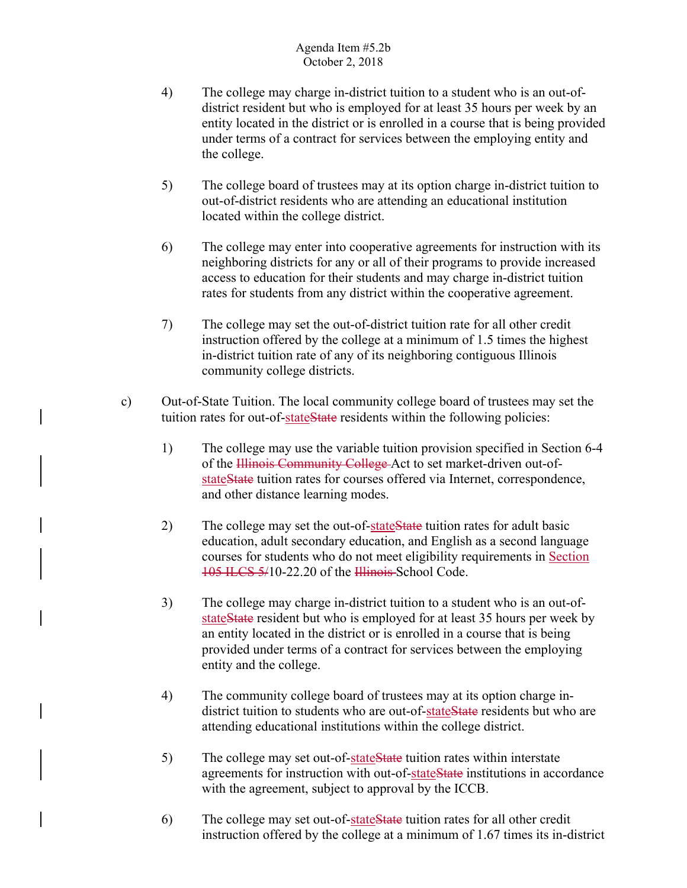4) The college may charge in-district tuition to a student who is an out-of-district resident but who is employed for at least 35 hours per week by an entity located in the district or is enrolled in a course that is being provided under terms of a contract for services between the employing entity and the college.

5) The college board of trustees may at its option charge in-district tuition to out-of-district residents who are attending an educational institution located within the college district.

6) The college may enter into cooperative agreements for instruction with its neighboring districts for any or all of their programs to provide increased access to education for their students and may charge in-district tuition rates for students from any district within the cooperative agreement.

7) The college may set the out-of-district tuition rate for all other credit instruction offered by the college at a minimum of 1.5 times the highest in-district tuition rate of any of its neighboring contiguous Illinois community college districts.

c) Out-of-State Tuition. The local community college board of trustees may set the tuition rates for out-of-state~~State~~ residents within the following policies:

1) The college may use the variable tuition provision specified in Section 6-4 of the ~~Illinois Community College~~ Act to set market-driven out-of-state~~State~~ tuition rates for courses offered via Internet, correspondence, and other distance learning modes.

2) The college may set the out-of-state~~State~~ tuition rates for adult basic education, adult secondary education, and English as a second language courses for students who do not meet eligibility requirements in Section ~~105 ILCS 5/~~10-22.20 of the ~~Illinois~~ School Code.

3) The college may charge in-district tuition to a student who is an out-of-state~~State~~ resident but who is employed for at least 35 hours per week by an entity located in the district or is enrolled in a course that is being provided under terms of a contract for services between the employing entity and the college.

4) The community college board of trustees may at its option charge in-district tuition to students who are out-of-state~~State~~ residents but who are attending educational institutions within the college district.

5) The college may set out-of-state~~State~~ tuition rates within interstate agreements for instruction with out-of-state~~State~~ institutions in accordance with the agreement, subject to approval by the ICCB.

6) The college may set out-of-state~~State~~ tuition rates for all other credit instruction offered by the college at a minimum of 1.67 times its in-district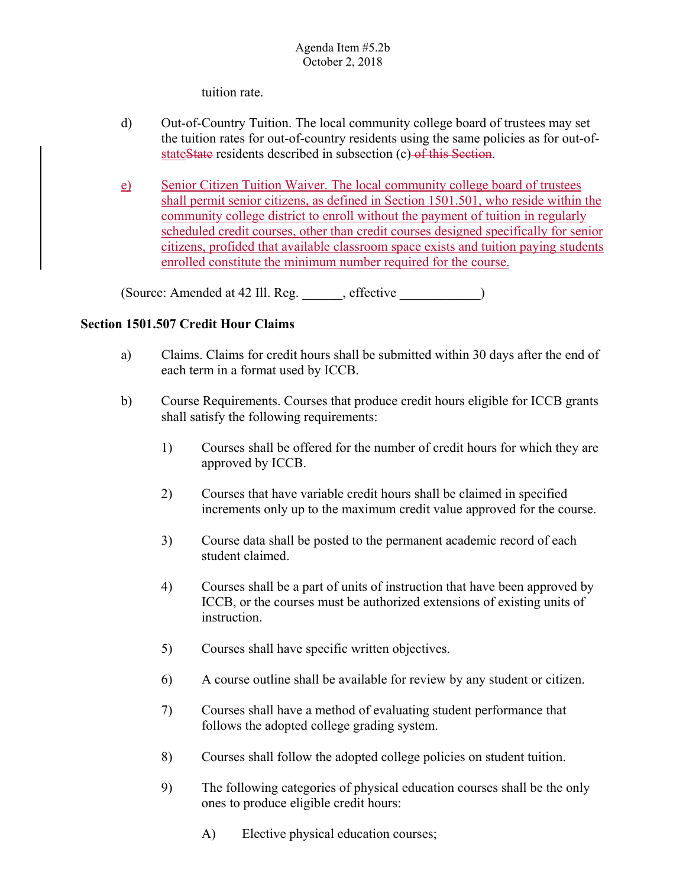tuition rate.

d) Out-of-Country Tuition. The local community college board of trustees may set the tuition rates for out-of-country residents using the same policies as for out-of-stateState residents described in subsection (c) of this Section.

e) Senior Citizen Tuition Waiver. The local community college board of trustees shall permit senior citizens, as defined in Section 1501.501, who reside within the community college district to enroll without the payment of tuition in regularly scheduled credit courses, other than credit courses designed specifically for senior citizens, profided that available classroom space exists and tuition paying students enrolled constitute the minimum number required for the course.

(Source: Amended at 42 Ill. Reg. ______, effective ____________)

## Section 1501.507 Credit Hour Claims

a) Claims. Claims for credit hours shall be submitted within 30 days after the end of each term in a format used by ICCB.

b) Course Requirements. Courses that produce credit hours eligible for ICCB grants shall satisfy the following requirements:

1) Courses shall be offered for the number of credit hours for which they are approved by ICCB.

2) Courses that have variable credit hours shall be claimed in specified increments only up to the maximum credit value approved for the course.

3) Course data shall be posted to the permanent academic record of each student claimed.

4) Courses shall be a part of units of instruction that have been approved by ICCB, or the courses must be authorized extensions of existing units of instruction.

5) Courses shall have specific written objectives.

6) A course outline shall be available for review by any student or citizen.

7) Courses shall have a method of evaluating student performance that follows the adopted college grading system.

8) Courses shall follow the adopted college policies on student tuition.

9) The following categories of physical education courses shall be the only ones to produce eligible credit hours:

A) Elective physical education courses;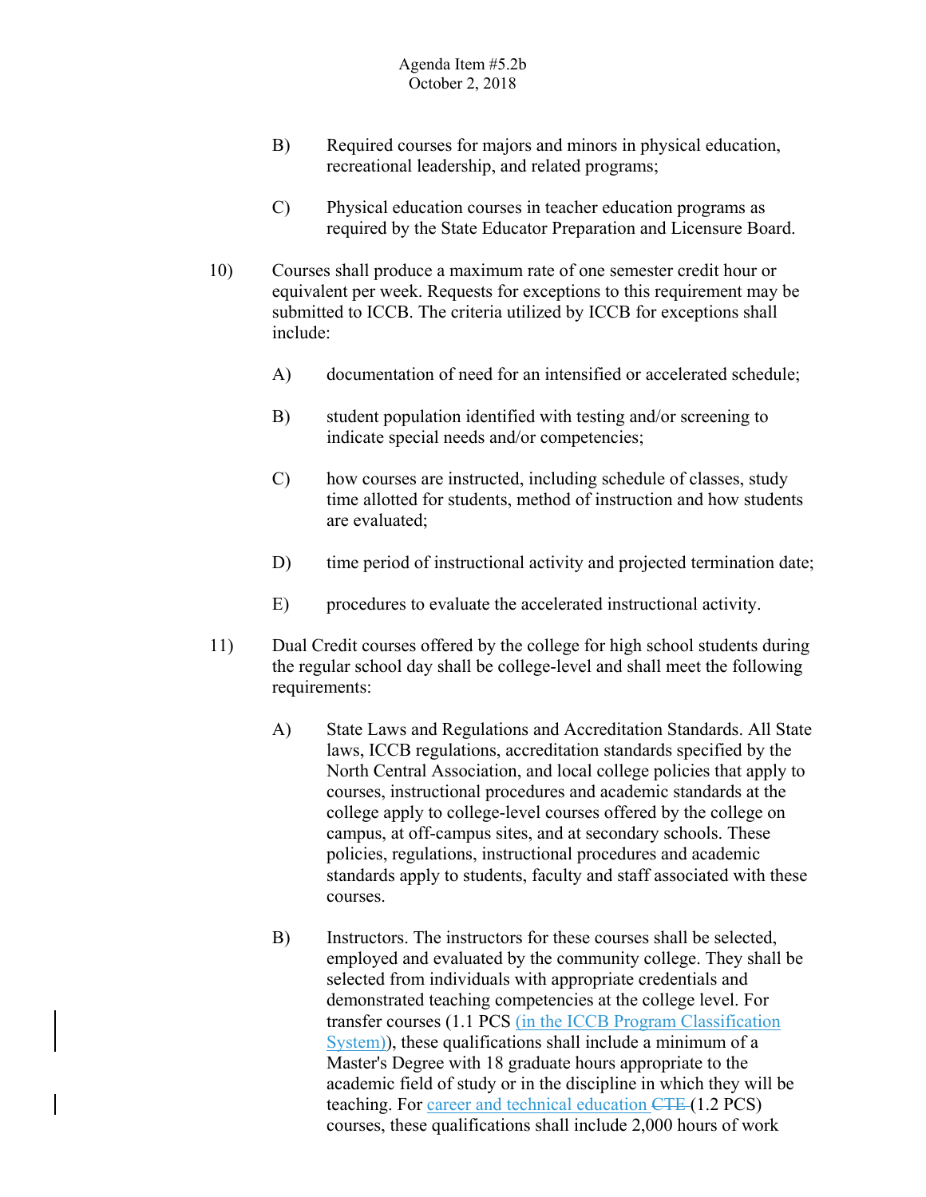B) Required courses for majors and minors in physical education, recreational leadership, and related programs;

C) Physical education courses in teacher education programs as required by the State Educator Preparation and Licensure Board.

10) Courses shall produce a maximum rate of one semester credit hour or equivalent per week. Requests for exceptions to this requirement may be submitted to ICCB. The criteria utilized by ICCB for exceptions shall include:

A) documentation of need for an intensified or accelerated schedule;

B) student population identified with testing and/or screening to indicate special needs and/or competencies;

C) how courses are instructed, including schedule of classes, study time allotted for students, method of instruction and how students are evaluated;

D) time period of instructional activity and projected termination date;

E) procedures to evaluate the accelerated instructional activity.

11) Dual Credit courses offered by the college for high school students during the regular school day shall be college-level and shall meet the following requirements:

A) State Laws and Regulations and Accreditation Standards. All State laws, ICCB regulations, accreditation standards specified by the North Central Association, and local college policies that apply to courses, instructional procedures and academic standards at the college apply to college-level courses offered by the college on campus, at off-campus sites, and at secondary schools. These policies, regulations, instructional procedures and academic standards apply to students, faculty and staff associated with these courses.

B) Instructors. The instructors for these courses shall be selected, employed and evaluated by the community college. They shall be selected from individuals with appropriate credentials and demonstrated teaching competencies at the college level. For transfer courses (1.1 PCS (in the ICCB Program Classification System)), these qualifications shall include a minimum of a Master's Degree with 18 graduate hours appropriate to the academic field of study or in the discipline in which they will be teaching. For career and technical education ~~CTE~~ (1.2 PCS) courses, these qualifications shall include 2,000 hours of work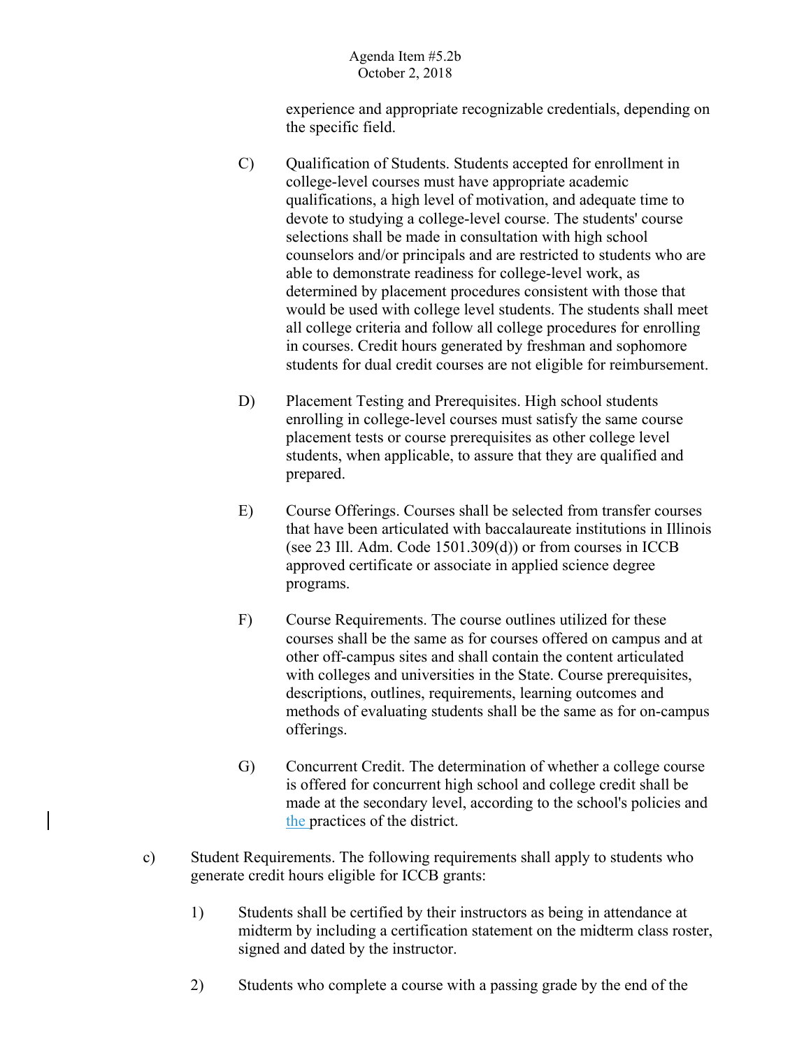experience and appropriate recognizable credentials, depending on the specific field.

C) Qualification of Students. Students accepted for enrollment in college-level courses must have appropriate academic qualifications, a high level of motivation, and adequate time to devote to studying a college-level course. The students' course selections shall be made in consultation with high school counselors and/or principals and are restricted to students who are able to demonstrate readiness for college-level work, as determined by placement procedures consistent with those that would be used with college level students. The students shall meet all college criteria and follow all college procedures for enrolling in courses. Credit hours generated by freshman and sophomore students for dual credit courses are not eligible for reimbursement.

D) Placement Testing and Prerequisites. High school students enrolling in college-level courses must satisfy the same course placement tests or course prerequisites as other college level students, when applicable, to assure that they are qualified and prepared.

E) Course Offerings. Courses shall be selected from transfer courses that have been articulated with baccalaureate institutions in Illinois (see 23 Ill. Adm. Code 1501.309(d)) or from courses in ICCB approved certificate or associate in applied science degree programs.

F) Course Requirements. The course outlines utilized for these courses shall be the same as for courses offered on campus and at other off-campus sites and shall contain the content articulated with colleges and universities in the State. Course prerequisites, descriptions, outlines, requirements, learning outcomes and methods of evaluating students shall be the same as for on-campus offerings.

G) Concurrent Credit. The determination of whether a college course is offered for concurrent high school and college credit shall be made at the secondary level, according to the school's policies and the practices of the district.

c) Student Requirements. The following requirements shall apply to students who generate credit hours eligible for ICCB grants:

1) Students shall be certified by their instructors as being in attendance at midterm by including a certification statement on the midterm class roster, signed and dated by the instructor.

2) Students who complete a course with a passing grade by the end of the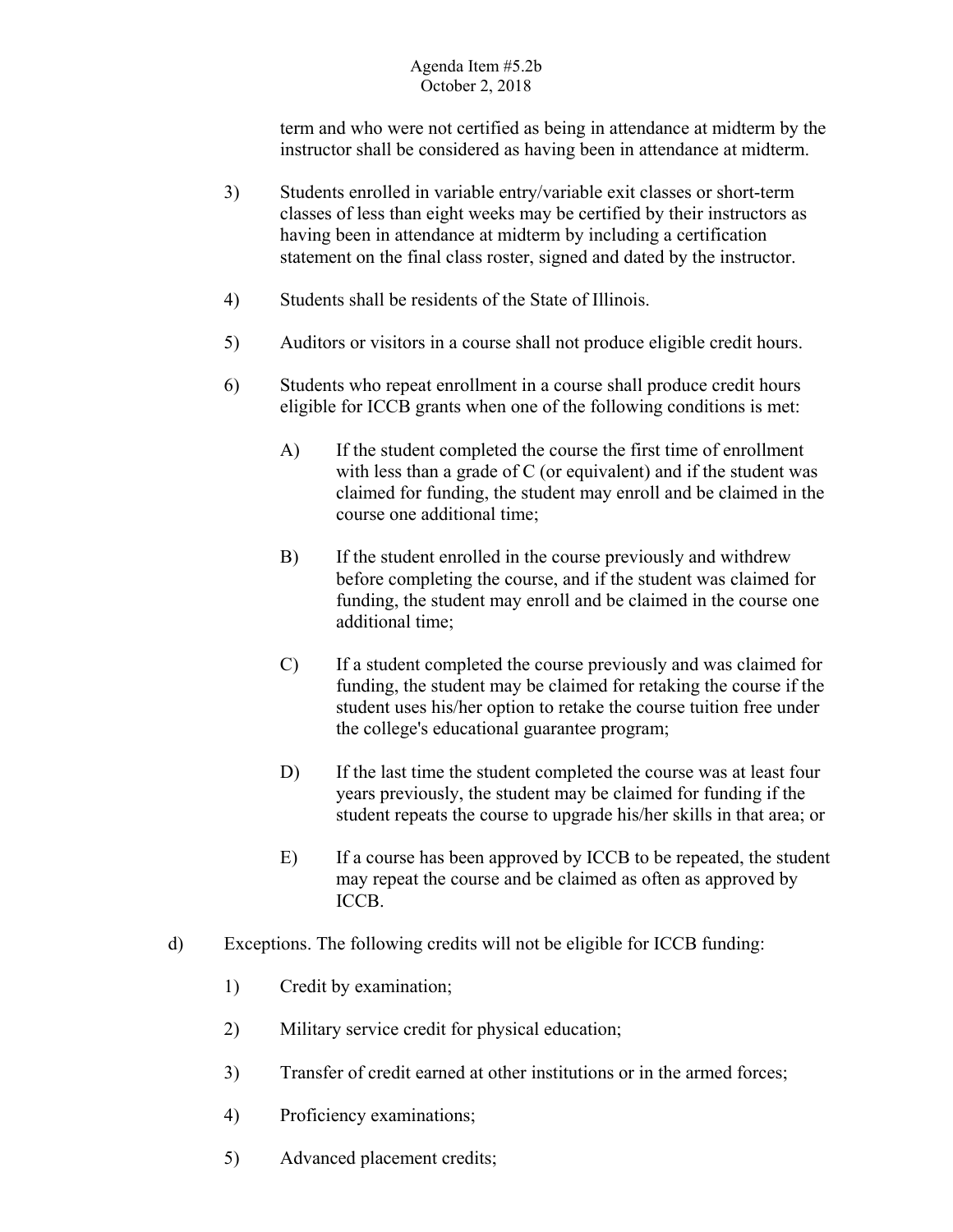term and who were not certified as being in attendance at midterm by the instructor shall be considered as having been in attendance at midterm.

3) Students enrolled in variable entry/variable exit classes or short-term classes of less than eight weeks may be certified by their instructors as having been in attendance at midterm by including a certification statement on the final class roster, signed and dated by the instructor.

4) Students shall be residents of the State of Illinois.

5) Auditors or visitors in a course shall not produce eligible credit hours.

6) Students who repeat enrollment in a course shall produce credit hours eligible for ICCB grants when one of the following conditions is met:

   A) If the student completed the course the first time of enrollment with less than a grade of C (or equivalent) and if the student was claimed for funding, the student may enroll and be claimed in the course one additional time;

   B) If the student enrolled in the course previously and withdrew before completing the course, and if the student was claimed for funding, the student may enroll and be claimed in the course one additional time;

   C) If a student completed the course previously and was claimed for funding, the student may be claimed for retaking the course if the student uses his/her option to retake the course tuition free under the college's educational guarantee program;

   D) If the last time the student completed the course was at least four years previously, the student may be claimed for funding if the student repeats the course to upgrade his/her skills in that area; or

   E) If a course has been approved by ICCB to be repeated, the student may repeat the course and be claimed as often as approved by ICCB.

d) Exceptions. The following credits will not be eligible for ICCB funding:

1) Credit by examination;

2) Military service credit for physical education;

3) Transfer of credit earned at other institutions or in the armed forces;

4) Proficiency examinations;

5) Advanced placement credits;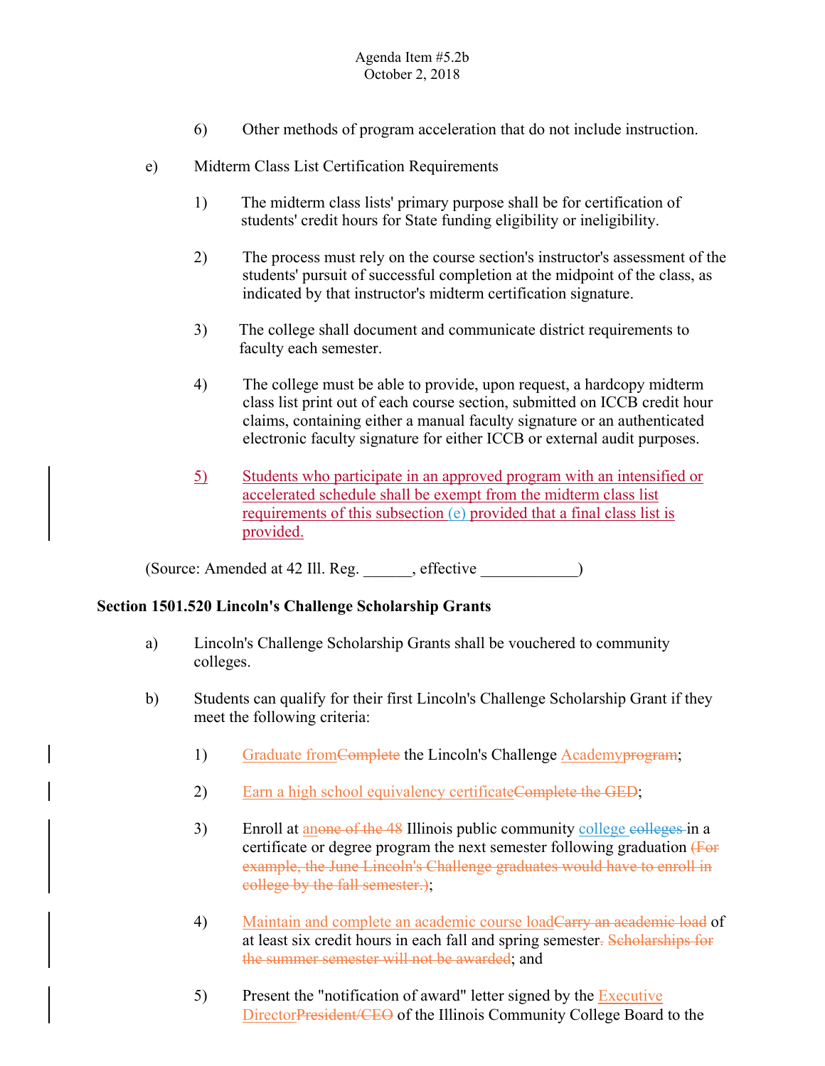Agenda Item #5.2b
October 2, 2018

6) Other methods of program acceleration that do not include instruction.

e) Midterm Class List Certification Requirements

1) The midterm class lists' primary purpose shall be for certification of students' credit hours for State funding eligibility or ineligibility.

2) The process must rely on the course section's instructor's assessment of the students' pursuit of successful completion at the midpoint of the class, as indicated by that instructor's midterm certification signature.

3) The college shall document and communicate district requirements to faculty each semester.

4) The college must be able to provide, upon request, a hardcopy midterm class list print out of each course section, submitted on ICCB credit hour claims, containing either a manual faculty signature or an authenticated electronic faculty signature for either ICCB or external audit purposes.

5) Students who participate in an approved program with an intensified or accelerated schedule shall be exempt from the midterm class list requirements of this subsection (e) provided that a final class list is provided.

(Source: Amended at 42 Ill. Reg. ______, effective ____________)

**Section 1501.520 Lincoln's Challenge Scholarship Grants**

a) Lincoln's Challenge Scholarship Grants shall be vouchered to community colleges.

b) Students can qualify for their first Lincoln's Challenge Scholarship Grant if they meet the following criteria:

1) Graduate from~~Complete~~ the Lincoln's Challenge Academy~~program~~;

2) Earn a high school equivalency certificate~~Complete the GED~~;

3) Enroll at an~~one of the 48~~ Illinois public community college ~~colleges~~ in a certificate or degree program the next semester following graduation ~~(For example, the June Lincoln's Challenge graduates would have to enroll in college by the fall semester.)~~;

4) Maintain and complete an academic course load~~Carry an academic load~~ of at least six credit hours in each fall and spring semester~~. Scholarships for the summer semester will not be awarded~~; and

5) Present the "notification of award" letter signed by the Executive Director~~President/CEO~~ of the Illinois Community College Board to the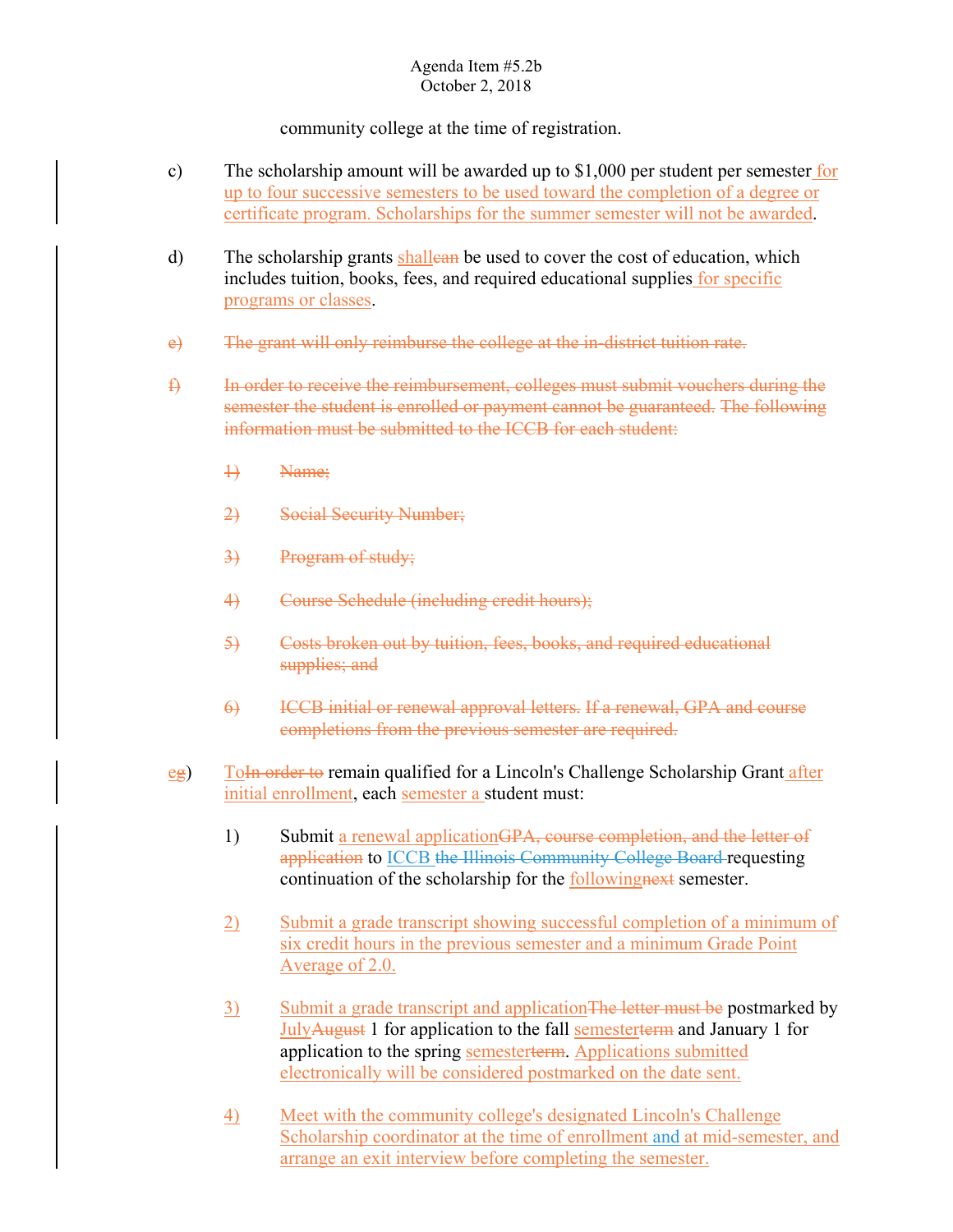community college at the time of registration.

c) The scholarship amount will be awarded up to $1,000 per student per semester for up to four successive semesters to be used toward the completion of a degree or certificate program. Scholarships for the summer semester will not be awarded.

d) The scholarship grants shall~~can~~ be used to cover the cost of education, which includes tuition, books, fees, and required educational supplies for specific programs or classes.

~~e) The grant will only reimburse the college at the in-district tuition rate.~~

~~f) In order to receive the reimbursement, colleges must submit vouchers during the semester the student is enrolled or payment cannot be guaranteed. The following information must be submitted to the ICCB for each student:~~

~~1) Name;~~

~~2) Social Security Number;~~

~~3) Program of study;~~

~~4) Course Schedule (including credit hours);~~

~~5) Costs broken out by tuition, fees, books, and required educational supplies; and~~

~~6) ICCB initial or renewal approval letters. If a renewal, GPA and course completions from the previous semester are required.~~

e~~g~~) To~~In order to~~ remain qualified for a Lincoln's Challenge Scholarship Grant after initial enrollment, each semester a student must:

1) Submit a renewal application~~GPA, course completion, and the letter of application~~ to ICCB ~~the Illinois Community College Board~~ requesting continuation of the scholarship for the following~~next~~ semester.

2) Submit a grade transcript showing successful completion of a minimum of six credit hours in the previous semester and a minimum Grade Point Average of 2.0.

3) Submit a grade transcript and application~~The letter must be~~ postmarked by July~~August~~ 1 for application to the fall semester~~term~~ and January 1 for application to the spring semester~~term~~. Applications submitted electronically will be considered postmarked on the date sent.

4) Meet with the community college's designated Lincoln's Challenge Scholarship coordinator at the time of enrollment and at mid-semester, and arrange an exit interview before completing the semester.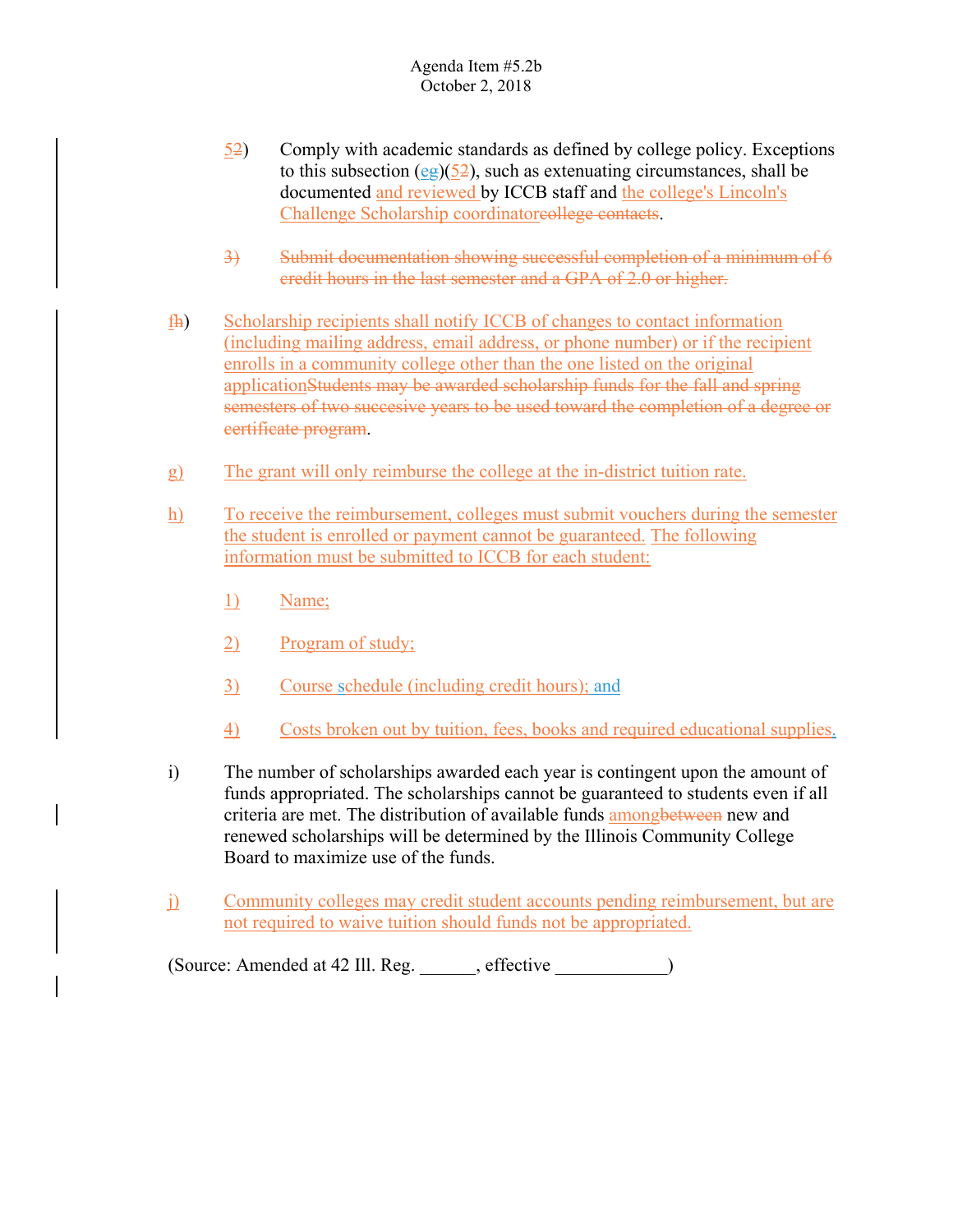Agenda Item #5.2b
October 2, 2018

52) Comply with academic standards as defined by college policy. Exceptions to this subsection (eg)(52), such as extenuating circumstances, shall be documented and reviewed by ICCB staff and the college's Lincoln's Challenge Scholarship coordinatorcollege contacts.

3) Submit documentation showing successful completion of a minimum of 6 credit hours in the last semester and a GPA of 2.0 or higher.

fh) Scholarship recipients shall notify ICCB of changes to contact information (including mailing address, email address, or phone number) or if the recipient enrolls in a community college other than the one listed on the original applicationStudents may be awarded scholarship funds for the fall and spring semesters of two succesive years to be used toward the completion of a degree or certificate program.

g) The grant will only reimburse the college at the in-district tuition rate.

h) To receive the reimbursement, colleges must submit vouchers during the semester the student is enrolled or payment cannot be guaranteed. The following information must be submitted to ICCB for each student:

1) Name;

2) Program of study;

3) Course schedule (including credit hours); and

4) Costs broken out by tuition, fees, books and required educational supplies.

i) The number of scholarships awarded each year is contingent upon the amount of funds appropriated. The scholarships cannot be guaranteed to students even if all criteria are met. The distribution of available funds amongbetween new and renewed scholarships will be determined by the Illinois Community College Board to maximize use of the funds.

j) Community colleges may credit student accounts pending reimbursement, but are not required to waive tuition should funds not be appropriated.

(Source: Amended at 42 Ill. Reg. ______, effective ____________)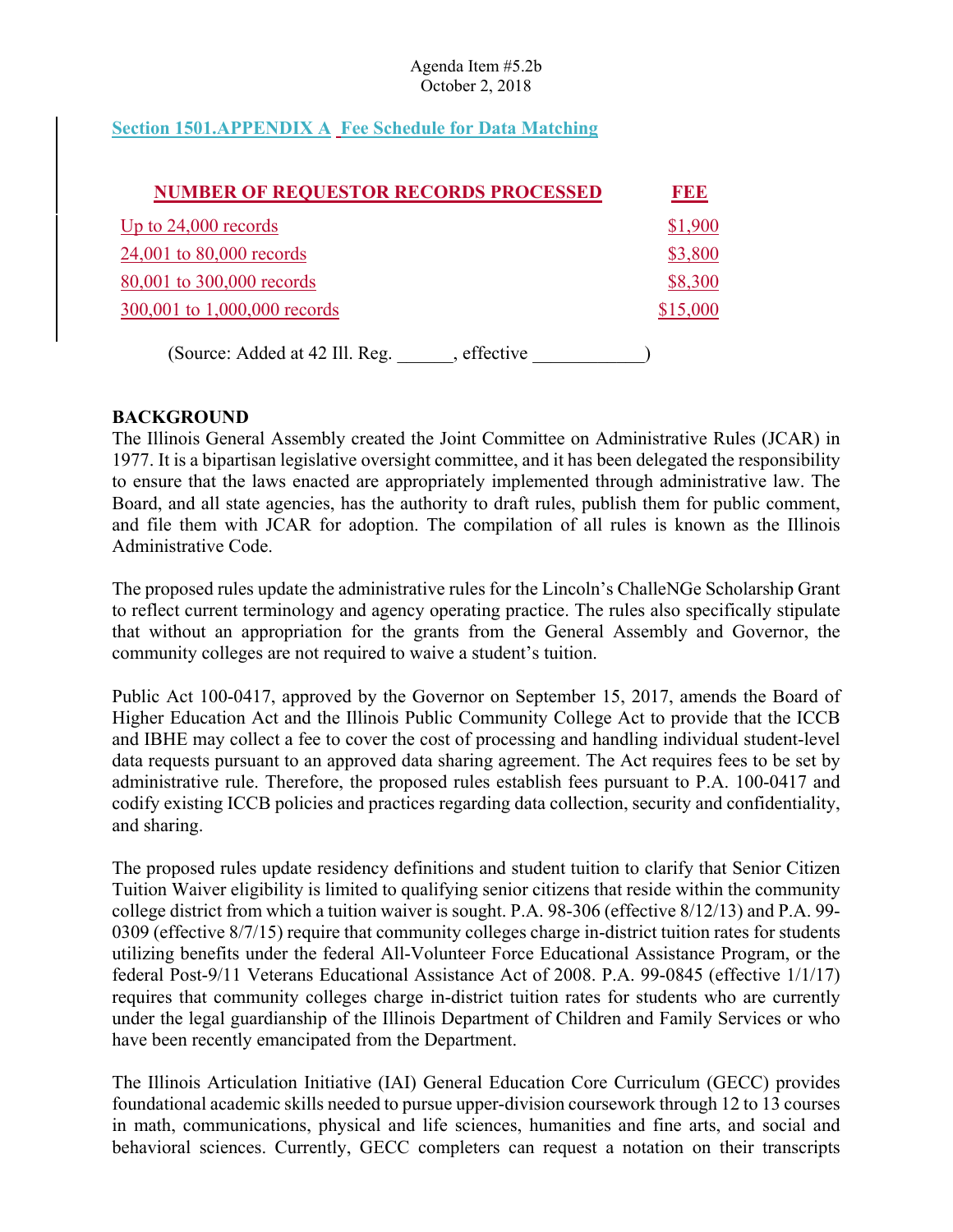Agenda Item #5.2b
October 2, 2018

**Section 1501.APPENDIX A Fee Schedule for Data Matching**

| NUMBER OF REQUESTOR RECORDS PROCESSED | FEE |
|---|---|
| Up to 24,000 records | $1,900 |
| 24,001 to 80,000 records | $3,800 |
| 80,001 to 300,000 records | $8,300 |
| 300,001 to 1,000,000 records | $15,000 |

(Source: Added at 42 Ill. Reg. ______, effective ____________)

**BACKGROUND**

The Illinois General Assembly created the Joint Committee on Administrative Rules (JCAR) in 1977. It is a bipartisan legislative oversight committee, and it has been delegated the responsibility to ensure that the laws enacted are appropriately implemented through administrative law. The Board, and all state agencies, has the authority to draft rules, publish them for public comment, and file them with JCAR for adoption. The compilation of all rules is known as the Illinois Administrative Code.

The proposed rules update the administrative rules for the Lincoln's ChalleNGe Scholarship Grant to reflect current terminology and agency operating practice. The rules also specifically stipulate that without an appropriation for the grants from the General Assembly and Governor, the community colleges are not required to waive a student's tuition.

Public Act 100-0417, approved by the Governor on September 15, 2017, amends the Board of Higher Education Act and the Illinois Public Community College Act to provide that the ICCB and IBHE may collect a fee to cover the cost of processing and handling individual student-level data requests pursuant to an approved data sharing agreement. The Act requires fees to be set by administrative rule. Therefore, the proposed rules establish fees pursuant to P.A. 100-0417 and codify existing ICCB policies and practices regarding data collection, security and confidentiality, and sharing.

The proposed rules update residency definitions and student tuition to clarify that Senior Citizen Tuition Waiver eligibility is limited to qualifying senior citizens that reside within the community college district from which a tuition waiver is sought. P.A. 98-306 (effective 8/12/13) and P.A. 99-0309 (effective 8/7/15) require that community colleges charge in-district tuition rates for students utilizing benefits under the federal All-Volunteer Force Educational Assistance Program, or the federal Post-9/11 Veterans Educational Assistance Act of 2008. P.A. 99-0845 (effective 1/1/17) requires that community colleges charge in-district tuition rates for students who are currently under the legal guardianship of the Illinois Department of Children and Family Services or who have been recently emancipated from the Department.

The Illinois Articulation Initiative (IAI) General Education Core Curriculum (GECC) provides foundational academic skills needed to pursue upper-division coursework through 12 to 13 courses in math, communications, physical and life sciences, humanities and fine arts, and social and behavioral sciences. Currently, GECC completers can request a notation on their transcripts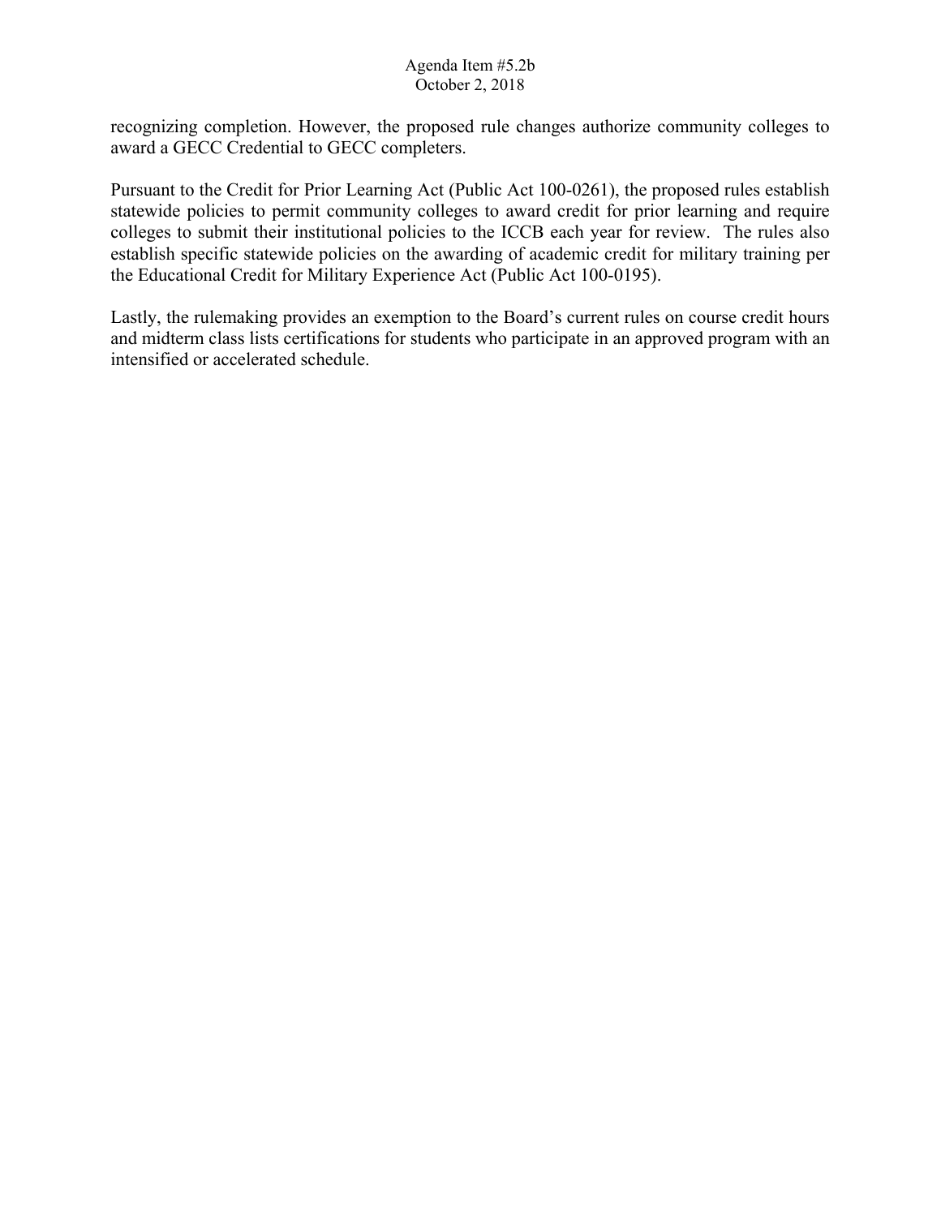recognizing completion. However, the proposed rule changes authorize community colleges to award a GECC Credential to GECC completers.

Pursuant to the Credit for Prior Learning Act (Public Act 100-0261), the proposed rules establish statewide policies to permit community colleges to award credit for prior learning and require colleges to submit their institutional policies to the ICCB each year for review. The rules also establish specific statewide policies on the awarding of academic credit for military training per the Educational Credit for Military Experience Act (Public Act 100-0195).

Lastly, the rulemaking provides an exemption to the Board's current rules on course credit hours and midterm class lists certifications for students who participate in an approved program with an intensified or accelerated schedule.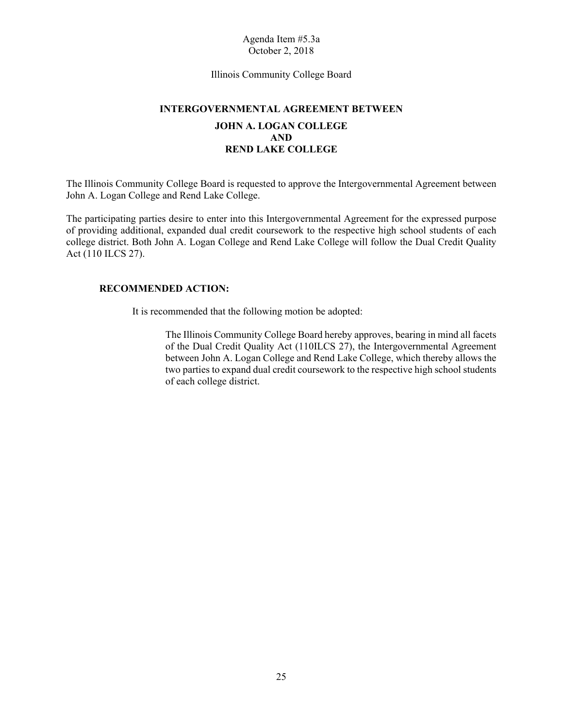Agenda Item #5.3a
October 2, 2018

Illinois Community College Board

## INTERGOVERNMENTAL AGREEMENT BETWEEN

### JOHN A. LOGAN COLLEGE
### AND
### REND LAKE COLLEGE

The Illinois Community College Board is requested to approve the Intergovernmental Agreement between John A. Logan College and Rend Lake College.

The participating parties desire to enter into this Intergovernmental Agreement for the expressed purpose of providing additional, expanded dual credit coursework to the respective high school students of each college district. Both John A. Logan College and Rend Lake College will follow the Dual Credit Quality Act (110 ILCS 27).

**RECOMMENDED ACTION:**

It is recommended that the following motion be adopted:

> The Illinois Community College Board hereby approves, bearing in mind all facets of the Dual Credit Quality Act (110ILCS 27), the Intergovernmental Agreement between John A. Logan College and Rend Lake College, which thereby allows the two parties to expand dual credit coursework to the respective high school students of each college district.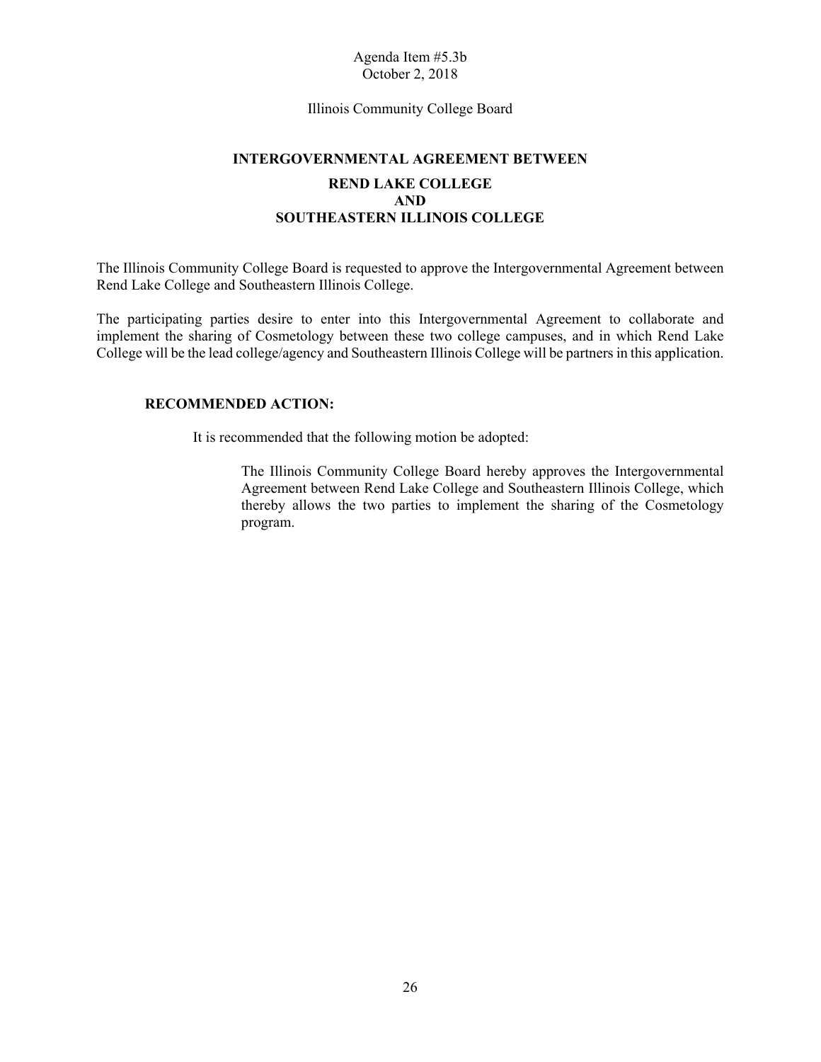Agenda Item #5.3b
October 2, 2018

Illinois Community College Board

## INTERGOVERNMENTAL AGREEMENT BETWEEN
## REND LAKE COLLEGE
## AND
## SOUTHEASTERN ILLINOIS COLLEGE

The Illinois Community College Board is requested to approve the Intergovernmental Agreement between Rend Lake College and Southeastern Illinois College.

The participating parties desire to enter into this Intergovernmental Agreement to collaborate and implement the sharing of Cosmetology between these two college campuses, and in which Rend Lake College will be the lead college/agency and Southeastern Illinois College will be partners in this application.

**RECOMMENDED ACTION:**

It is recommended that the following motion be adopted:

> The Illinois Community College Board hereby approves the Intergovernmental Agreement between Rend Lake College and Southeastern Illinois College, which thereby allows the two parties to implement the sharing of the Cosmetology program.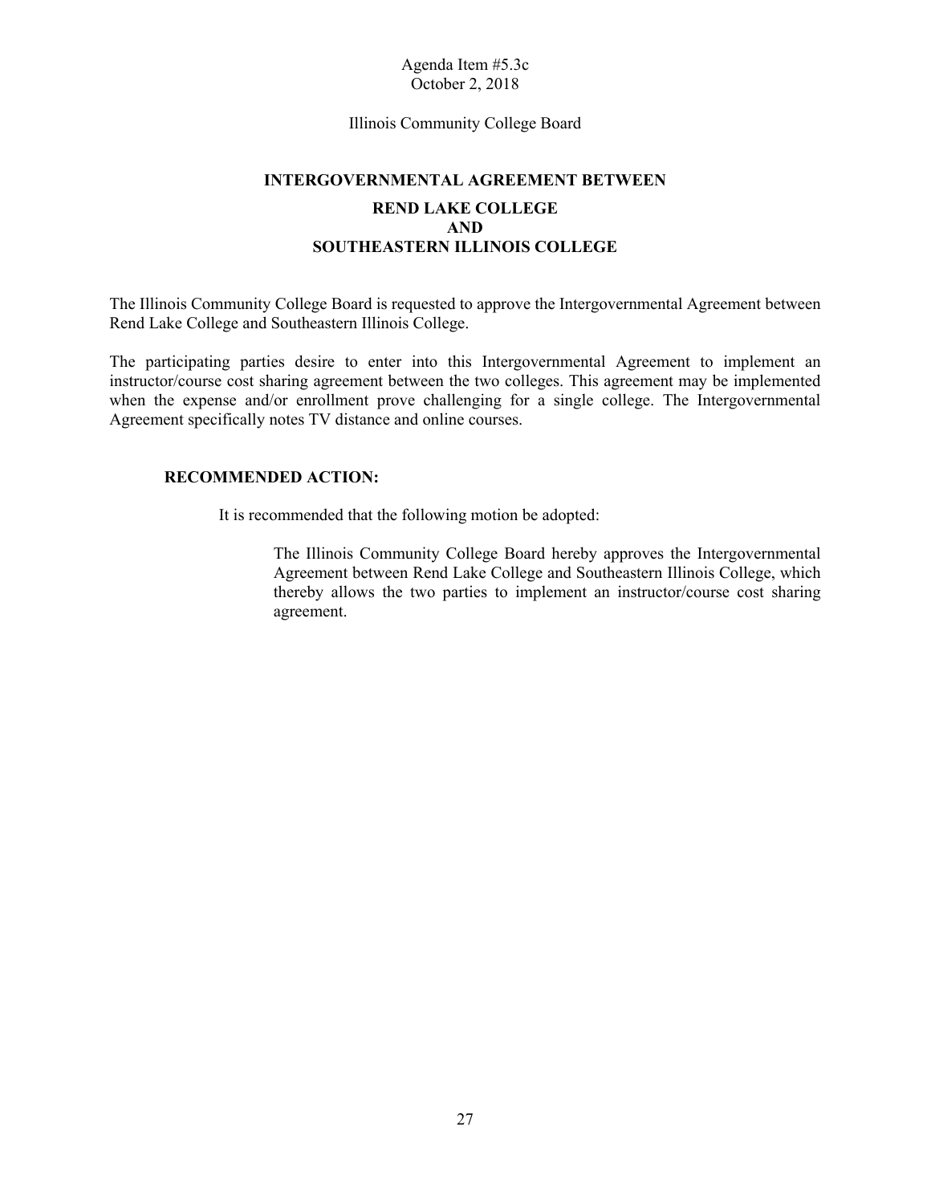Agenda Item #5.3c
October 2, 2018

Illinois Community College Board

# INTERGOVERNMENTAL AGREEMENT BETWEEN

## REND LAKE COLLEGE AND SOUTHEASTERN ILLINOIS COLLEGE

The Illinois Community College Board is requested to approve the Intergovernmental Agreement between Rend Lake College and Southeastern Illinois College.

The participating parties desire to enter into this Intergovernmental Agreement to implement an instructor/course cost sharing agreement between the two colleges. This agreement may be implemented when the expense and/or enrollment prove challenging for a single college. The Intergovernmental Agreement specifically notes TV distance and online courses.

**RECOMMENDED ACTION:**

It is recommended that the following motion be adopted:

> The Illinois Community College Board hereby approves the Intergovernmental Agreement between Rend Lake College and Southeastern Illinois College, which thereby allows the two parties to implement an instructor/course cost sharing agreement.